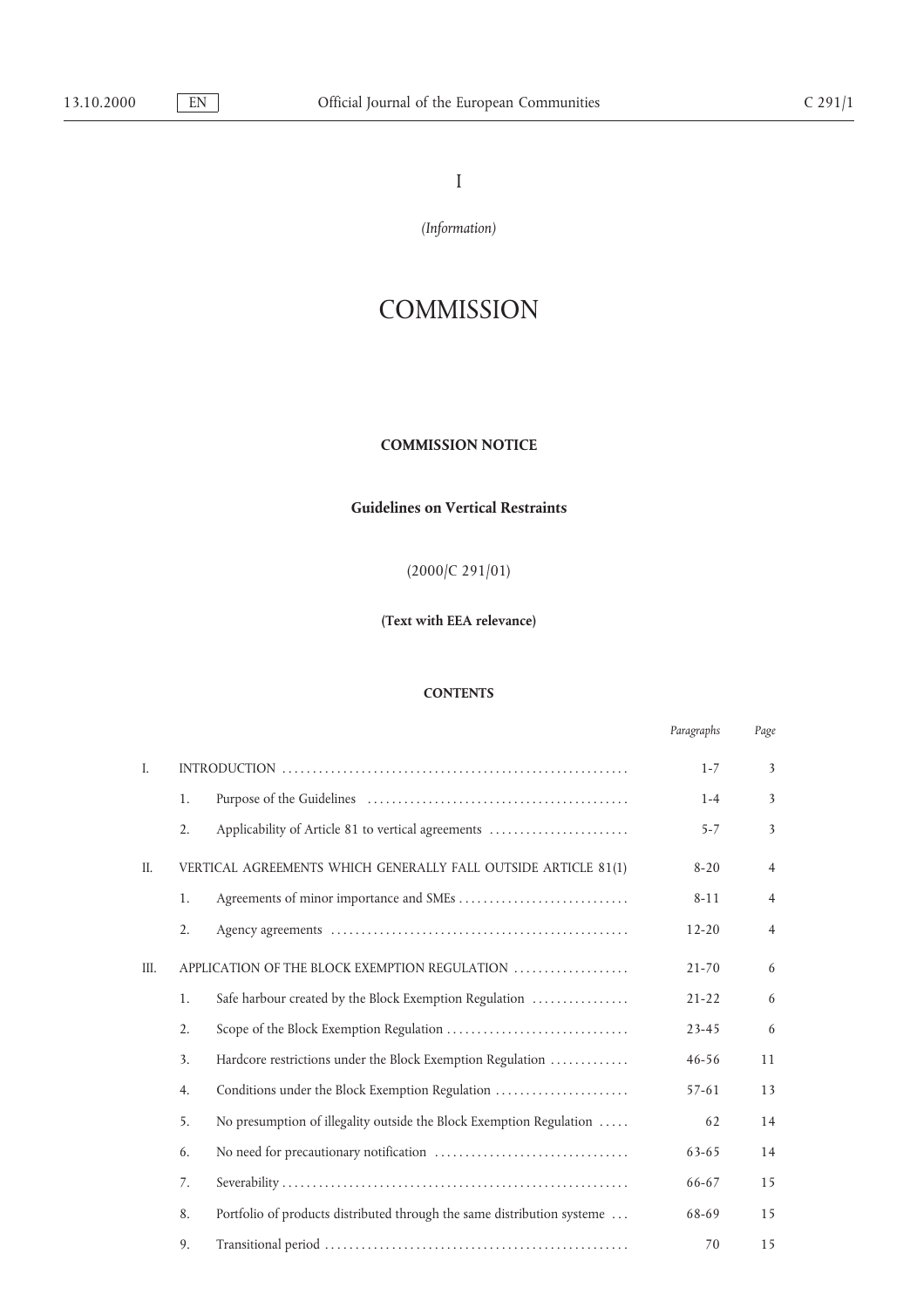I

*(Information)*

# COMMISSION

## COMMISSION NOTICE

## Guidelines on Vertical Restraints

(2000/C 291/01)

**(Text with EEA relevance)**

### CONTENTS

| | | | *Paragraphs* | *Page* |
|---|---|---|---|---|
| I. | INTRODUCTION | | 1-7 | 3 |
| | 1. | Purpose of the Guidelines | 1-4 | 3 |
| | 2. | Applicability of Article 81 to vertical agreements | 5-7 | 3 |
| II. | VERTICAL AGREEMENTS WHICH GENERALLY FALL OUTSIDE ARTICLE 81(1) | | 8-20 | 4 |
| | 1. | Agreements of minor importance and SMEs | 8-11 | 4 |
| | 2. | Agency agreements | 12-20 | 4 |
| III. | APPLICATION OF THE BLOCK EXEMPTION REGULATION | | 21-70 | 6 |
| | 1. | Safe harbour created by the Block Exemption Regulation | 21-22 | 6 |
| | 2. | Scope of the Block Exemption Regulation | 23-45 | 6 |
| | 3. | Hardcore restrictions under the Block Exemption Regulation | 46-56 | 11 |
| | 4. | Conditions under the Block Exemption Regulation | 57-61 | 13 |
| | 5. | No presumption of illegality outside the Block Exemption Regulation | 62 | 14 |
| | 6. | No need for precautionary notification | 63-65 | 14 |
| | 7. | Severability | 66-67 | 15 |
| | 8. | Portfolio of products distributed through the same distribution systeme | 68-69 | 15 |
| | 9. | Transitional period | 70 | 15 |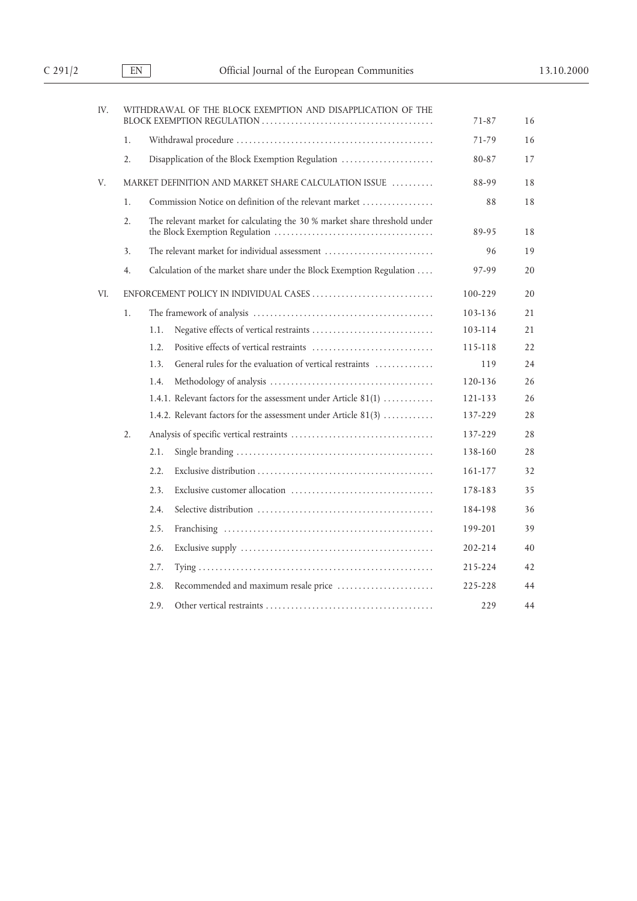| | | | Paragraphs | Page |
|---|---|---|---|---|
| IV. | WITHDRAWAL OF THE BLOCK EXEMPTION AND DISAPPLICATION OF THE BLOCK EXEMPTION REGULATION | | 71-87 | 16 |
| | 1. | Withdrawal procedure | 71-79 | 16 |
| | 2. | Disapplication of the Block Exemption Regulation | 80-87 | 17 |
| V. | MARKET DEFINITION AND MARKET SHARE CALCULATION ISSUE | | 88-99 | 18 |
| | 1. | Commission Notice on definition of the relevant market | 88 | 18 |
| | 2. | The relevant market for calculating the 30 % market share threshold under the Block Exemption Regulation | 89-95 | 18 |
| | 3. | The relevant market for individual assessment | 96 | 19 |
| | 4. | Calculation of the market share under the Block Exemption Regulation | 97-99 | 20 |
| VI. | ENFORCEMENT POLICY IN INDIVIDUAL CASES | | 100-229 | 20 |
| | 1. | The framework of analysis | 103-136 | 21 |
| | | 1.1. Negative effects of vertical restraints | 103-114 | 21 |
| | | 1.2. Positive effects of vertical restraints | 115-118 | 22 |
| | | 1.3. General rules for the evaluation of vertical restraints | 119 | 24 |
| | | 1.4. Methodology of analysis | 120-136 | 26 |
| | | 1.4.1. Relevant factors for the assessment under Article 81(1) | 121-133 | 26 |
| | | 1.4.2. Relevant factors for the assessment under Article 81(3) | 137-229 | 28 |
| | 2. | Analysis of specific vertical restraints | 137-229 | 28 |
| | | 2.1. Single branding | 138-160 | 28 |
| | | 2.2. Exclusive distribution | 161-177 | 32 |
| | | 2.3. Exclusive customer allocation | 178-183 | 35 |
| | | 2.4. Selective distribution | 184-198 | 36 |
| | | 2.5. Franchising | 199-201 | 39 |
| | | 2.6. Exclusive supply | 202-214 | 40 |
| | | 2.7. Tying | 215-224 | 42 |
| | | 2.8. Recommended and maximum resale price | 225-228 | 44 |
| | | 2.9. Other vertical restraints | 229 | 44 |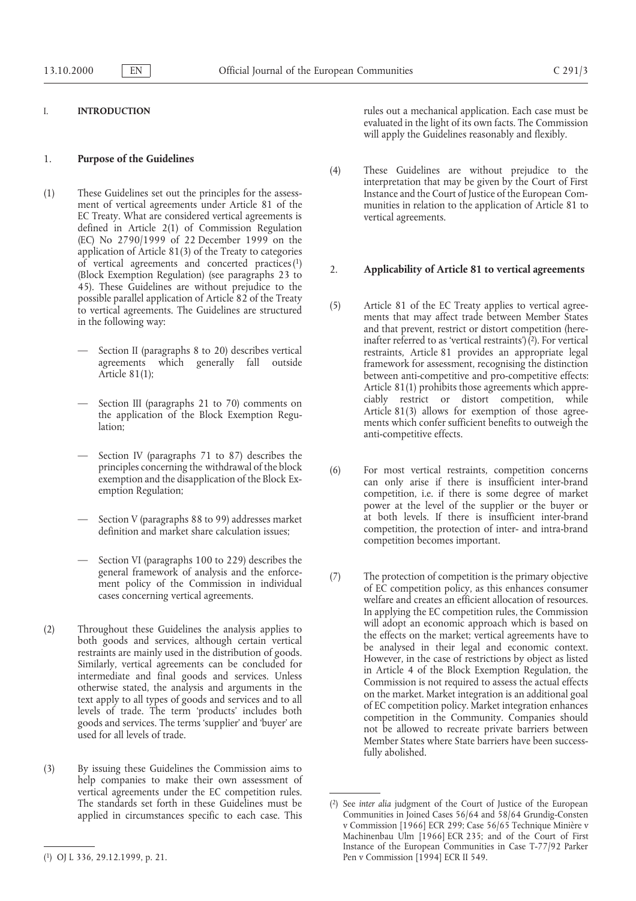# I. INTRODUCTION

## 1. Purpose of the Guidelines

(1) These Guidelines set out the principles for the assessment of vertical agreements under Article 81 of the EC Treaty. What are considered vertical agreements is defined in Article 2(1) of Commission Regulation (EC) No 2790/1999 of 22 December 1999 on the application of Article 81(3) of the Treaty to categories of vertical agreements and concerted practices[1] (Block Exemption Regulation) (see paragraphs 23 to 45). These Guidelines are without prejudice to the possible parallel application of Article 82 of the Treaty to vertical agreements. The Guidelines are structured in the following way:

— Section II (paragraphs 8 to 20) describes vertical agreements which generally fall outside Article 81(1);

— Section III (paragraphs 21 to 70) comments on the application of the Block Exemption Regulation;

— Section IV (paragraphs 71 to 87) describes the principles concerning the withdrawal of the block exemption and the disapplication of the Block Exemption Regulation;

— Section V (paragraphs 88 to 99) addresses market definition and market share calculation issues;

— Section VI (paragraphs 100 to 229) describes the general framework of analysis and the enforcement policy of the Commission in individual cases concerning vertical agreements.

(2) Throughout these Guidelines the analysis applies to both goods and services, although certain vertical restraints are mainly used in the distribution of goods. Similarly, vertical agreements can be concluded for intermediate and final goods and services. Unless otherwise stated, the analysis and arguments in the text apply to all types of goods and services and to all levels of trade. The term 'products' includes both goods and services. The terms 'supplier' and 'buyer' are used for all levels of trade.

(3) By issuing these Guidelines the Commission aims to help companies to make their own assessment of vertical agreements under the EC competition rules. The standards set forth in these Guidelines must be applied in circumstances specific to each case. This rules out a mechanical application. Each case must be evaluated in the light of its own facts. The Commission will apply the Guidelines reasonably and flexibly.

(4) These Guidelines are without prejudice to the interpretation that may be given by the Court of First Instance and the Court of Justice of the European Communities in relation to the application of Article 81 to vertical agreements.

## 2. Applicability of Article 81 to vertical agreements

(5) Article 81 of the EC Treaty applies to vertical agreements that may affect trade between Member States and that prevent, restrict or distort competition (hereinafter referred to as 'vertical restraints')[2]. For vertical restraints, Article 81 provides an appropriate legal framework for assessment, recognising the distinction between anti-competitive and pro-competitive effects: Article 81(1) prohibits those agreements which appreciably restrict or distort competition, while Article 81(3) allows for exemption of those agreements which confer sufficient benefits to outweigh the anti-competitive effects.

(6) For most vertical restraints, competition concerns can only arise if there is insufficient inter-brand competition, i.e. if there is some degree of market power at the level of the supplier or the buyer or at both levels. If there is insufficient inter-brand competition, the protection of inter- and intra-brand competition becomes important.

(7) The protection of competition is the primary objective of EC competition policy, as this enhances consumer welfare and creates an efficient allocation of resources. In applying the EC competition rules, the Commission will adopt an economic approach which is based on the effects on the market; vertical agreements have to be analysed in their legal and economic context. However, in the case of restrictions by object as listed in Article 4 of the Block Exemption Regulation, the Commission is not required to assess the actual effects on the market. Market integration is an additional goal of EC competition policy. Market integration enhances competition in the Community. Companies should not be allowed to recreate private barriers between Member States where State barriers have been successfully abolished.

---

[1] OJ L 336, 29.12.1999, p. 21.

[2] See *inter alia* judgment of the Court of Justice of the European Communities in Joined Cases 56/64 and 58/64 Grundig-Consten v Commission [1966] ECR 299; Case 56/65 Technique Minière v Machinenbau Ulm [1966] ECR 235; and of the Court of First Instance of the European Communities in Case T-77/92 Parker Pen v Commission [1994] ECR II 549.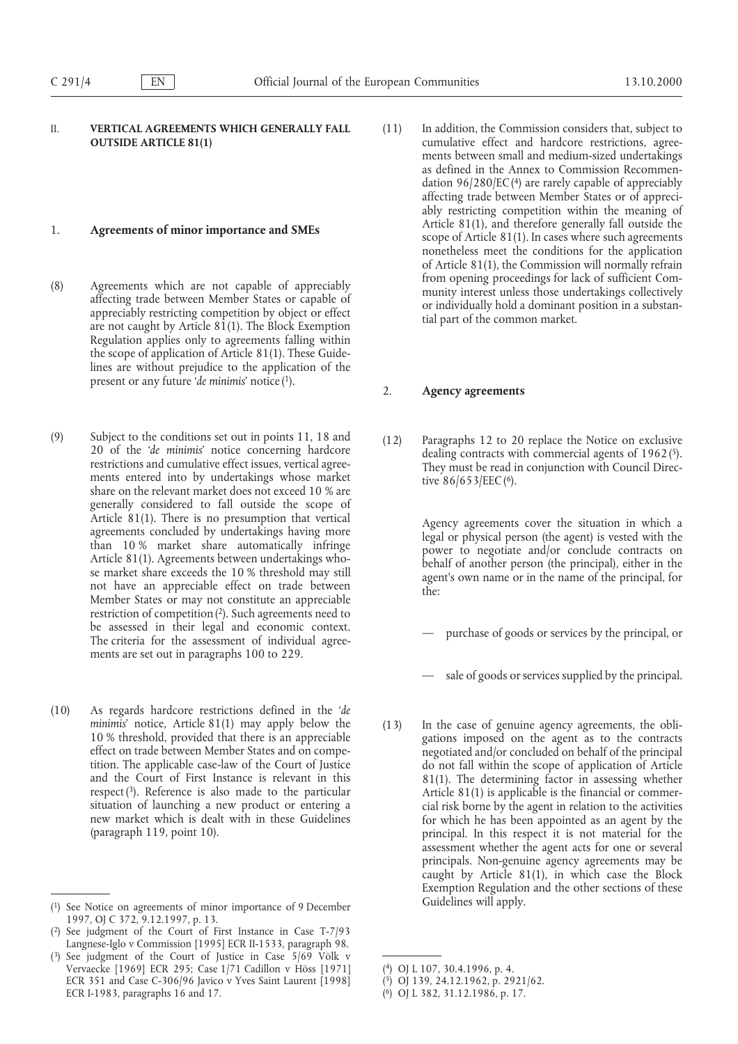## II. VERTICAL AGREEMENTS WHICH GENERALLY FALL OUTSIDE ARTICLE 81(1)

### 1. Agreements of minor importance and SMEs

(8) Agreements which are not capable of appreciably affecting trade between Member States or capable of appreciably restricting competition by object or effect are not caught by Article 81(1). The Block Exemption Regulation applies only to agreements falling within the scope of application of Article 81(1). These Guidelines are without prejudice to the application of the present or any future '*de minimis*' notice [1].

(9) Subject to the conditions set out in points 11, 18 and 20 of the '*de minimis*' notice concerning hardcore restrictions and cumulative effect issues, vertical agreements entered into by undertakings whose market share on the relevant market does not exceed 10 % are generally considered to fall outside the scope of Article 81(1). There is no presumption that vertical agreements concluded by undertakings having more than 10 % market share automatically infringe Article 81(1). Agreements between undertakings whose market share exceeds the 10 % threshold may still not have an appreciable effect on trade between Member States or may not constitute an appreciable restriction of competition [2]. Such agreements need to be assessed in their legal and economic context. The criteria for the assessment of individual agreements are set out in paragraphs 100 to 229.

(10) As regards hardcore restrictions defined in the '*de minimis*' notice, Article 81(1) may apply below the 10 % threshold, provided that there is an appreciable effect on trade between Member States and on competition. The applicable case-law of the Court of Justice and the Court of First Instance is relevant in this respect [3]. Reference is also made to the particular situation of launching a new product or entering a new market which is dealt with in these Guidelines (paragraph 119, point 10).

(11) In addition, the Commission considers that, subject to cumulative effect and hardcore restrictions, agreements between small and medium-sized undertakings as defined in the Annex to Commission Recommendation 96/280/EC [4] are rarely capable of appreciably affecting trade between Member States or of appreciably restricting competition within the meaning of Article 81(1), and therefore generally fall outside the scope of Article 81(1). In cases where such agreements nonetheless meet the conditions for the application of Article 81(1), the Commission will normally refrain from opening proceedings for lack of sufficient Community interest unless those undertakings collectively or individually hold a dominant position in a substantial part of the common market.

### 2. Agency agreements

(12) Paragraphs 12 to 20 replace the Notice on exclusive dealing contracts with commercial agents of 1962 [5]. They must be read in conjunction with Council Directive 86/653/EEC [6].

Agency agreements cover the situation in which a legal or physical person (the agent) is vested with the power to negotiate and/or conclude contracts on behalf of another person (the principal), either in the agent's own name or in the name of the principal, for the:

— purchase of goods or services by the principal, or

— sale of goods or services supplied by the principal.

(13) In the case of genuine agency agreements, the obligations imposed on the agent as to the contracts negotiated and/or concluded on behalf of the principal do not fall within the scope of application of Article 81(1). The determining factor in assessing whether Article 81(1) is applicable is the financial or commercial risk borne by the agent in relation to the activities for which he has been appointed as an agent by the principal. In this respect it is not material for the assessment whether the agent acts for one or several principals. Non-genuine agency agreements may be caught by Article 81(1), in which case the Block Exemption Regulation and the other sections of these Guidelines will apply.

---

[1] See Notice on agreements of minor importance of 9 December 1997, OJ C 372, 9.12.1997, p. 13.

[2] See judgment of the Court of First Instance in Case T-7/93 Langnese-Iglo v Commission [1995] ECR II-1533, paragraph 98.

[3] See judgment of the Court of Justice in Case 5/69 Völk v Vervaecke [1969] ECR 295; Case 1/71 Cadillon v Höss [1971] ECR 351 and Case C-306/96 Javico v Yves Saint Laurent [1998] ECR I-1983, paragraphs 16 and 17.

[4] OJ L 107, 30.4.1996, p. 4.

[5] OJ 139, 24.12.1962, p. 2921/62.

[6] OJ L 382, 31.12.1986, p. 17.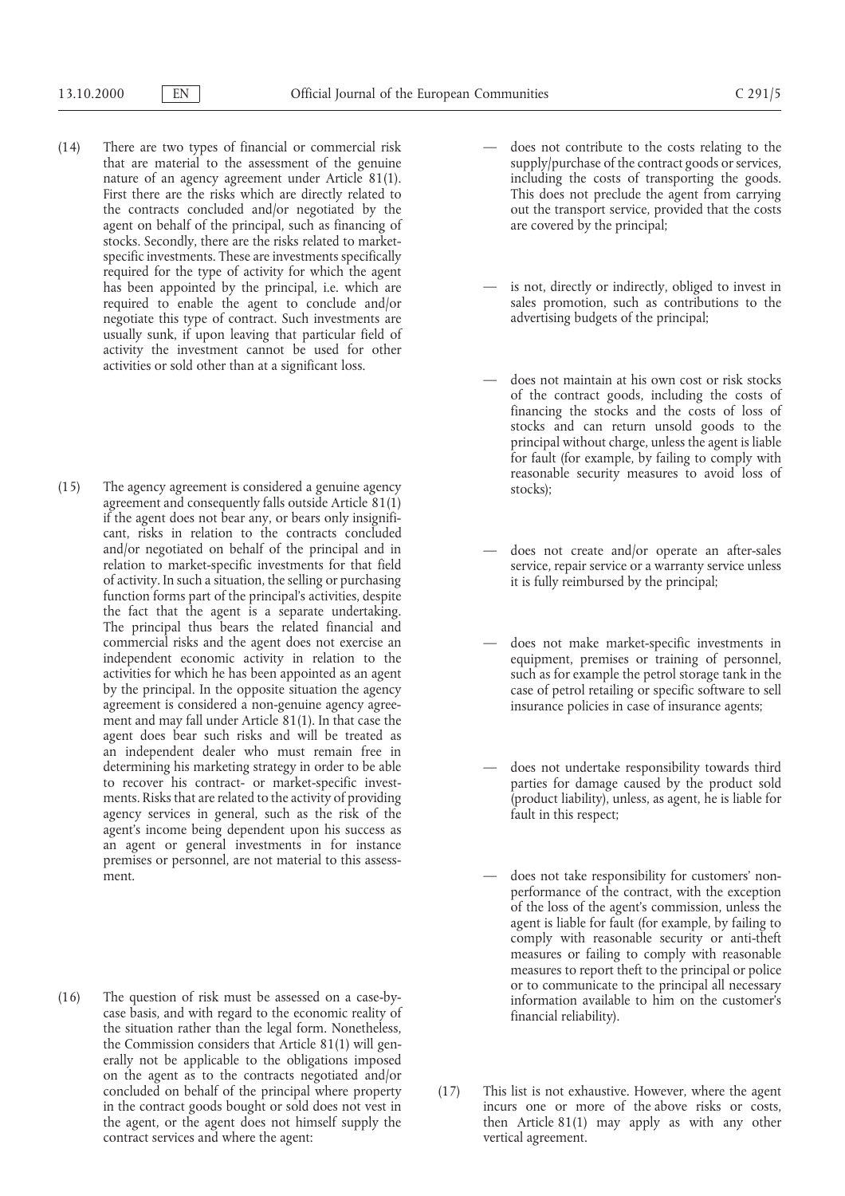(14) There are two types of financial or commercial risk that are material to the assessment of the genuine nature of an agency agreement under Article 81(1). First there are the risks which are directly related to the contracts concluded and/or negotiated by the agent on behalf of the principal, such as financing of stocks. Secondly, there are the risks related to market-specific investments. These are investments specifically required for the type of activity for which the agent has been appointed by the principal, i.e. which are required to enable the agent to conclude and/or negotiate this type of contract. Such investments are usually sunk, if upon leaving that particular field of activity the investment cannot be used for other activities or sold other than at a significant loss.

(15) The agency agreement is considered a genuine agency agreement and consequently falls outside Article 81(1) if the agent does not bear any, or bears only insignificant, risks in relation to the contracts concluded and/or negotiated on behalf of the principal and in relation to market-specific investments for that field of activity. In such a situation, the selling or purchasing function forms part of the principal's activities, despite the fact that the agent is a separate undertaking. The principal thus bears the related financial and commercial risks and the agent does not exercise an independent economic activity in relation to the activities for which he has been appointed as an agent by the principal. In the opposite situation the agency agreement is considered a non-genuine agency agreement and may fall under Article 81(1). In that case the agent does bear such risks and will be treated as an independent dealer who must remain free in determining his marketing strategy in order to be able to recover his contract- or market-specific investments. Risks that are related to the activity of providing agency services in general, such as the risk of the agent's income being dependent upon his success as an agent or general investments in for instance premises or personnel, are not material to this assessment.

(16) The question of risk must be assessed on a case-by-case basis, and with regard to the economic reality of the situation rather than the legal form. Nonetheless, the Commission considers that Article 81(1) will generally not be applicable to the obligations imposed on the agent as to the contracts negotiated and/or concluded on behalf of the principal where property in the contract goods bought or sold does not vest in the agent, or the agent does not himself supply the contract services and where the agent:

- does not contribute to the costs relating to the supply/purchase of the contract goods or services, including the costs of transporting the goods. This does not preclude the agent from carrying out the transport service, provided that the costs are covered by the principal;

- is not, directly or indirectly, obliged to invest in sales promotion, such as contributions to the advertising budgets of the principal;

- does not maintain at his own cost or risk stocks of the contract goods, including the costs of financing the stocks and the costs of loss of stocks and can return unsold goods to the principal without charge, unless the agent is liable for fault (for example, by failing to comply with reasonable security measures to avoid loss of stocks);

- does not create and/or operate an after-sales service, repair service or a warranty service unless it is fully reimbursed by the principal;

- does not make market-specific investments in equipment, premises or training of personnel, such as for example the petrol storage tank in the case of petrol retailing or specific software to sell insurance policies in case of insurance agents;

- does not undertake responsibility towards third parties for damage caused by the product sold (product liability), unless, as agent, he is liable for fault in this respect;

- does not take responsibility for customers' non-performance of the contract, with the exception of the loss of the agent's commission, unless the agent is liable for fault (for example, by failing to comply with reasonable security or anti-theft measures or failing to comply with reasonable measures to report theft to the principal or police or to communicate to the principal all necessary information available to him on the customer's financial reliability).

(17) This list is not exhaustive. However, where the agent incurs one or more of the above risks or costs, then Article 81(1) may apply as with any other vertical agreement.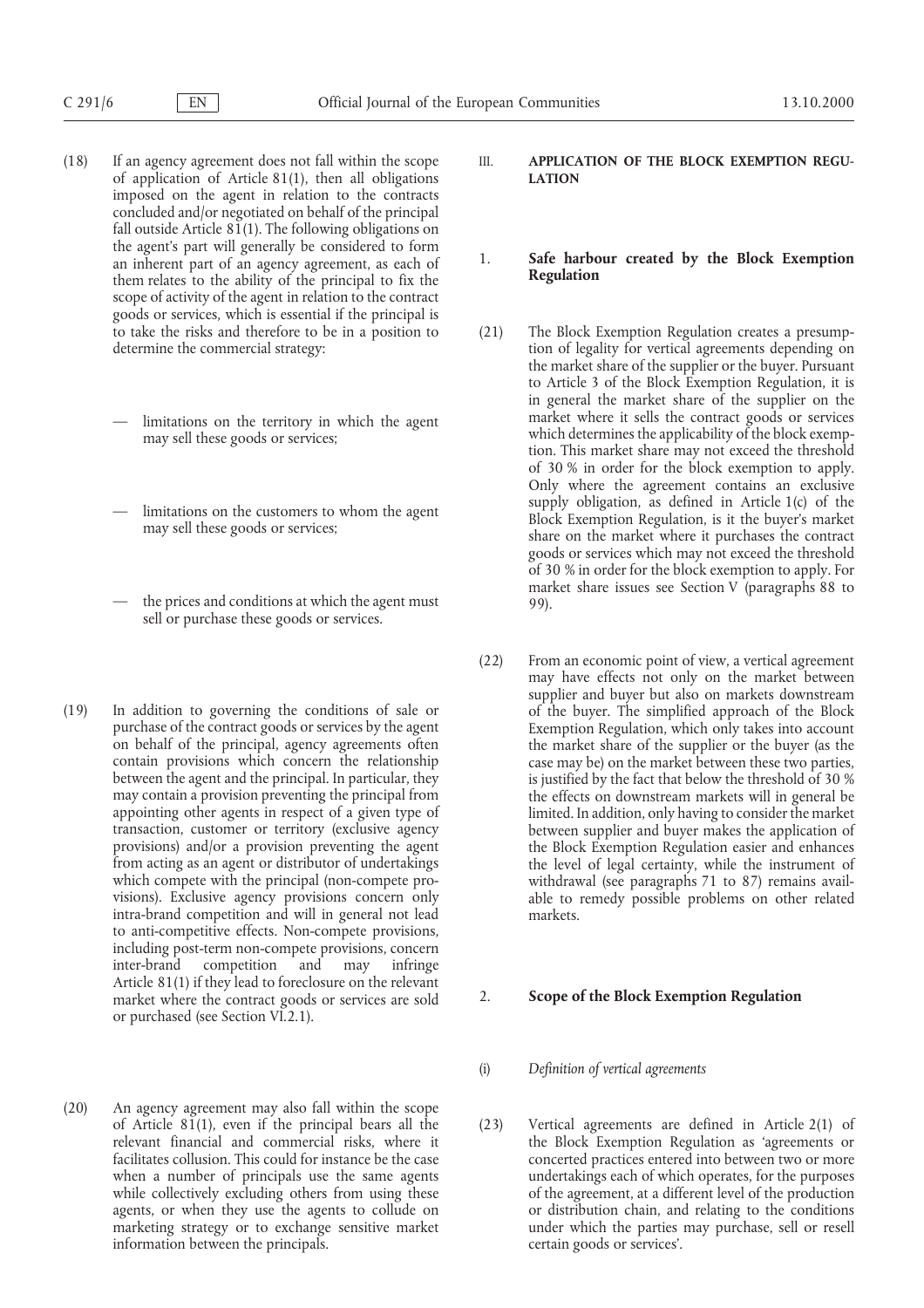(18) If an agency agreement does not fall within the scope of application of Article 81(1), then all obligations imposed on the agent in relation to the contracts concluded and/or negotiated on behalf of the principal fall outside Article 81(1). The following obligations on the agent's part will generally be considered to form an inherent part of an agency agreement, as each of them relates to the ability of the principal to fix the scope of activity of the agent in relation to the contract goods or services, which is essential if the principal is to take the risks and therefore to be in a position to determine the commercial strategy:

- limitations on the territory in which the agent may sell these goods or services;
- limitations on the customers to whom the agent may sell these goods or services;
- the prices and conditions at which the agent must sell or purchase these goods or services.

(19) In addition to governing the conditions of sale or purchase of the contract goods or services by the agent on behalf of the principal, agency agreements often contain provisions which concern the relationship between the agent and the principal. In particular, they may contain a provision preventing the principal from appointing other agents in respect of a given type of transaction, customer or territory (exclusive agency provisions) and/or a provision preventing the agent from acting as an agent or distributor of undertakings which compete with the principal (non-compete provisions). Exclusive agency provisions concern only intra-brand competition and will in general not lead to anti-competitive effects. Non-compete provisions, including post-term non-compete provisions, concern inter-brand competition and may infringe Article 81(1) if they lead to foreclosure on the relevant market where the contract goods or services are sold or purchased (see Section VI.2.1).

(20) An agency agreement may also fall within the scope of Article 81(1), even if the principal bears all the relevant financial and commercial risks, where it facilitates collusion. This could for instance be the case when a number of principals use the same agents while collectively excluding others from using these agents, or when they use the agents to collude on marketing strategy or to exchange sensitive market information between the principals.

## III. APPLICATION OF THE BLOCK EXEMPTION REGULATION

### 1. Safe harbour created by the Block Exemption Regulation

(21) The Block Exemption Regulation creates a presumption of legality for vertical agreements depending on the market share of the supplier or the buyer. Pursuant to Article 3 of the Block Exemption Regulation, it is in general the market share of the supplier on the market where it sells the contract goods or services which determines the applicability of the block exemption. This market share may not exceed the threshold of 30 % in order for the block exemption to apply. Only where the agreement contains an exclusive supply obligation, as defined in Article 1(c) of the Block Exemption Regulation, is it the buyer's market share on the market where it purchases the contract goods or services which may not exceed the threshold of 30 % in order for the block exemption to apply. For market share issues see Section V (paragraphs 88 to 99).

(22) From an economic point of view, a vertical agreement may have effects not only on the market between supplier and buyer but also on markets downstream of the buyer. The simplified approach of the Block Exemption Regulation, which only takes into account the market share of the supplier or the buyer (as the case may be) on the market between these two parties, is justified by the fact that below the threshold of 30 % the effects on downstream markets will in general be limited. In addition, only having to consider the market between supplier and buyer makes the application of the Block Exemption Regulation easier and enhances the level of legal certainty, while the instrument of withdrawal (see paragraphs 71 to 87) remains available to remedy possible problems on other related markets.

### 2. Scope of the Block Exemption Regulation

#### (i) *Definition of vertical agreements*

(23) Vertical agreements are defined in Article 2(1) of the Block Exemption Regulation as 'agreements or concerted practices entered into between two or more undertakings each of which operates, for the purposes of the agreement, at a different level of the production or distribution chain, and relating to the conditions under which the parties may purchase, sell or resell certain goods or services'.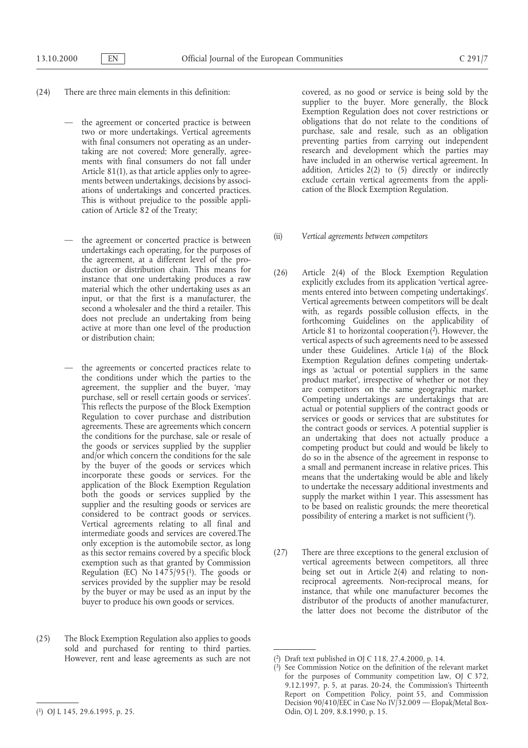(24) There are three main elements in this definition:

— the agreement or concerted practice is between two or more undertakings. Vertical agreements with final consumers not operating as an undertaking are not covered; More generally, agreements with final consumers do not fall under Article 81(1), as that article applies only to agreements between undertakings, decisions by associations of undertakings and concerted practices. This is without prejudice to the possible application of Article 82 of the Treaty;

— the agreement or concerted practice is between undertakings each operating, for the purposes of the agreement, at a different level of the production or distribution chain. This means for instance that one undertaking produces a raw material which the other undertaking uses as an input, or that the first is a manufacturer, the second a wholesaler and the third a retailer. This does not preclude an undertaking from being active at more than one level of the production or distribution chain;

— the agreements or concerted practices relate to the conditions under which the parties to the agreement, the supplier and the buyer, 'may purchase, sell or resell certain goods or services'. This reflects the purpose of the Block Exemption Regulation to cover purchase and distribution agreements. These are agreements which concern the conditions for the purchase, sale or resale of the goods or services supplied by the supplier and/or which concern the conditions for the sale by the buyer of the goods or services which incorporate these goods or services. For the application of the Block Exemption Regulation both the goods or services supplied by the supplier and the resulting goods or services are considered to be contract goods or services. Vertical agreements relating to all final and intermediate goods and services are covered.The only exception is the automobile sector, as long as this sector remains covered by a specific block exemption such as that granted by Commission Regulation (EC) No 1475/95 [1]. The goods or services provided by the supplier may be resold by the buyer or may be used as an input by the buyer to produce his own goods or services.

(25) The Block Exemption Regulation also applies to goods sold and purchased for renting to third parties. However, rent and lease agreements as such are not covered, as no good or service is being sold by the supplier to the buyer. More generally, the Block Exemption Regulation does not cover restrictions or obligations that do not relate to the conditions of purchase, sale and resale, such as an obligation preventing parties from carrying out independent research and development which the parties may have included in an otherwise vertical agreement. In addition, Articles 2(2) to (5) directly or indirectly exclude certain vertical agreements from the application of the Block Exemption Regulation.

(ii) *Vertical agreements between competitors*

(26) Article 2(4) of the Block Exemption Regulation explicitly excludes from its application 'vertical agreements entered into between competing undertakings'. Vertical agreements between competitors will be dealt with, as regards possible collusion effects, in the forthcoming Guidelines on the applicability of Article 81 to horizontal cooperation [2]. However, the vertical aspects of such agreements need to be assessed under these Guidelines. Article 1(a) of the Block Exemption Regulation defines competing undertakings as 'actual or potential suppliers in the same product market', irrespective of whether or not they are competitors on the same geographic market. Competing undertakings are undertakings that are actual or potential suppliers of the contract goods or services or goods or services that are substitutes for the contract goods or services. A potential supplier is an undertaking that does not actually produce a competing product but could and would be likely to do so in the absence of the agreement in response to a small and permanent increase in relative prices. This means that the undertaking would be able and likely to undertake the necessary additional investments and supply the market within 1 year. This assessment has to be based on realistic grounds; the mere theoretical possibility of entering a market is not sufficient [3].

(27) There are three exceptions to the general exclusion of vertical agreements between competitors, all three being set out in Article 2(4) and relating to non-reciprocal agreements. Non-reciprocal means, for instance, that while one manufacturer becomes the distributor of the products of another manufacturer, the latter does not become the distributor of the

---

[1] OJ L 145, 29.6.1995, p. 25.

[2] Draft text published in OJ C 118, 27.4.2000, p. 14.

[3] See Commission Notice on the definition of the relevant market for the purposes of Community competition law, OJ C 372, 9.12.1997, p. 5, at paras. 20-24, the Commission's Thirteenth Report on Competition Policy, point 55, and Commission Decision 90/410/EEC in Case No IV/32.009 — Elopak/Metal Box-Odin, OJ L 209, 8.8.1990, p. 15.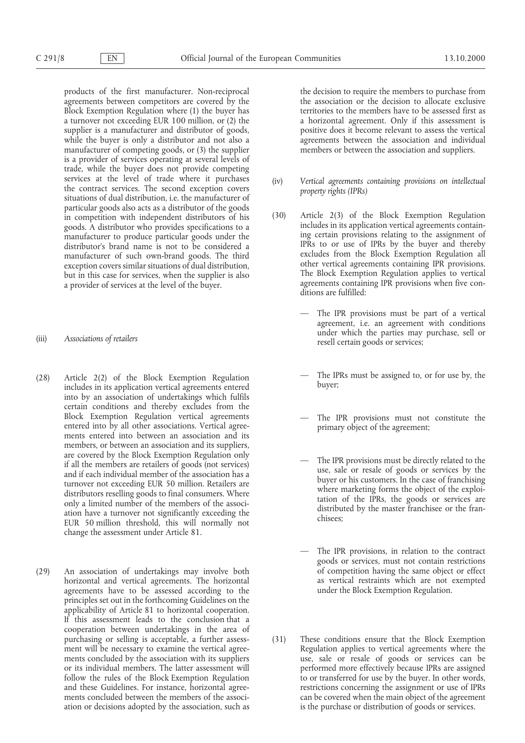products of the first manufacturer. Non-reciprocal agreements between competitors are covered by the Block Exemption Regulation where (1) the buyer has a turnover not exceeding EUR 100 million, or (2) the supplier is a manufacturer and distributor of goods, while the buyer is only a distributor and not also a manufacturer of competing goods, or (3) the supplier is a provider of services operating at several levels of trade, while the buyer does not provide competing services at the level of trade where it purchases the contract services. The second exception covers situations of dual distribution, i.e. the manufacturer of particular goods also acts as a distributor of the goods in competition with independent distributors of his goods. A distributor who provides specifications to a manufacturer to produce particular goods under the distributor's brand name is not to be considered a manufacturer of such own-brand goods. The third exception covers similar situations of dual distribution, but in this case for services, when the supplier is also a provider of services at the level of the buyer.

(iii) *Associations of retailers*

(28) Article 2(2) of the Block Exemption Regulation includes in its application vertical agreements entered into by an association of undertakings which fulfils certain conditions and thereby excludes from the Block Exemption Regulation vertical agreements entered into by all other associations. Vertical agreements entered into between an association and its members, or between an association and its suppliers, are covered by the Block Exemption Regulation only if all the members are retailers of goods (not services) and if each individual member of the association has a turnover not exceeding EUR 50 million. Retailers are distributors reselling goods to final consumers. Where only a limited number of the members of the association have a turnover not significantly exceeding the EUR 50 million threshold, this will normally not change the assessment under Article 81.

(29) An association of undertakings may involve both horizontal and vertical agreements. The horizontal agreements have to be assessed according to the principles set out in the forthcoming Guidelines on the applicability of Article 81 to horizontal cooperation. If this assessment leads to the conclusion that a cooperation between undertakings in the area of purchasing or selling is acceptable, a further assessment will be necessary to examine the vertical agreements concluded by the association with its suppliers or its individual members. The latter assessment will follow the rules of the Block Exemption Regulation and these Guidelines. For instance, horizontal agreements concluded between the members of the association or decisions adopted by the association, such as the decision to require the members to purchase from the association or the decision to allocate exclusive territories to the members have to be assessed first as a horizontal agreement. Only if this assessment is positive does it become relevant to assess the vertical agreements between the association and individual members or between the association and suppliers.

(iv) *Vertical agreements containing provisions on intellectual property rights (IPRs)*

(30) Article 2(3) of the Block Exemption Regulation includes in its application vertical agreements containing certain provisions relating to the assignment of IPRs to or use of IPRs by the buyer and thereby excludes from the Block Exemption Regulation all other vertical agreements containing IPR provisions. The Block Exemption Regulation applies to vertical agreements containing IPR provisions when five conditions are fulfilled:

- The IPR provisions must be part of a vertical agreement, i.e. an agreement with conditions under which the parties may purchase, sell or resell certain goods or services;
- The IPRs must be assigned to, or for use by, the buyer;
- The IPR provisions must not constitute the primary object of the agreement;
- The IPR provisions must be directly related to the use, sale or resale of goods or services by the buyer or his customers. In the case of franchising where marketing forms the object of the exploitation of the IPRs, the goods or services are distributed by the master franchisee or the franchisees;
- The IPR provisions, in relation to the contract goods or services, must not contain restrictions of competition having the same object or effect as vertical restraints which are not exempted under the Block Exemption Regulation.

(31) These conditions ensure that the Block Exemption Regulation applies to vertical agreements where the use, sale or resale of goods or services can be performed more effectively because IPRs are assigned to or transferred for use by the buyer. In other words, restrictions concerning the assignment or use of IPRs can be covered when the main object of the agreement is the purchase or distribution of goods or services.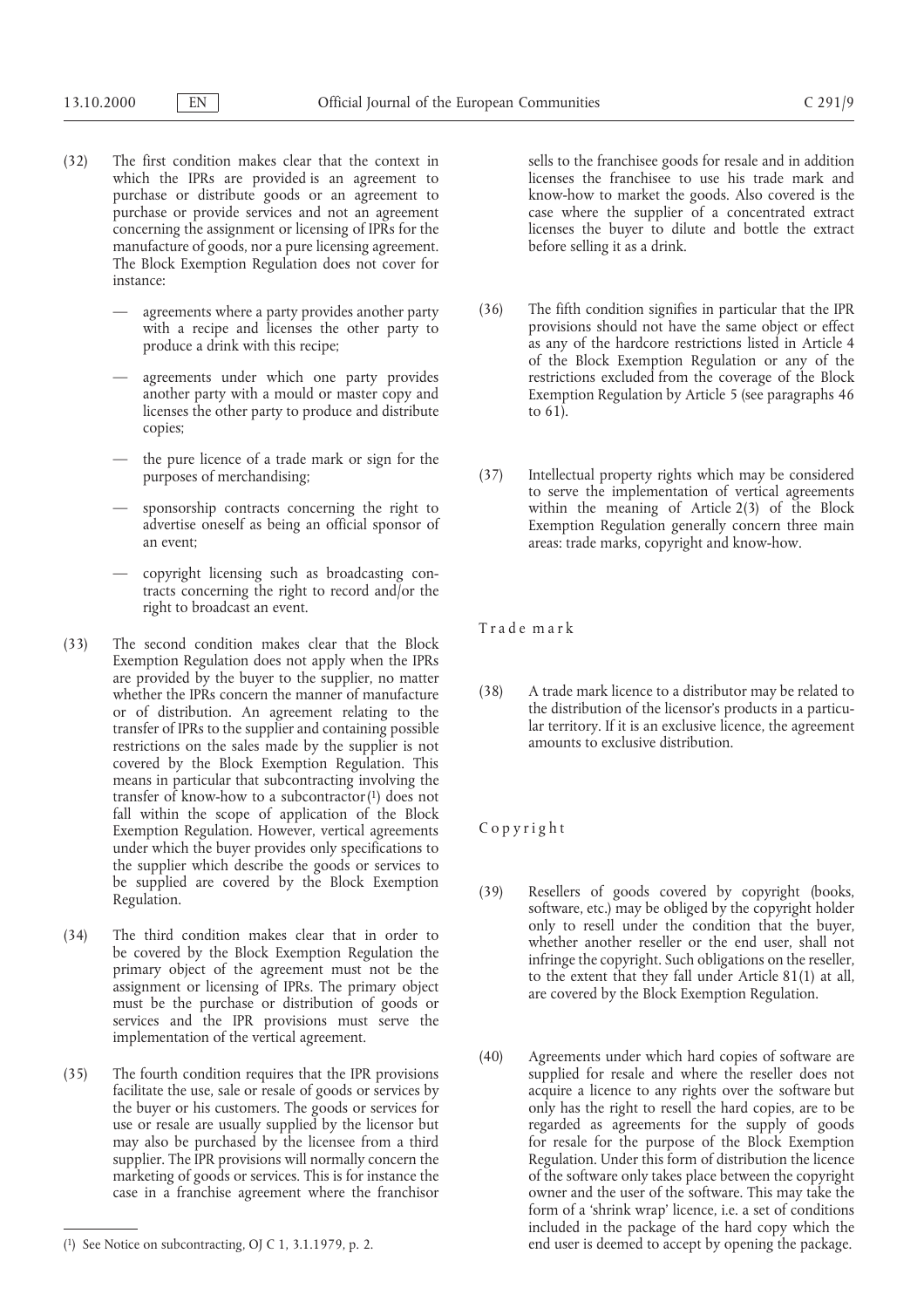(32) The first condition makes clear that the context in which the IPRs are provided is an agreement to purchase or distribute goods or an agreement to purchase or provide services and not an agreement concerning the assignment or licensing of IPRs for the manufacture of goods, nor a pure licensing agreement. The Block Exemption Regulation does not cover for instance:

- agreements where a party provides another party with a recipe and licenses the other party to produce a drink with this recipe;
- agreements under which one party provides another party with a mould or master copy and licenses the other party to produce and distribute copies;
- the pure licence of a trade mark or sign for the purposes of merchandising;
- sponsorship contracts concerning the right to advertise oneself as being an official sponsor of an event;
- copyright licensing such as broadcasting contracts concerning the right to record and/or the right to broadcast an event.

(33) The second condition makes clear that the Block Exemption Regulation does not apply when the IPRs are provided by the buyer to the supplier, no matter whether the IPRs concern the manner of manufacture or of distribution. An agreement relating to the transfer of IPRs to the supplier and containing possible restrictions on the sales made by the supplier is not covered by the Block Exemption Regulation. This means in particular that subcontracting involving the transfer of know-how to a subcontractor[1] does not fall within the scope of application of the Block Exemption Regulation. However, vertical agreements under which the buyer provides only specifications to the supplier which describe the goods or services to be supplied are covered by the Block Exemption Regulation.

(34) The third condition makes clear that in order to be covered by the Block Exemption Regulation the primary object of the agreement must not be the assignment or licensing of IPRs. The primary object must be the purchase or distribution of goods or services and the IPR provisions must serve the implementation of the vertical agreement.

(35) The fourth condition requires that the IPR provisions facilitate the use, sale or resale of goods or services by the buyer or his customers. The goods or services for use or resale are usually supplied by the licensor but may also be purchased by the licensee from a third supplier. The IPR provisions will normally concern the marketing of goods or services. This is for instance the case in a franchise agreement where the franchisor sells to the franchisee goods for resale and in addition licenses the franchisee to use his trade mark and know-how to market the goods. Also covered is the case where the supplier of a concentrated extract licenses the buyer to dilute and bottle the extract before selling it as a drink.

(36) The fifth condition signifies in particular that the IPR provisions should not have the same object or effect as any of the hardcore restrictions listed in Article 4 of the Block Exemption Regulation or any of the restrictions excluded from the coverage of the Block Exemption Regulation by Article 5 (see paragraphs 46 to 61).

(37) Intellectual property rights which may be considered to serve the implementation of vertical agreements within the meaning of Article 2(3) of the Block Exemption Regulation generally concern three main areas: trade marks, copyright and know-how.

*Trade mark*

(38) A trade mark licence to a distributor may be related to the distribution of the licensor's products in a particular territory. If it is an exclusive licence, the agreement amounts to exclusive distribution.

*Copyright*

(39) Resellers of goods covered by copyright (books, software, etc.) may be obliged by the copyright holder only to resell under the condition that the buyer, whether another reseller or the end user, shall not infringe the copyright. Such obligations on the reseller, to the extent that they fall under Article 81(1) at all, are covered by the Block Exemption Regulation.

(40) Agreements under which hard copies of software are supplied for resale and where the reseller does not acquire a licence to any rights over the software but only has the right to resell the hard copies, are to be regarded as agreements for the supply of goods for resale for the purpose of the Block Exemption Regulation. Under this form of distribution the licence of the software only takes place between the copyright owner and the user of the software. This may take the form of a 'shrink wrap' licence, i.e. a set of conditions included in the package of the hard copy which the end user is deemed to accept by opening the package.

---

[1] See Notice on subcontracting, OJ C 1, 3.1.1979, p. 2.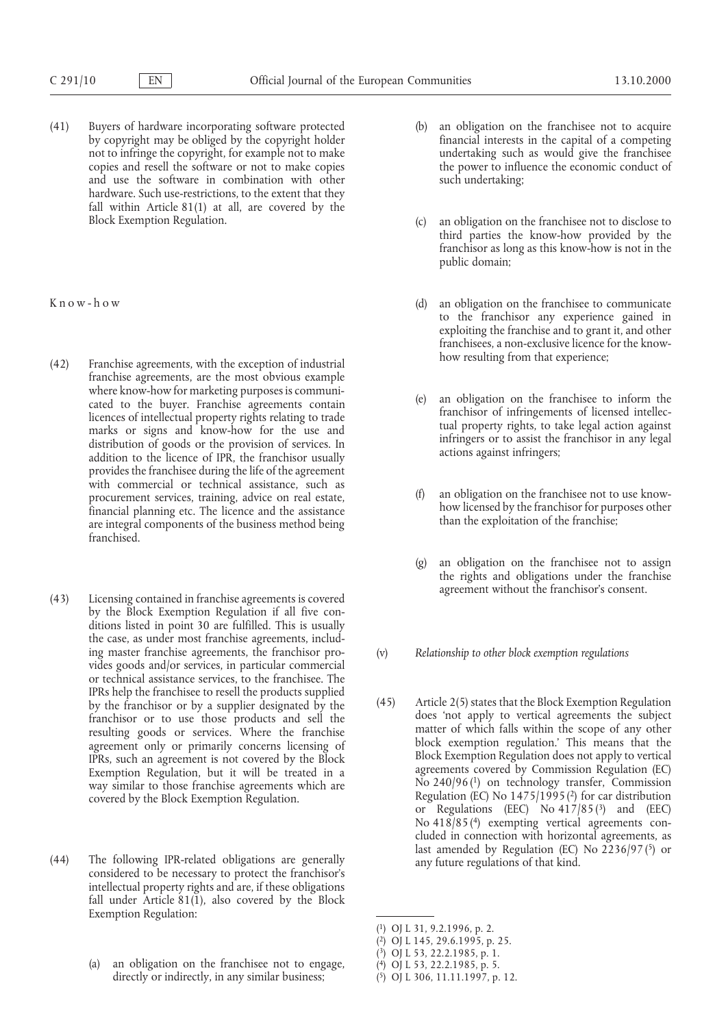(41) Buyers of hardware incorporating software protected by copyright may be obliged by the copyright holder not to infringe the copyright, for example not to make copies and resell the software or not to make copies and use the software in combination with other hardware. Such use-restrictions, to the extent that they fall within Article 81(1) at all, are covered by the Block Exemption Regulation.

Know-how

(42) Franchise agreements, with the exception of industrial franchise agreements, are the most obvious example where know-how for marketing purposes is communicated to the buyer. Franchise agreements contain licences of intellectual property rights relating to trade marks or signs and know-how for the use and distribution of goods or the provision of services. In addition to the licence of IPR, the franchisor usually provides the franchisee during the life of the agreement with commercial or technical assistance, such as procurement services, training, advice on real estate, financial planning etc. The licence and the assistance are integral components of the business method being franchised.

(43) Licensing contained in franchise agreements is covered by the Block Exemption Regulation if all five conditions listed in point 30 are fulfilled. This is usually the case, as under most franchise agreements, including master franchise agreements, the franchisor provides goods and/or services, in particular commercial or technical assistance services, to the franchisee. The IPRs help the franchisee to resell the products supplied by the franchisor or by a supplier designated by the franchisor or to use those products and sell the resulting goods or services. Where the franchise agreement only or primarily concerns licensing of IPRs, such an agreement is not covered by the Block Exemption Regulation, but it will be treated in a way similar to those franchise agreements which are covered by the Block Exemption Regulation.

(44) The following IPR-related obligations are generally considered to be necessary to protect the franchisor's intellectual property rights and are, if these obligations fall under Article 81(1), also covered by the Block Exemption Regulation:

(a) an obligation on the franchisee not to engage, directly or indirectly, in any similar business;

(b) an obligation on the franchisee not to acquire financial interests in the capital of a competing undertaking such as would give the franchisee the power to influence the economic conduct of such undertaking;

(c) an obligation on the franchisee not to disclose to third parties the know-how provided by the franchisor as long as this know-how is not in the public domain;

(d) an obligation on the franchisee to communicate to the franchisor any experience gained in exploiting the franchise and to grant it, and other franchisees, a non-exclusive licence for the know-how resulting from that experience;

(e) an obligation on the franchisee to inform the franchisor of infringements of licensed intellectual property rights, to take legal action against infringers or to assist the franchisor in any legal actions against infringers;

(f) an obligation on the franchisee not to use know-how licensed by the franchisor for purposes other than the exploitation of the franchise;

(g) an obligation on the franchisee not to assign the rights and obligations under the franchise agreement without the franchisor's consent.

(v) *Relationship to other block exemption regulations*

(45) Article 2(5) states that the Block Exemption Regulation does 'not apply to vertical agreements the subject matter of which falls within the scope of any other block exemption regulation.' This means that the Block Exemption Regulation does not apply to vertical agreements covered by Commission Regulation (EC) No 240/96 [1] on technology transfer, Commission Regulation (EC) No 1475/1995 [2] for car distribution or Regulations (EEC) No 417/85 [3] and (EEC) No 418/85 [4] exempting vertical agreements concluded in connection with horizontal agreements, as last amended by Regulation (EC) No 2236/97 [5] or any future regulations of that kind.

---

[1] OJ L 31, 9.2.1996, p. 2.

[2] OJ L 145, 29.6.1995, p. 25.

[3] OJ L 53, 22.2.1985, p. 1.

[4] OJ L 53, 22.2.1985, p. 5.

[5] OJ L 306, 11.11.1997, p. 12.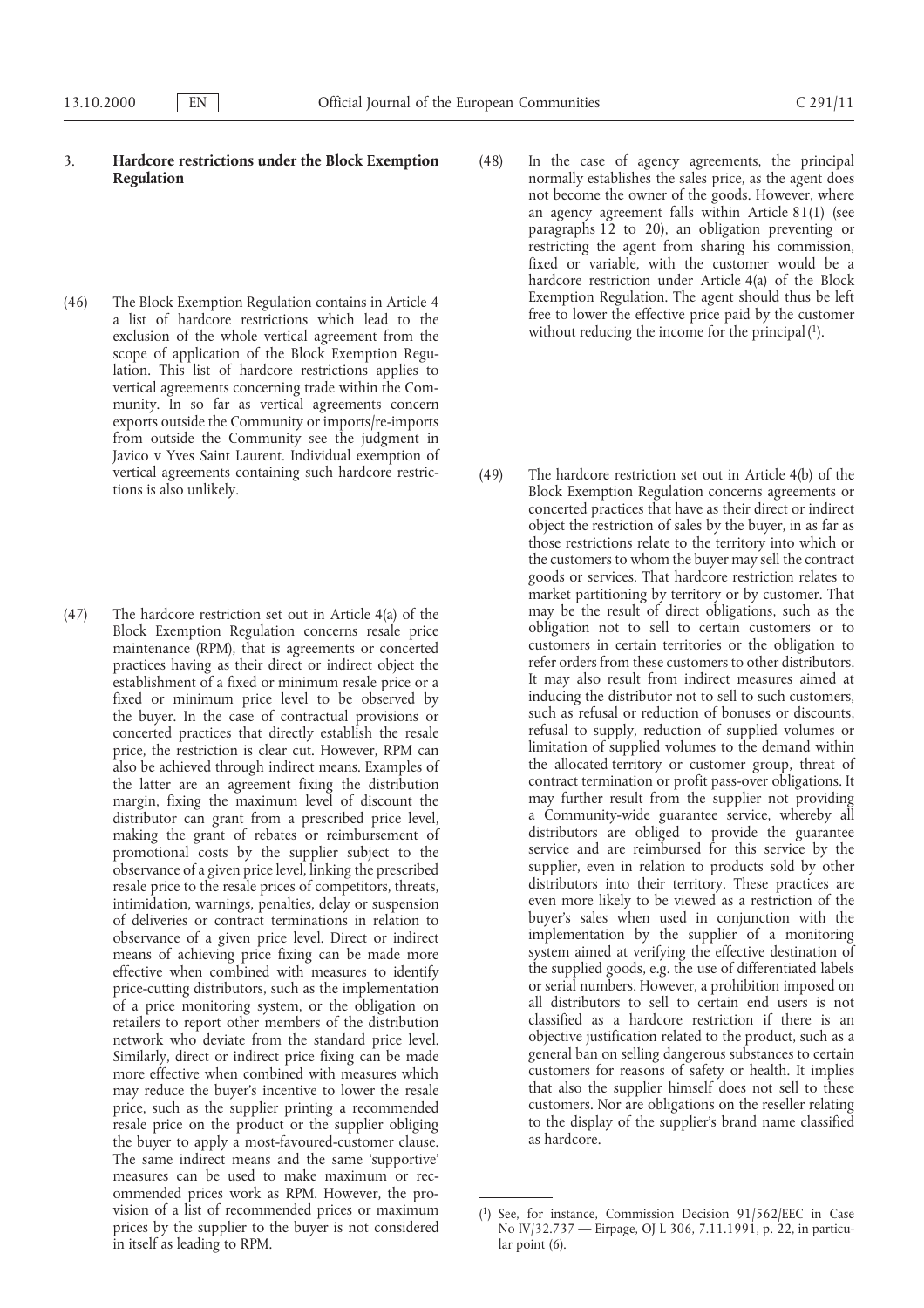## 3. **Hardcore restrictions under the Block Exemption Regulation**

(46) The Block Exemption Regulation contains in Article 4 a list of hardcore restrictions which lead to the exclusion of the whole vertical agreement from the scope of application of the Block Exemption Regulation. This list of hardcore restrictions applies to vertical agreements concerning trade within the Community. In so far as vertical agreements concern exports outside the Community or imports/re-imports from outside the Community see the judgment in Javico v Yves Saint Laurent. Individual exemption of vertical agreements containing such hardcore restrictions is also unlikely.

(47) The hardcore restriction set out in Article 4(a) of the Block Exemption Regulation concerns resale price maintenance (RPM), that is agreements or concerted practices having as their direct or indirect object the establishment of a fixed or minimum resale price or a fixed or minimum price level to be observed by the buyer. In the case of contractual provisions or concerted practices that directly establish the resale price, the restriction is clear cut. However, RPM can also be achieved through indirect means. Examples of the latter are an agreement fixing the distribution margin, fixing the maximum level of discount the distributor can grant from a prescribed price level, making the grant of rebates or reimbursement of promotional costs by the supplier subject to the observance of a given price level, linking the prescribed resale price to the resale prices of competitors, threats, intimidation, warnings, penalties, delay or suspension of deliveries or contract terminations in relation to observance of a given price level. Direct or indirect means of achieving price fixing can be made more effective when combined with measures to identify price-cutting distributors, such as the implementation of a price monitoring system, or the obligation on retailers to report other members of the distribution network who deviate from the standard price level. Similarly, direct or indirect price fixing can be made more effective when combined with measures which may reduce the buyer's incentive to lower the resale price, such as the supplier printing a recommended resale price on the product or the supplier obliging the buyer to apply a most-favoured-customer clause. The same indirect means and the same 'supportive' measures can be used to make maximum or recommended prices work as RPM. However, the provision of a list of recommended prices or maximum prices by the supplier to the buyer is not considered in itself as leading to RPM.

(48) In the case of agency agreements, the principal normally establishes the sales price, as the agent does not become the owner of the goods. However, where an agency agreement falls within Article 81(1) (see paragraphs 12 to 20), an obligation preventing or restricting the agent from sharing his commission, fixed or variable, with the customer would be a hardcore restriction under Article 4(a) of the Block Exemption Regulation. The agent should thus be left free to lower the effective price paid by the customer without reducing the income for the principal [1].

(49) The hardcore restriction set out in Article 4(b) of the Block Exemption Regulation concerns agreements or concerted practices that have as their direct or indirect object the restriction of sales by the buyer, in as far as those restrictions relate to the territory into which or the customers to whom the buyer may sell the contract goods or services. That hardcore restriction relates to market partitioning by territory or by customer. That may be the result of direct obligations, such as the obligation not to sell to certain customers or to customers in certain territories or the obligation to refer orders from these customers to other distributors. It may also result from indirect measures aimed at inducing the distributor not to sell to such customers, such as refusal or reduction of bonuses or discounts, refusal to supply, reduction of supplied volumes or limitation of supplied volumes to the demand within the allocated territory or customer group, threat of contract termination or profit pass-over obligations. It may further result from the supplier not providing a Community-wide guarantee service, whereby all distributors are obliged to provide the guarantee service and are reimbursed for this service by the supplier, even in relation to products sold by other distributors into their territory. These practices are even more likely to be viewed as a restriction of the buyer's sales when used in conjunction with the implementation by the supplier of a monitoring system aimed at verifying the effective destination of the supplied goods, e.g. the use of differentiated labels or serial numbers. However, a prohibition imposed on all distributors to sell to certain end users is not classified as a hardcore restriction if there is an objective justification related to the product, such as a general ban on selling dangerous substances to certain customers for reasons of safety or health. It implies that also the supplier himself does not sell to these customers. Nor are obligations on the reseller relating to the display of the supplier's brand name classified as hardcore.

---

[1] See, for instance, Commission Decision 91/562/EEC in Case No IV/32.737 — Eirpage, OJ L 306, 7.11.1991, p. 22, in particular point (6).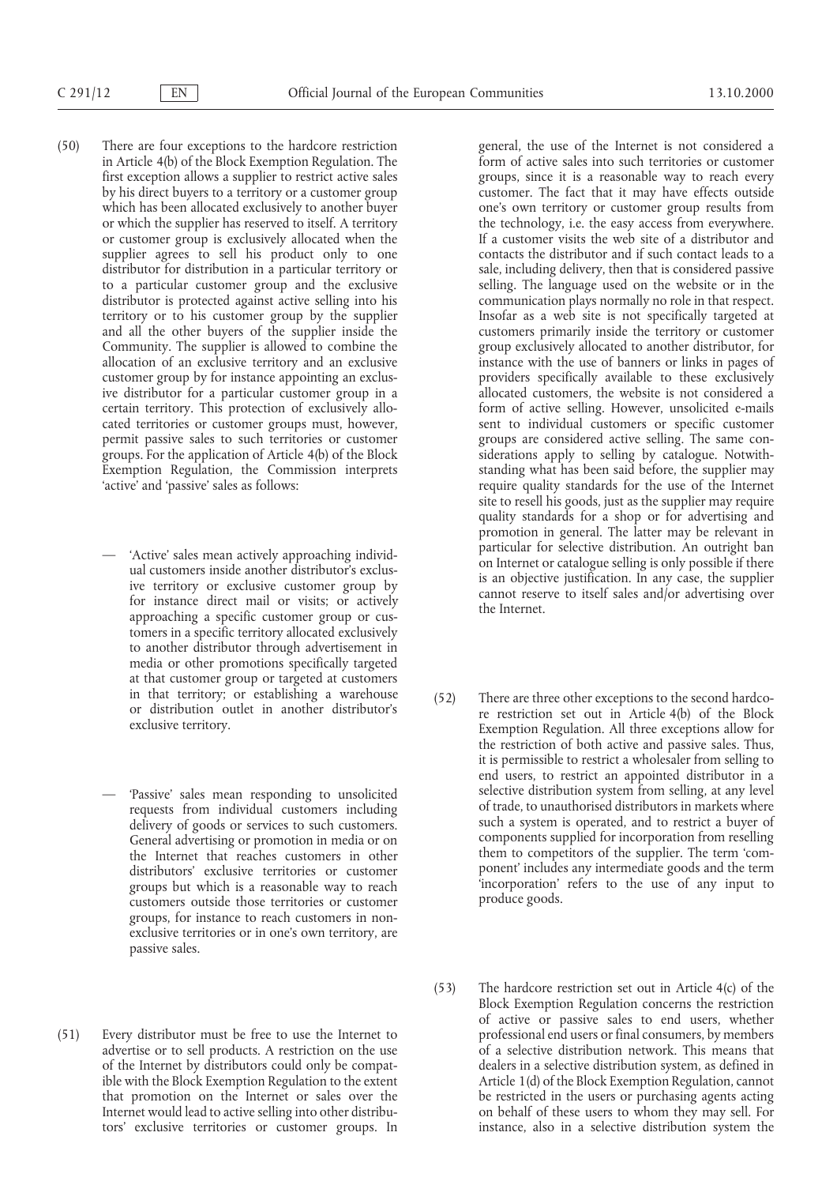(50) There are four exceptions to the hardcore restriction in Article 4(b) of the Block Exemption Regulation. The first exception allows a supplier to restrict active sales by his direct buyers to a territory or a customer group which has been allocated exclusively to another buyer or which the supplier has reserved to itself. A territory or customer group is exclusively allocated when the supplier agrees to sell his product only to one distributor for distribution in a particular territory or to a particular customer group and the exclusive distributor is protected against active selling into his territory or to his customer group by the supplier and all the other buyers of the supplier inside the Community. The supplier is allowed to combine the allocation of an exclusive territory and an exclusive customer group by for instance appointing an exclusive distributor for a particular customer group in a certain territory. This protection of exclusively allocated territories or customer groups must, however, permit passive sales to such territories or customer groups. For the application of Article 4(b) of the Block Exemption Regulation, the Commission interprets 'active' and 'passive' sales as follows:

- 'Active' sales mean actively approaching individual customers inside another distributor's exclusive territory or exclusive customer group by for instance direct mail or visits; or actively approaching a specific customer group or customers in a specific territory allocated exclusively to another distributor through advertisement in media or other promotions specifically targeted at that customer group or targeted at customers in that territory; or establishing a warehouse or distribution outlet in another distributor's exclusive territory.

- 'Passive' sales mean responding to unsolicited requests from individual customers including delivery of goods or services to such customers. General advertising or promotion in media or on the Internet that reaches customers in other distributors' exclusive territories or customer groups but which is a reasonable way to reach customers outside those territories or customer groups, for instance to reach customers in non-exclusive territories or in one's own territory, are passive sales.

(51) Every distributor must be free to use the Internet to advertise or to sell products. A restriction on the use of the Internet by distributors could only be compatible with the Block Exemption Regulation to the extent that promotion on the Internet or sales over the Internet would lead to active selling into other distributors' exclusive territories or customer groups. In general, the use of the Internet is not considered a form of active sales into such territories or customer groups, since it is a reasonable way to reach every customer. The fact that it may have effects outside one's own territory or customer group results from the technology, i.e. the easy access from everywhere. If a customer visits the web site of a distributor and contacts the distributor and if such contact leads to a sale, including delivery, then that is considered passive selling. The language used on the website or in the communication plays normally no role in that respect. Insofar as a web site is not specifically targeted at customers primarily inside the territory or customer group exclusively allocated to another distributor, for instance with the use of banners or links in pages of providers specifically available to these exclusively allocated customers, the website is not considered a form of active selling. However, unsolicited e-mails sent to individual customers or specific customer groups are considered active selling. The same considerations apply to selling by catalogue. Notwithstanding what has been said before, the supplier may require quality standards for the use of the Internet site to resell his goods, just as the supplier may require quality standards for a shop or for advertising and promotion in general. The latter may be relevant in particular for selective distribution. An outright ban on Internet or catalogue selling is only possible if there is an objective justification. In any case, the supplier cannot reserve to itself sales and/or advertising over the Internet.

(52) There are three other exceptions to the second hardcore restriction set out in Article 4(b) of the Block Exemption Regulation. All three exceptions allow for the restriction of both active and passive sales. Thus, it is permissible to restrict a wholesaler from selling to end users, to restrict an appointed distributor in a selective distribution system from selling, at any level of trade, to unauthorised distributors in markets where such a system is operated, and to restrict a buyer of components supplied for incorporation from reselling them to competitors of the supplier. The term 'component' includes any intermediate goods and the term 'incorporation' refers to the use of any input to produce goods.

(53) The hardcore restriction set out in Article 4(c) of the Block Exemption Regulation concerns the restriction of active or passive sales to end users, whether professional end users or final consumers, by members of a selective distribution network. This means that dealers in a selective distribution system, as defined in Article 1(d) of the Block Exemption Regulation, cannot be restricted in the users or purchasing agents acting on behalf of these users to whom they may sell. For instance, also in a selective distribution system the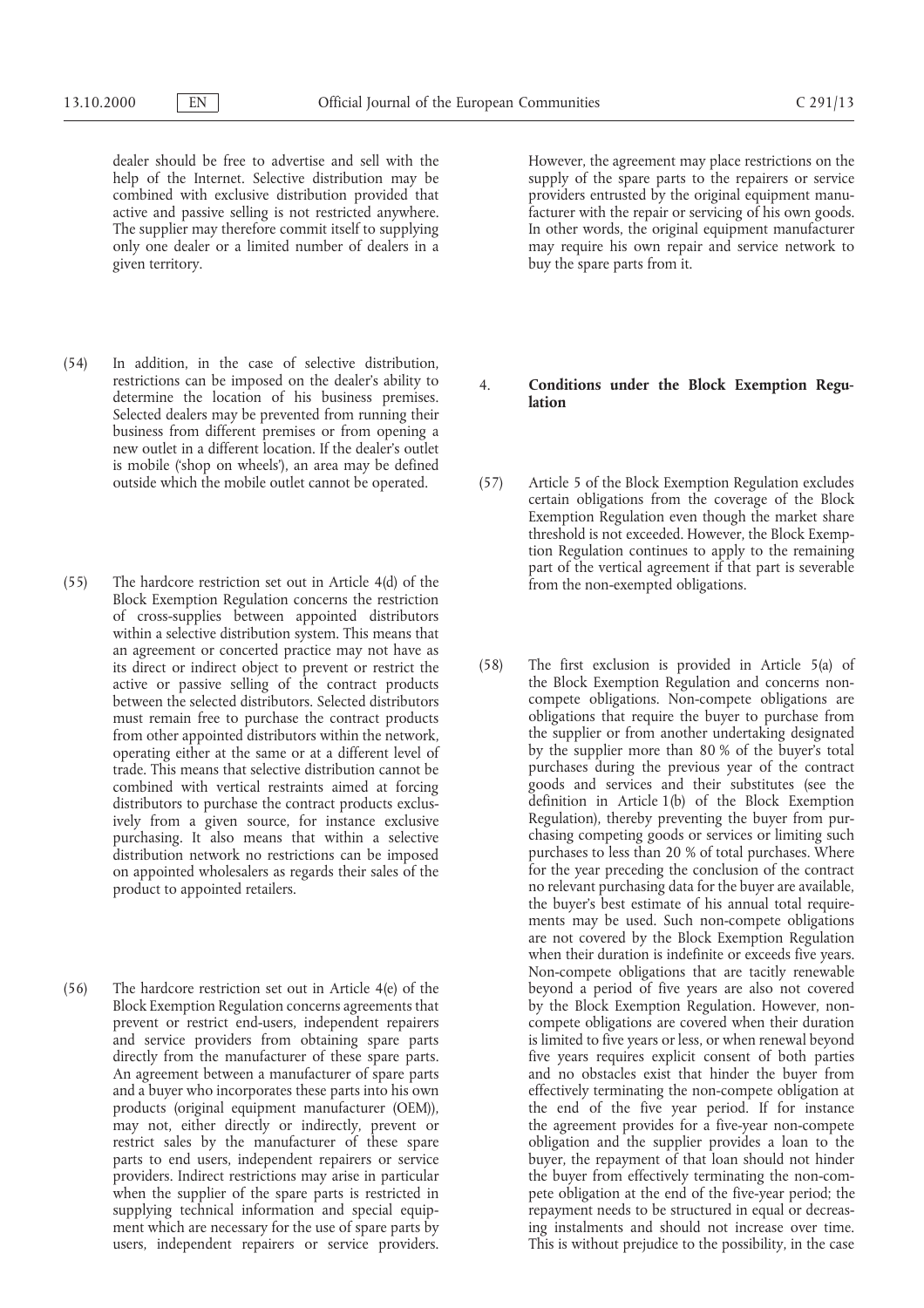dealer should be free to advertise and sell with the help of the Internet. Selective distribution may be combined with exclusive distribution provided that active and passive selling is not restricted anywhere. The supplier may therefore commit itself to supplying only one dealer or a limited number of dealers in a given territory.

(54) In addition, in the case of selective distribution, restrictions can be imposed on the dealer's ability to determine the location of his business premises. Selected dealers may be prevented from running their business from different premises or from opening a new outlet in a different location. If the dealer's outlet is mobile ('shop on wheels'), an area may be defined outside which the mobile outlet cannot be operated.

(55) The hardcore restriction set out in Article 4(d) of the Block Exemption Regulation concerns the restriction of cross-supplies between appointed distributors within a selective distribution system. This means that an agreement or concerted practice may not have as its direct or indirect object to prevent or restrict the active or passive selling of the contract products between the selected distributors. Selected distributors must remain free to purchase the contract products from other appointed distributors within the network, operating either at the same or at a different level of trade. This means that selective distribution cannot be combined with vertical restraints aimed at forcing distributors to purchase the contract products exclusively from a given source, for instance exclusive purchasing. It also means that within a selective distribution network no restrictions can be imposed on appointed wholesalers as regards their sales of the product to appointed retailers.

(56) The hardcore restriction set out in Article 4(e) of the Block Exemption Regulation concerns agreements that prevent or restrict end-users, independent repairers and service providers from obtaining spare parts directly from the manufacturer of these spare parts. An agreement between a manufacturer of spare parts and a buyer who incorporates these parts into his own products (original equipment manufacturer (OEM)), may not, either directly or indirectly, prevent or restrict sales by the manufacturer of these spare parts to end users, independent repairers or service providers. Indirect restrictions may arise in particular when the supplier of the spare parts is restricted in supplying technical information and special equipment which are necessary for the use of spare parts by users, independent repairers or service providers. However, the agreement may place restrictions on the supply of the spare parts to the repairers or service providers entrusted by the original equipment manufacturer with the repair or servicing of his own goods. In other words, the original equipment manufacturer may require his own repair and service network to buy the spare parts from it.

## 4. Conditions under the Block Exemption Regulation

(57) Article 5 of the Block Exemption Regulation excludes certain obligations from the coverage of the Block Exemption Regulation even though the market share threshold is not exceeded. However, the Block Exemption Regulation continues to apply to the remaining part of the vertical agreement if that part is severable from the non-exempted obligations.

(58) The first exclusion is provided in Article 5(a) of the Block Exemption Regulation and concerns non-compete obligations. Non-compete obligations are obligations that require the buyer to purchase from the supplier or from another undertaking designated by the supplier more than 80 % of the buyer's total purchases during the previous year of the contract goods and services and their substitutes (see the definition in Article 1(b) of the Block Exemption Regulation), thereby preventing the buyer from purchasing competing goods or services or limiting such purchases to less than 20 % of total purchases. Where for the year preceding the conclusion of the contract no relevant purchasing data for the buyer are available, the buyer's best estimate of his annual total requirements may be used. Such non-compete obligations are not covered by the Block Exemption Regulation when their duration is indefinite or exceeds five years. Non-compete obligations that are tacitly renewable beyond a period of five years are also not covered by the Block Exemption Regulation. However, non-compete obligations are covered when their duration is limited to five years or less, or when renewal beyond five years requires explicit consent of both parties and no obstacles exist that hinder the buyer from effectively terminating the non-compete obligation at the end of the five year period. If for instance the agreement provides for a five-year non-compete obligation and the supplier provides a loan to the buyer, the repayment of that loan should not hinder the buyer from effectively terminating the non-compete obligation at the end of the five-year period; the repayment needs to be structured in equal or decreasing instalments and should not increase over time. This is without prejudice to the possibility, in the case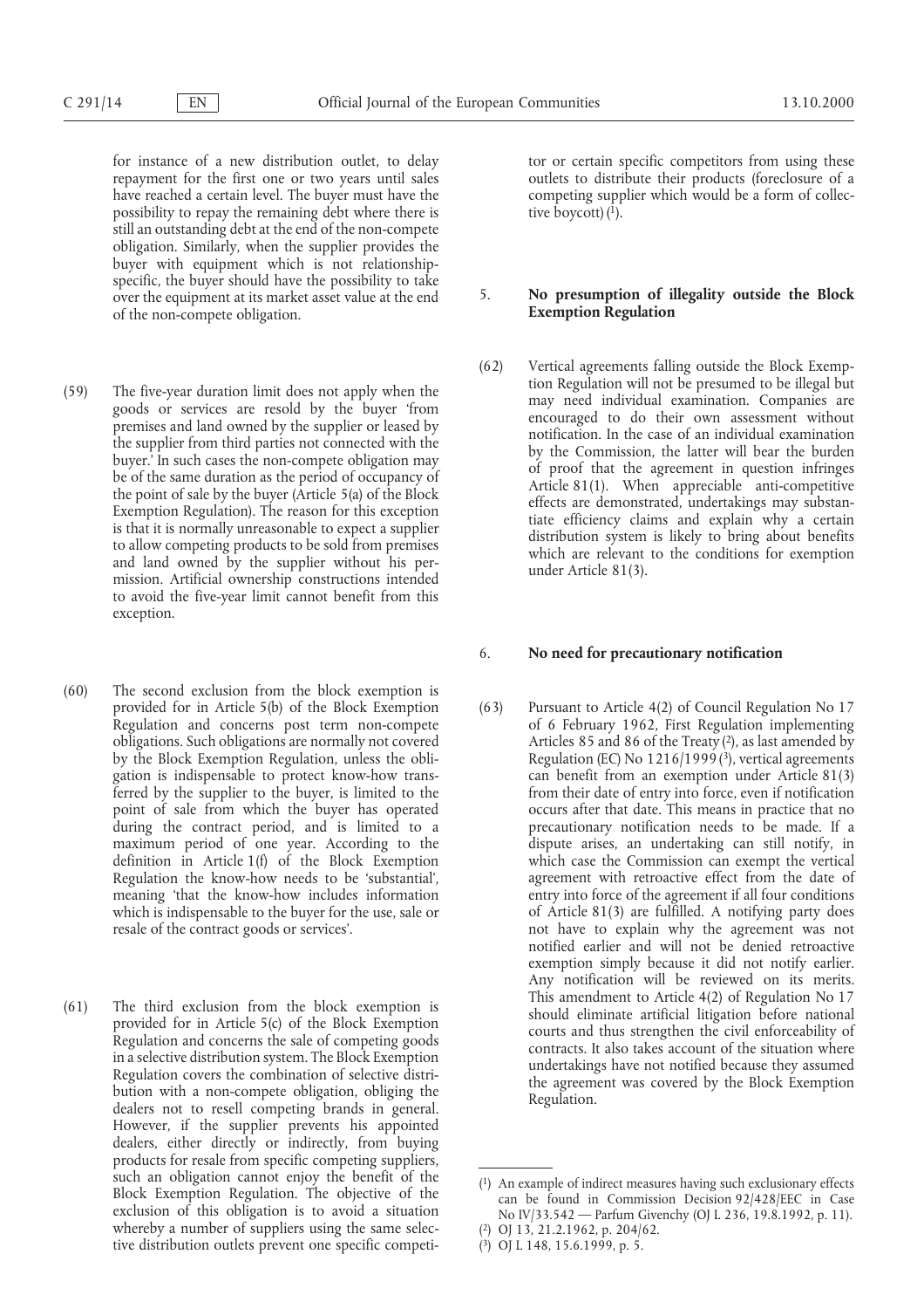for instance of a new distribution outlet, to delay repayment for the first one or two years until sales have reached a certain level. The buyer must have the possibility to repay the remaining debt where there is still an outstanding debt at the end of the non-compete obligation. Similarly, when the supplier provides the buyer with equipment which is not relationship-specific, the buyer should have the possibility to take over the equipment at its market asset value at the end of the non-compete obligation.

(59) The five-year duration limit does not apply when the goods or services are resold by the buyer 'from premises and land owned by the supplier or leased by the supplier from third parties not connected with the buyer.' In such cases the non-compete obligation may be of the same duration as the period of occupancy of the point of sale by the buyer (Article 5(a) of the Block Exemption Regulation). The reason for this exception is that it is normally unreasonable to expect a supplier to allow competing products to be sold from premises and land owned by the supplier without his permission. Artificial ownership constructions intended to avoid the five-year limit cannot benefit from this exception.

(60) The second exclusion from the block exemption is provided for in Article 5(b) of the Block Exemption Regulation and concerns post term non-compete obligations. Such obligations are normally not covered by the Block Exemption Regulation, unless the obligation is indispensable to protect know-how transferred by the supplier to the buyer, is limited to the point of sale from which the buyer has operated during the contract period, and is limited to a maximum period of one year. According to the definition in Article 1(f) of the Block Exemption Regulation the know-how needs to be 'substantial', meaning 'that the know-how includes information which is indispensable to the buyer for the use, sale or resale of the contract goods or services'.

(61) The third exclusion from the block exemption is provided for in Article 5(c) of the Block Exemption Regulation and concerns the sale of competing goods in a selective distribution system. The Block Exemption Regulation covers the combination of selective distribution with a non-compete obligation, obliging the dealers not to resell competing brands in general. However, if the supplier prevents his appointed dealers, either directly or indirectly, from buying products for resale from specific competing suppliers, such an obligation cannot enjoy the benefit of the Block Exemption Regulation. The objective of the exclusion of this obligation is to avoid a situation whereby a number of suppliers using the same selective distribution outlets prevent one specific competitor or certain specific competitors from using these outlets to distribute their products (foreclosure of a competing supplier which would be a form of collective boycott) [1].

## 5. No presumption of illegality outside the Block Exemption Regulation

(62) Vertical agreements falling outside the Block Exemption Regulation will not be presumed to be illegal but may need individual examination. Companies are encouraged to do their own assessment without notification. In the case of an individual examination by the Commission, the latter will bear the burden of proof that the agreement in question infringes Article 81(1). When appreciable anti-competitive effects are demonstrated, undertakings may substantiate efficiency claims and explain why a certain distribution system is likely to bring about benefits which are relevant to the conditions for exemption under Article 81(3).

## 6. No need for precautionary notification

(63) Pursuant to Article 4(2) of Council Regulation No 17 of 6 February 1962, First Regulation implementing Articles 85 and 86 of the Treaty [2], as last amended by Regulation (EC) No 1216/1999 [3], vertical agreements can benefit from an exemption under Article 81(3) from their date of entry into force, even if notification occurs after that date. This means in practice that no precautionary notification needs to be made. If a dispute arises, an undertaking can still notify, in which case the Commission can exempt the vertical agreement with retroactive effect from the date of entry into force of the agreement if all four conditions of Article 81(3) are fulfilled. A notifying party does not have to explain why the agreement was not notified earlier and will not be denied retroactive exemption simply because it did not notify earlier. Any notification will be reviewed on its merits. This amendment to Article 4(2) of Regulation No 17 should eliminate artificial litigation before national courts and thus strengthen the civil enforceability of contracts. It also takes account of the situation where undertakings have not notified because they assumed the agreement was covered by the Block Exemption Regulation.

---

[1] An example of indirect measures having such exclusionary effects can be found in Commission Decision 92/428/EEC in Case No IV/33.542 — Parfum Givenchy (OJ L 236, 19.8.1992, p. 11).

[2] OJ 13, 21.2.1962, p. 204/62.

[3] OJ L 148, 15.6.1999, p. 5.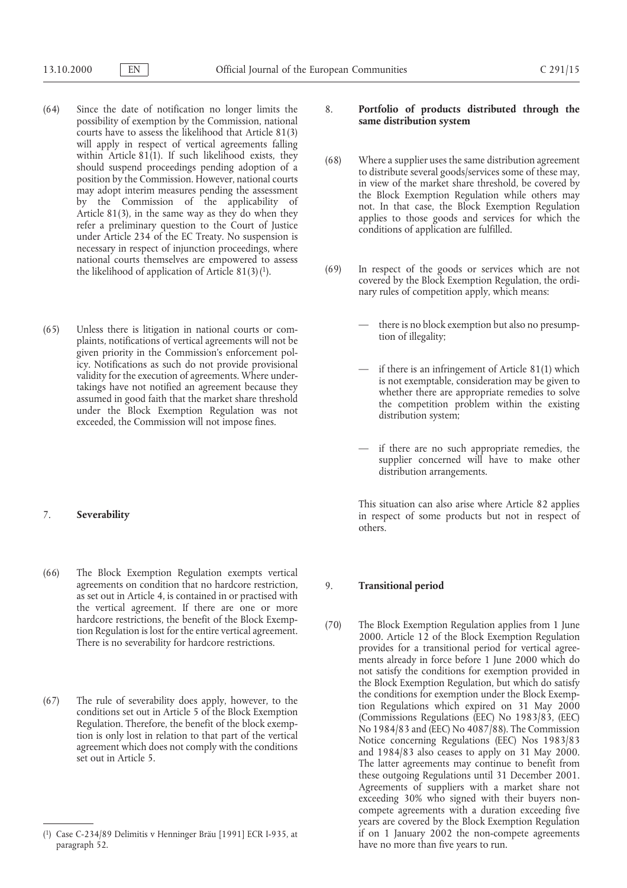(64) Since the date of notification no longer limits the possibility of exemption by the Commission, national courts have to assess the likelihood that Article 81(3) will apply in respect of vertical agreements falling within Article 81(1). If such likelihood exists, they should suspend proceedings pending adoption of a position by the Commission. However, national courts may adopt interim measures pending the assessment by the Commission of the applicability of Article 81(3), in the same way as they do when they refer a preliminary question to the Court of Justice under Article 234 of the EC Treaty. No suspension is necessary in respect of injunction proceedings, where national courts themselves are empowered to assess the likelihood of application of Article 81(3) [1].

(65) Unless there is litigation in national courts or complaints, notifications of vertical agreements will not be given priority in the Commission's enforcement policy. Notifications as such do not provide provisional validity for the execution of agreements. Where undertakings have not notified an agreement because they assumed in good faith that the market share threshold under the Block Exemption Regulation was not exceeded, the Commission will not impose fines.

## 7. **Severability**

(66) The Block Exemption Regulation exempts vertical agreements on condition that no hardcore restriction, as set out in Article 4, is contained in or practised with the vertical agreement. If there are one or more hardcore restrictions, the benefit of the Block Exemption Regulation is lost for the entire vertical agreement. There is no severability for hardcore restrictions.

(67) The rule of severability does apply, however, to the conditions set out in Article 5 of the Block Exemption Regulation. Therefore, the benefit of the block exemption is only lost in relation to that part of the vertical agreement which does not comply with the conditions set out in Article 5.

## 8. **Portfolio of products distributed through the same distribution system**

(68) Where a supplier uses the same distribution agreement to distribute several goods/services some of these may, in view of the market share threshold, be covered by the Block Exemption Regulation while others may not. In that case, the Block Exemption Regulation applies to those goods and services for which the conditions of application are fulfilled.

(69) In respect of the goods or services which are not covered by the Block Exemption Regulation, the ordinary rules of competition apply, which means:

- there is no block exemption but also no presumption of illegality;
- if there is an infringement of Article 81(1) which is not exemptable, consideration may be given to whether there are appropriate remedies to solve the competition problem within the existing distribution system;
- if there are no such appropriate remedies, the supplier concerned will have to make other distribution arrangements.

This situation can also arise where Article 82 applies in respect of some products but not in respect of others.

## 9. **Transitional period**

(70) The Block Exemption Regulation applies from 1 June 2000. Article 12 of the Block Exemption Regulation provides for a transitional period for vertical agreements already in force before 1 June 2000 which do not satisfy the conditions for exemption provided in the Block Exemption Regulation, but which do satisfy the conditions for exemption under the Block Exemption Regulations which expired on 31 May 2000 (Commissions Regulations (EEC) No 1983/83, (EEC) No 1984/83 and (EEC) No 4087/88). The Commission Notice concerning Regulations (EEC) Nos 1983/83 and 1984/83 also ceases to apply on 31 May 2000. The latter agreements may continue to benefit from these outgoing Regulations until 31 December 2001. Agreements of suppliers with a market share not exceeding 30% who signed with their buyers non-compete agreements with a duration exceeding five years are covered by the Block Exemption Regulation if on 1 January 2002 the non-compete agreements have no more than five years to run.

---

[1] Case C-234/89 Delimitis v Henninger Bräu [1991] ECR I-935, at paragraph 52.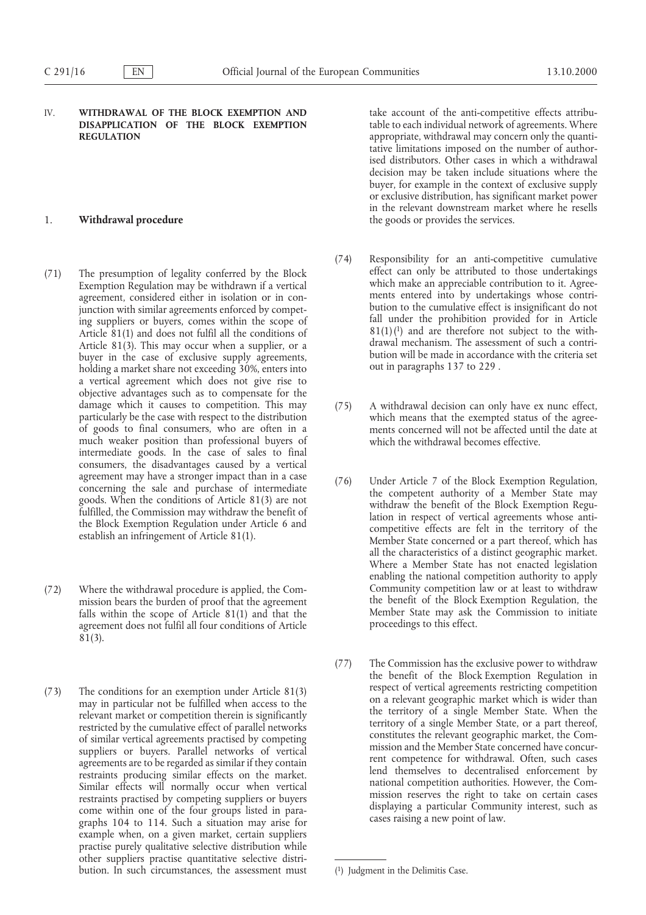## IV. WITHDRAWAL OF THE BLOCK EXEMPTION AND DISAPPLICATION OF THE BLOCK EXEMPTION REGULATION

### 1. Withdrawal procedure

(71) The presumption of legality conferred by the Block Exemption Regulation may be withdrawn if a vertical agreement, considered either in isolation or in conjunction with similar agreements enforced by competing suppliers or buyers, comes within the scope of Article 81(1) and does not fulfil all the conditions of Article 81(3). This may occur when a supplier, or a buyer in the case of exclusive supply agreements, holding a market share not exceeding 30%, enters into a vertical agreement which does not give rise to objective advantages such as to compensate for the damage which it causes to competition. This may particularly be the case with respect to the distribution of goods to final consumers, who are often in a much weaker position than professional buyers of intermediate goods. In the case of sales to final consumers, the disadvantages caused by a vertical agreement may have a stronger impact than in a case concerning the sale and purchase of intermediate goods. When the conditions of Article 81(3) are not fulfilled, the Commission may withdraw the benefit of the Block Exemption Regulation under Article 6 and establish an infringement of Article 81(1).

(72) Where the withdrawal procedure is applied, the Commission bears the burden of proof that the agreement falls within the scope of Article 81(1) and that the agreement does not fulfil all four conditions of Article 81(3).

(73) The conditions for an exemption under Article 81(3) may in particular not be fulfilled when access to the relevant market or competition therein is significantly restricted by the cumulative effect of parallel networks of similar vertical agreements practised by competing suppliers or buyers. Parallel networks of vertical agreements are to be regarded as similar if they contain restraints producing similar effects on the market. Similar effects will normally occur when vertical restraints practised by competing suppliers or buyers come within one of the four groups listed in paragraphs 104 to 114. Such a situation may arise for example when, on a given market, certain suppliers practise purely qualitative selective distribution while other suppliers practise quantitative selective distribution. In such circumstances, the assessment must take account of the anti-competitive effects attributable to each individual network of agreements. Where appropriate, withdrawal may concern only the quantitative limitations imposed on the number of authorised distributors. Other cases in which a withdrawal decision may be taken include situations where the buyer, for example in the context of exclusive supply or exclusive distribution, has significant market power in the relevant downstream market where he resells the goods or provides the services.

(74) Responsibility for an anti-competitive cumulative effect can only be attributed to those undertakings which make an appreciable contribution to it. Agreements entered into by undertakings whose contribution to the cumulative effect is insignificant do not fall under the prohibition provided for in Article 81(1)[1] and are therefore not subject to the withdrawal mechanism. The assessment of such a contribution will be made in accordance with the criteria set out in paragraphs 137 to 229 .

(75) A withdrawal decision can only have ex nunc effect, which means that the exempted status of the agreements concerned will not be affected until the date at which the withdrawal becomes effective.

(76) Under Article 7 of the Block Exemption Regulation, the competent authority of a Member State may withdraw the benefit of the Block Exemption Regulation in respect of vertical agreements whose anticompetitive effects are felt in the territory of the Member State concerned or a part thereof, which has all the characteristics of a distinct geographic market. Where a Member State has not enacted legislation enabling the national competition authority to apply Community competition law or at least to withdraw the benefit of the Block Exemption Regulation, the Member State may ask the Commission to initiate proceedings to this effect.

(77) The Commission has the exclusive power to withdraw the benefit of the Block Exemption Regulation in respect of vertical agreements restricting competition on a relevant geographic market which is wider than the territory of a single Member State. When the territory of a single Member State, or a part thereof, constitutes the relevant geographic market, the Commission and the Member State concerned have concurrent competence for withdrawal. Often, such cases lend themselves to decentralised enforcement by national competition authorities. However, the Commission reserves the right to take on certain cases displaying a particular Community interest, such as cases raising a new point of law.

---

[1] Judgment in the Delimitis Case.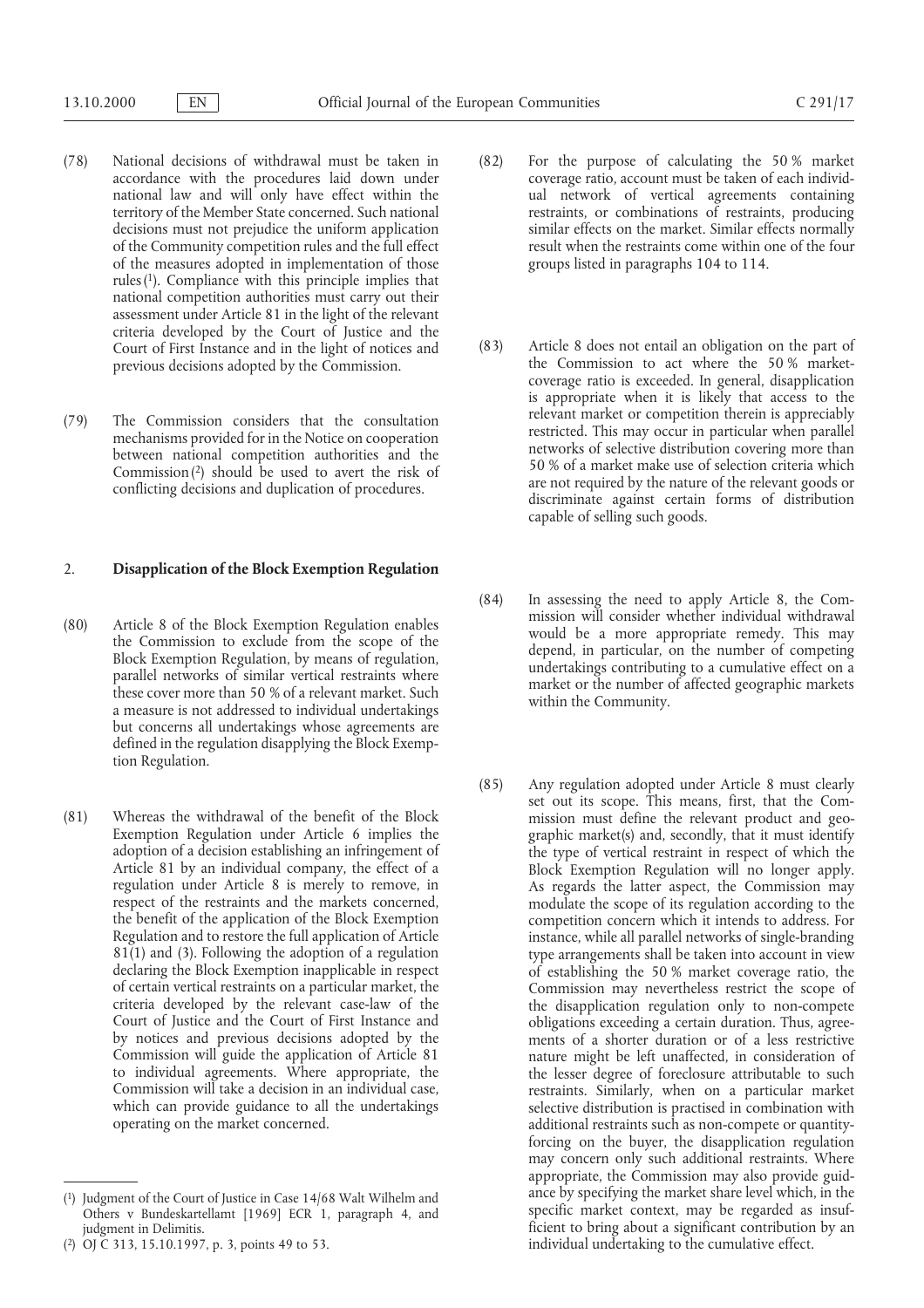(78) National decisions of withdrawal must be taken in accordance with the procedures laid down under national law and will only have effect within the territory of the Member State concerned. Such national decisions must not prejudice the uniform application of the Community competition rules and the full effect of the measures adopted in implementation of those rules [1]. Compliance with this principle implies that national competition authorities must carry out their assessment under Article 81 in the light of the relevant criteria developed by the Court of Justice and the Court of First Instance and in the light of notices and previous decisions adopted by the Commission.

(79) The Commission considers that the consultation mechanisms provided for in the Notice on cooperation between national competition authorities and the Commission [2] should be used to avert the risk of conflicting decisions and duplication of procedures.

## 2. **Disapplication of the Block Exemption Regulation**

(80) Article 8 of the Block Exemption Regulation enables the Commission to exclude from the scope of the Block Exemption Regulation, by means of regulation, parallel networks of similar vertical restraints where these cover more than 50 % of a relevant market. Such a measure is not addressed to individual undertakings but concerns all undertakings whose agreements are defined in the regulation disapplying the Block Exemption Regulation.

(81) Whereas the withdrawal of the benefit of the Block Exemption Regulation under Article 6 implies the adoption of a decision establishing an infringement of Article 81 by an individual company, the effect of a regulation under Article 8 is merely to remove, in respect of the restraints and the markets concerned, the benefit of the application of the Block Exemption Regulation and to restore the full application of Article 81(1) and (3). Following the adoption of a regulation declaring the Block Exemption inapplicable in respect of certain vertical restraints on a particular market, the criteria developed by the relevant case-law of the Court of Justice and the Court of First Instance and by notices and previous decisions adopted by the Commission will guide the application of Article 81 to individual agreements. Where appropriate, the Commission will take a decision in an individual case, which can provide guidance to all the undertakings operating on the market concerned.

(82) For the purpose of calculating the 50 % market coverage ratio, account must be taken of each individual network of vertical agreements containing restraints, or combinations of restraints, producing similar effects on the market. Similar effects normally result when the restraints come within one of the four groups listed in paragraphs 104 to 114.

(83) Article 8 does not entail an obligation on the part of the Commission to act where the 50 % market-coverage ratio is exceeded. In general, disapplication is appropriate when it is likely that access to the relevant market or competition therein is appreciably restricted. This may occur in particular when parallel networks of selective distribution covering more than 50 % of a market make use of selection criteria which are not required by the nature of the relevant goods or discriminate against certain forms of distribution capable of selling such goods.

(84) In assessing the need to apply Article 8, the Commission will consider whether individual withdrawal would be a more appropriate remedy. This may depend, in particular, on the number of competing undertakings contributing to a cumulative effect on a market or the number of affected geographic markets within the Community.

(85) Any regulation adopted under Article 8 must clearly set out its scope. This means, first, that the Commission must define the relevant product and geographic market(s) and, secondly, that it must identify the type of vertical restraint in respect of which the Block Exemption Regulation will no longer apply. As regards the latter aspect, the Commission may modulate the scope of its regulation according to the competition concern which it intends to address. For instance, while all parallel networks of single-branding type arrangements shall be taken into account in view of establishing the 50 % market coverage ratio, the Commission may nevertheless restrict the scope of the disapplication regulation only to non-compete obligations exceeding a certain duration. Thus, agreements of a shorter duration or of a less restrictive nature might be left unaffected, in consideration of the lesser degree of foreclosure attributable to such restraints. Similarly, when on a particular market selective distribution is practised in combination with additional restraints such as non-compete or quantity-forcing on the buyer, the disapplication regulation may concern only such additional restraints. Where appropriate, the Commission may also provide guidance by specifying the market share level which, in the specific market context, may be regarded as insufficient to bring about a significant contribution by an individual undertaking to the cumulative effect.

---

[1] Judgment of the Court of Justice in Case 14/68 Walt Wilhelm and Others v Bundeskartellamt [1969] ECR 1, paragraph 4, and judgment in Delimitis.

[2] OJ C 313, 15.10.1997, p. 3, points 49 to 53.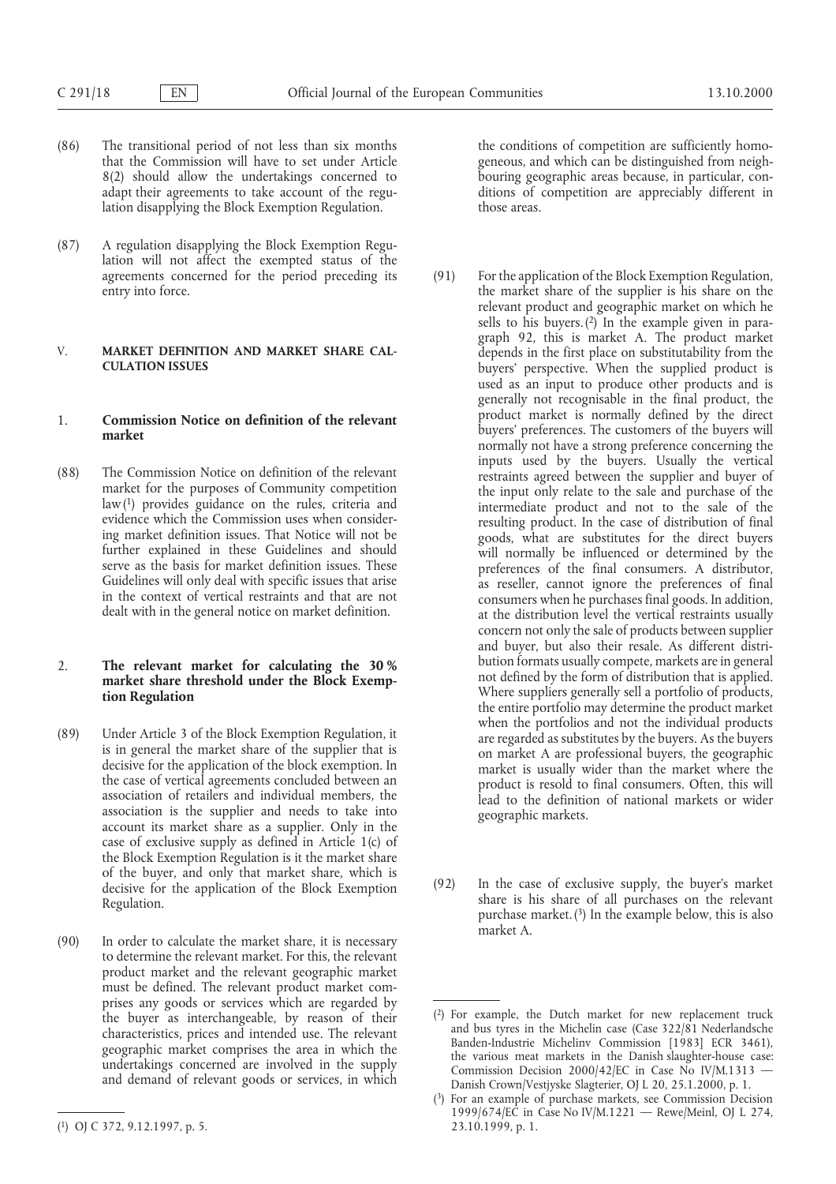(86) The transitional period of not less than six months that the Commission will have to set under Article 8(2) should allow the undertakings concerned to adapt their agreements to take account of the regulation disapplying the Block Exemption Regulation.

(87) A regulation disapplying the Block Exemption Regulation will not affect the exempted status of the agreements concerned for the period preceding its entry into force.

## V. MARKET DEFINITION AND MARKET SHARE CALCULATION ISSUES

### 1. Commission Notice on definition of the relevant market

(88) The Commission Notice on definition of the relevant market for the purposes of Community competition law[1] provides guidance on the rules, criteria and evidence which the Commission uses when considering market definition issues. That Notice will not be further explained in these Guidelines and should serve as the basis for market definition issues. These Guidelines will only deal with specific issues that arise in the context of vertical restraints and that are not dealt with in the general notice on market definition.

### 2. The relevant market for calculating the 30 % market share threshold under the Block Exemption Regulation

(89) Under Article 3 of the Block Exemption Regulation, it is in general the market share of the supplier that is decisive for the application of the block exemption. In the case of vertical agreements concluded between an association of retailers and individual members, the association is the supplier and needs to take into account its market share as a supplier. Only in the case of exclusive supply as defined in Article 1(c) of the Block Exemption Regulation is it the market share of the buyer, and only that market share, which is decisive for the application of the Block Exemption Regulation.

(90) In order to calculate the market share, it is necessary to determine the relevant market. For this, the relevant product market and the relevant geographic market must be defined. The relevant product market comprises any goods or services which are regarded by the buyer as interchangeable, by reason of their characteristics, prices and intended use. The relevant geographic market comprises the area in which the undertakings concerned are involved in the supply and demand of relevant goods or services, in which the conditions of competition are sufficiently homogeneous, and which can be distinguished from neighbouring geographic areas because, in particular, conditions of competition are appreciably different in those areas.

(91) For the application of the Block Exemption Regulation, the market share of the supplier is his share on the relevant product and geographic market on which he sells to his buyers.[2] In the example given in paragraph 92, this is market A. The product market depends in the first place on substitutability from the buyers' perspective. When the supplied product is used as an input to produce other products and is generally not recognisable in the final product, the product market is normally defined by the direct buyers' preferences. The customers of the buyers will normally not have a strong preference concerning the inputs used by the buyers. Usually the vertical restraints agreed between the supplier and buyer of the input only relate to the sale and purchase of the intermediate product and not to the sale of the resulting product. In the case of distribution of final goods, what are substitutes for the direct buyers will normally be influenced or determined by the preferences of the final consumers. A distributor, as reseller, cannot ignore the preferences of final consumers when he purchases final goods. In addition, at the distribution level the vertical restraints usually concern not only the sale of products between supplier and buyer, but also their resale. As different distribution formats usually compete, markets are in general not defined by the form of distribution that is applied. Where suppliers generally sell a portfolio of products, the entire portfolio may determine the product market when the portfolios and not the individual products are regarded as substitutes by the buyers. As the buyers on market A are professional buyers, the geographic market is usually wider than the market where the product is resold to final consumers. Often, this will lead to the definition of national markets or wider geographic markets.

(92) In the case of exclusive supply, the buyer's market share is his share of all purchases on the relevant purchase market.[3] In the example below, this is also market A.

---

[1] OJ C 372, 9.12.1997, p. 5.

[2] For example, the Dutch market for new replacement truck and bus tyres in the Michelin case (Case 322/81 Nederlandsche Banden-Industrie Michelinv Commission [1983] ECR 3461), the various meat markets in the Danish slaughter-house case: Commission Decision 2000/42/EC in Case No IV/M.1313 — Danish Crown/Vestjyske Slagterier, OJ L 20, 25.1.2000, p. 1.

[3] For an example of purchase markets, see Commission Decision 1999/674/EC in Case No IV/M.1221 — Rewe/Meinl, OJ L 274, 23.10.1999, p. 1.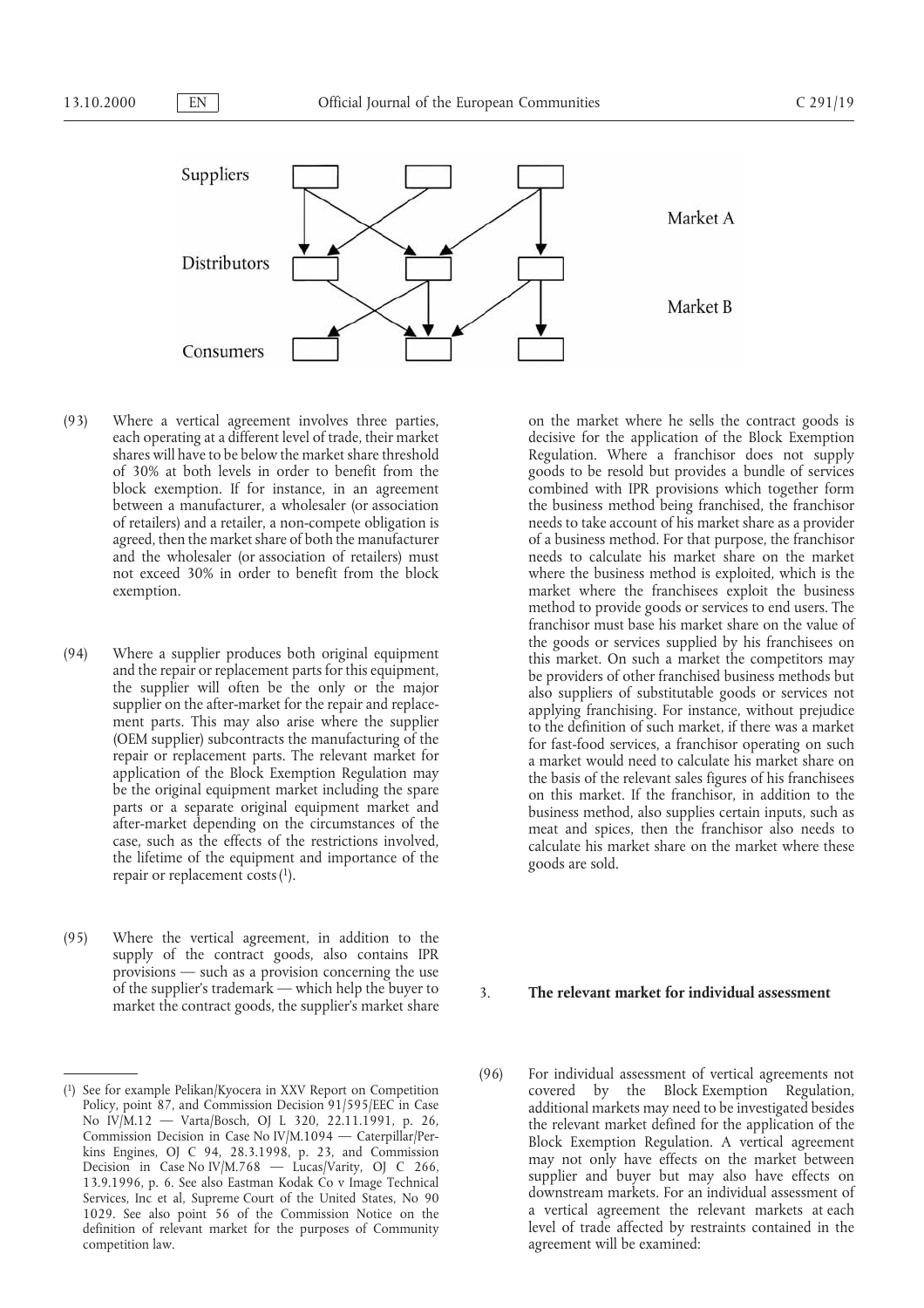Suppliers

Market A

Distributors

Market B

Consumers

(93) Where a vertical agreement involves three parties, each operating at a different level of trade, their market shares will have to be below the market share threshold of 30% at both levels in order to benefit from the block exemption. If for instance, in an agreement between a manufacturer, a wholesaler (or association of retailers) and a retailer, a non-compete obligation is agreed, then the market share of both the manufacturer and the wholesaler (or association of retailers) must not exceed 30% in order to benefit from the block exemption.

(94) Where a supplier produces both original equipment and the repair or replacement parts for this equipment, the supplier will often be the only or the major supplier on the after-market for the repair and replacement parts. This may also arise where the supplier (OEM supplier) subcontracts the manufacturing of the repair or replacement parts. The relevant market for application of the Block Exemption Regulation may be the original equipment market including the spare parts or a separate original equipment market and after-market depending on the circumstances of the case, such as the effects of the restrictions involved, the lifetime of the equipment and importance of the repair or replacement costs [1].

(95) Where the vertical agreement, in addition to the supply of the contract goods, also contains IPR provisions — such as a provision concerning the use of the supplier's trademark — which help the buyer to market the contract goods, the supplier's market share on the market where he sells the contract goods is decisive for the application of the Block Exemption Regulation. Where a franchisor does not supply goods to be resold but provides a bundle of services combined with IPR provisions which together form the business method being franchised, the franchisor needs to take account of his market share as a provider of a business method. For that purpose, the franchisor needs to calculate his market share on the market where the business method is exploited, which is the market where the franchisees exploit the business method to provide goods or services to end users. The franchisor must base his market share on the value of the goods or services supplied by his franchisees on this market. On such a market the competitors may be providers of other franchised business methods but also suppliers of substitutable goods or services not applying franchising. For instance, without prejudice to the definition of such market, if there was a market for fast-food services, a franchisor operating on such a market would need to calculate his market share on the basis of the relevant sales figures of his franchisees on this market. If the franchisor, in addition to the business method, also supplies certain inputs, such as meat and spices, then the franchisor also needs to calculate his market share on the market where these goods are sold.

## 3. **The relevant market for individual assessment**

(96) For individual assessment of vertical agreements not covered by the Block Exemption Regulation, additional markets may need to be investigated besides the relevant market defined for the application of the Block Exemption Regulation. A vertical agreement may not only have effects on the market between supplier and buyer but may also have effects on downstream markets. For an individual assessment of a vertical agreement the relevant markets at each level of trade affected by restraints contained in the agreement will be examined:

---

[1] See for example Pelikan/Kyocera in XXV Report on Competition Policy, point 87, and Commission Decision 91/595/EEC in Case No IV/M.12 — Varta/Bosch, OJ L 320, 22.11.1991, p. 26, Commission Decision in Case No IV/M.1094 — Caterpillar/Perkins Engines, OJ C 94, 28.3.1998, p. 23, and Commission Decision in Case No IV/M.768 — Lucas/Varity, OJ C 266, 13.9.1996, p. 6. See also Eastman Kodak Co v Image Technical Services, Inc et al, Supreme Court of the United States, No 90 1029. See also point 56 of the Commission Notice on the definition of relevant market for the purposes of Community competition law.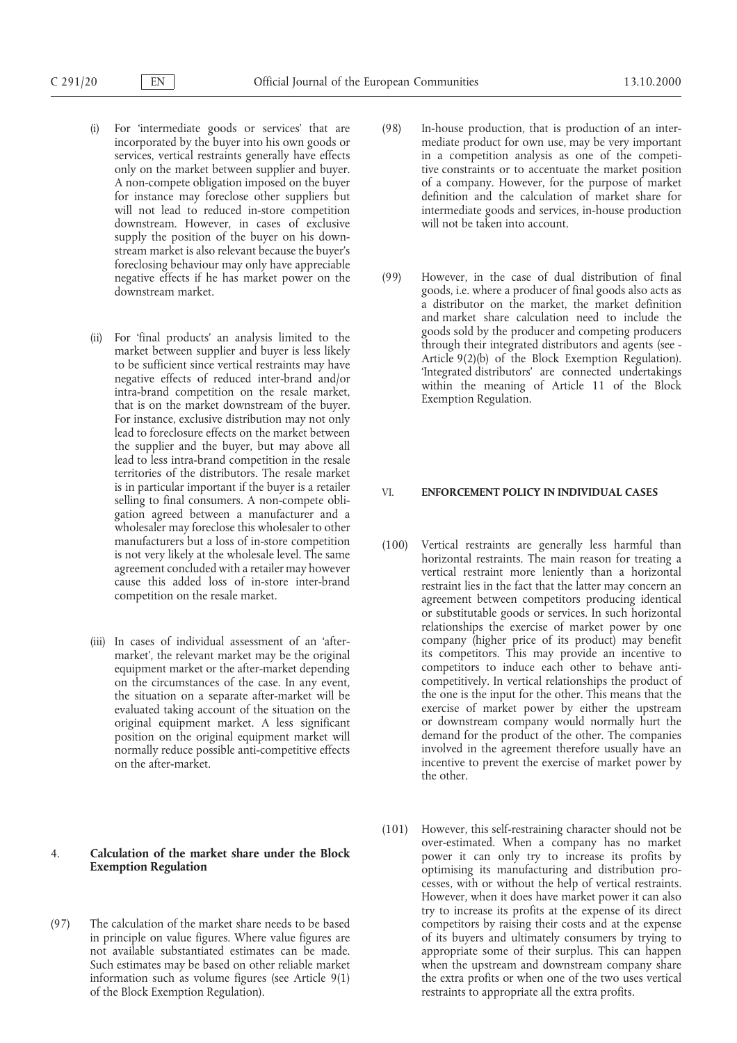(i) For 'intermediate goods or services' that are incorporated by the buyer into his own goods or services, vertical restraints generally have effects only on the market between supplier and buyer. A non-compete obligation imposed on the buyer for instance may foreclose other suppliers but will not lead to reduced in-store competition downstream. However, in cases of exclusive supply the position of the buyer on his downstream market is also relevant because the buyer's foreclosing behaviour may only have appreciable negative effects if he has market power on the downstream market.

(ii) For 'final products' an analysis limited to the market between supplier and buyer is less likely to be sufficient since vertical restraints may have negative effects of reduced inter-brand and/or intra-brand competition on the resale market, that is on the market downstream of the buyer. For instance, exclusive distribution may not only lead to foreclosure effects on the market between the supplier and the buyer, but may above all lead to less intra-brand competition in the resale territories of the distributors. The resale market is in particular important if the buyer is a retailer selling to final consumers. A non-compete obligation agreed between a manufacturer and a wholesaler may foreclose this wholesaler to other manufacturers but a loss of in-store competition is not very likely at the wholesale level. The same agreement concluded with a retailer may however cause this added loss of in-store inter-brand competition on the resale market.

(iii) In cases of individual assessment of an 'after-market', the relevant market may be the original equipment market or the after-market depending on the circumstances of the case. In any event, the situation on a separate after-market will be evaluated taking account of the situation on the original equipment market. A less significant position on the original equipment market will normally reduce possible anti-competitive effects on the after-market.

## 4. Calculation of the market share under the Block Exemption Regulation

(97) The calculation of the market share needs to be based in principle on value figures. Where value figures are not available substantiated estimates can be made. Such estimates may be based on other reliable market information such as volume figures (see Article 9(1) of the Block Exemption Regulation).

(98) In-house production, that is production of an intermediate product for own use, may be very important in a competition analysis as one of the competitive constraints or to accentuate the market position of a company. However, for the purpose of market definition and the calculation of market share for intermediate goods and services, in-house production will not be taken into account.

(99) However, in the case of dual distribution of final goods, i.e. where a producer of final goods also acts as a distributor on the market, the market definition and market share calculation need to include the goods sold by the producer and competing producers through their integrated distributors and agents (see Article 9(2)(b) of the Block Exemption Regulation). 'Integrated distributors' are connected undertakings within the meaning of Article 11 of the Block Exemption Regulation.

# VI. ENFORCEMENT POLICY IN INDIVIDUAL CASES

(100) Vertical restraints are generally less harmful than horizontal restraints. The main reason for treating a vertical restraint more leniently than a horizontal restraint lies in the fact that the latter may concern an agreement between competitors producing identical or substitutable goods or services. In such horizontal relationships the exercise of market power by one company (higher price of its product) may benefit its competitors. This may provide an incentive to competitors to induce each other to behave anti-competitively. In vertical relationships the product of the one is the input for the other. This means that the exercise of market power by either the upstream or downstream company would normally hurt the demand for the product of the other. The companies involved in the agreement therefore usually have an incentive to prevent the exercise of market power by the other.

(101) However, this self-restraining character should not be over-estimated. When a company has no market power it can only try to increase its profits by optimising its manufacturing and distribution processes, with or without the help of vertical restraints. However, when it does have market power it can also try to increase its profits at the expense of its direct competitors by raising their costs and at the expense of its buyers and ultimately consumers by trying to appropriate some of their surplus. This can happen when the upstream and downstream company share the extra profits or when one of the two uses vertical restraints to appropriate all the extra profits.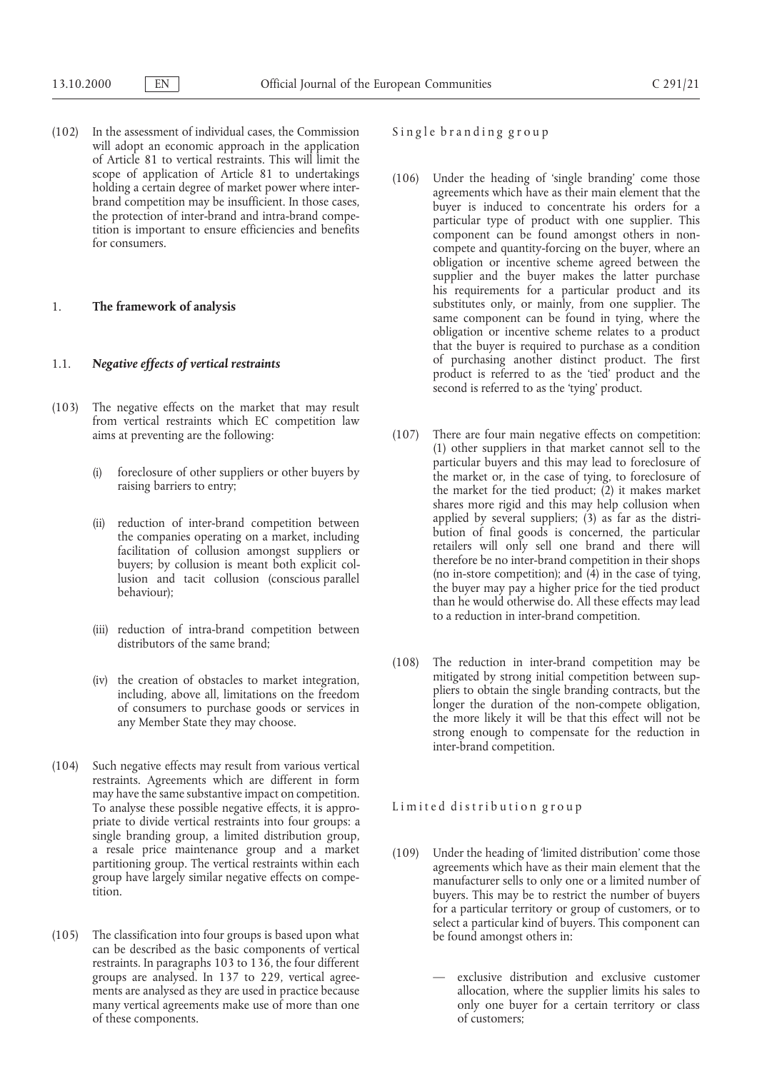(102) In the assessment of individual cases, the Commission will adopt an economic approach in the application of Article 81 to vertical restraints. This will limit the scope of application of Article 81 to undertakings holding a certain degree of market power where inter-brand competition may be insufficient. In those cases, the protection of inter-brand and intra-brand competition is important to ensure efficiencies and benefits for consumers.

## 1. **The framework of analysis**

### 1.1. ***Negative effects of vertical restraints***

(103) The negative effects on the market that may result from vertical restraints which EC competition law aims at preventing are the following:

(i) foreclosure of other suppliers or other buyers by raising barriers to entry;

(ii) reduction of inter-brand competition between the companies operating on a market, including facilitation of collusion amongst suppliers or buyers; by collusion is meant both explicit collusion and tacit collusion (conscious parallel behaviour);

(iii) reduction of intra-brand competition between distributors of the same brand;

(iv) the creation of obstacles to market integration, including, above all, limitations on the freedom of consumers to purchase goods or services in any Member State they may choose.

(104) Such negative effects may result from various vertical restraints. Agreements which are different in form may have the same substantive impact on competition. To analyse these possible negative effects, it is appropriate to divide vertical restraints into four groups: a single branding group, a limited distribution group, a resale price maintenance group and a market partitioning group. The vertical restraints within each group have largely similar negative effects on competition.

(105) The classification into four groups is based upon what can be described as the basic components of vertical restraints. In paragraphs 103 to 136, the four different groups are analysed. In 137 to 229, vertical agreements are analysed as they are used in practice because many vertical agreements make use of more than one of these components.

Single branding group

(106) Under the heading of 'single branding' come those agreements which have as their main element that the buyer is induced to concentrate his orders for a particular type of product with one supplier. This component can be found amongst others in non-compete and quantity-forcing on the buyer, where an obligation or incentive scheme agreed between the supplier and the buyer makes the latter purchase his requirements for a particular product and its substitutes only, or mainly, from one supplier. The same component can be found in tying, where the obligation or incentive scheme relates to a product that the buyer is required to purchase as a condition of purchasing another distinct product. The first product is referred to as the 'tied' product and the second is referred to as the 'tying' product.

(107) There are four main negative effects on competition: (1) other suppliers in that market cannot sell to the particular buyers and this may lead to foreclosure of the market or, in the case of tying, to foreclosure of the market for the tied product; (2) it makes market shares more rigid and this may help collusion when applied by several suppliers; (3) as far as the distribution of final goods is concerned, the particular retailers will only sell one brand and there will therefore be no inter-brand competition in their shops (no in-store competition); and (4) in the case of tying, the buyer may pay a higher price for the tied product than he would otherwise do. All these effects may lead to a reduction in inter-brand competition.

(108) The reduction in inter-brand competition may be mitigated by strong initial competition between suppliers to obtain the single branding contracts, but the longer the duration of the non-compete obligation, the more likely it will be that this effect will not be strong enough to compensate for the reduction in inter-brand competition.

Limited distribution group

(109) Under the heading of 'limited distribution' come those agreements which have as their main element that the manufacturer sells to only one or a limited number of buyers. This may be to restrict the number of buyers for a particular territory or group of customers, or to select a particular kind of buyers. This component can be found amongst others in:

— exclusive distribution and exclusive customer allocation, where the supplier limits his sales to only one buyer for a certain territory or class of customers;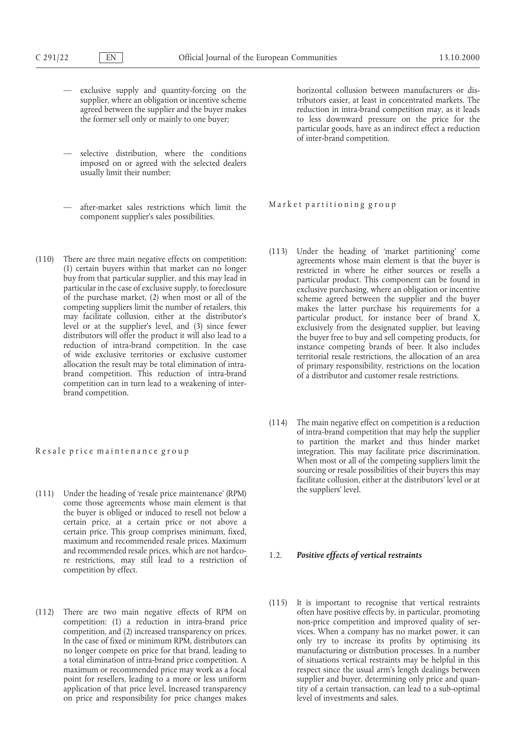— exclusive supply and quantity-forcing on the supplier, where an obligation or incentive scheme agreed between the supplier and the buyer makes the former sell only or mainly to one buyer;

— selective distribution, where the conditions imposed on or agreed with the selected dealers usually limit their number;

— after-market sales restrictions which limit the component supplier's sales possibilities.

(110) There are three main negative effects on competition: (1) certain buyers within that market can no longer buy from that particular supplier, and this may lead in particular in the case of exclusive supply, to foreclosure of the purchase market, (2) when most or all of the competing suppliers limit the number of retailers, this may facilitate collusion, either at the distributor's level or at the supplier's level, and (3) since fewer distributors will offer the product it will also lead to a reduction of intra-brand competition. In the case of wide exclusive territories or exclusive customer allocation the result may be total elimination of intra-brand competition. This reduction of intra-brand competition can in turn lead to a weakening of inter-brand competition.

Resale price maintenance group

(111) Under the heading of 'resale price maintenance' (RPM) come those agreements whose main element is that the buyer is obliged or induced to resell not below a certain price, at a certain price or not above a certain price. This group comprises minimum, fixed, maximum and recommended resale prices. Maximum and recommended resale prices, which are not hardcore restrictions, may still lead to a restriction of competition by effect.

(112) There are two main negative effects of RPM on competition: (1) a reduction in intra-brand price competition, and (2) increased transparency on prices. In the case of fixed or minimum RPM, distributors can no longer compete on price for that brand, leading to a total elimination of intra-brand price competition. A maximum or recommended price may work as a focal point for resellers, leading to a more or less uniform application of that price level. Increased transparency on price and responsibility for price changes makes horizontal collusion between manufacturers or distributors easier, at least in concentrated markets. The reduction in intra-brand competition may, as it leads to less downward pressure on the price for the particular goods, have as an indirect effect a reduction of inter-brand competition.

Market partitioning group

(113) Under the heading of 'market partitioning' come agreements whose main element is that the buyer is restricted in where he either sources or resells a particular product. This component can be found in exclusive purchasing, where an obligation or incentive scheme agreed between the supplier and the buyer makes the latter purchase his requirements for a particular product, for instance beer of brand X, exclusively from the designated supplier, but leaving the buyer free to buy and sell competing products, for instance competing brands of beer. It also includes territorial resale restrictions, the allocation of an area of primary responsibility, restrictions on the location of a distributor and customer resale restrictions.

(114) The main negative effect on competition is a reduction of intra-brand competition that may help the supplier to partition the market and thus hinder market integration. This may facilitate price discrimination. When most or all of the competing suppliers limit the sourcing or resale possibilities of their buyers this may facilitate collusion, either at the distributors' level or at the suppliers' level.

### 1.2. *Positive effects of vertical restraints*

(115) It is important to recognise that vertical restraints often have positive effects by, in particular, promoting non-price competition and improved quality of services. When a company has no market power, it can only try to increase its profits by optimising its manufacturing or distribution processes. In a number of situations vertical restraints may be helpful in this respect since the usual arm's length dealings between supplier and buyer, determining only price and quantity of a certain transaction, can lead to a sub-optimal level of investments and sales.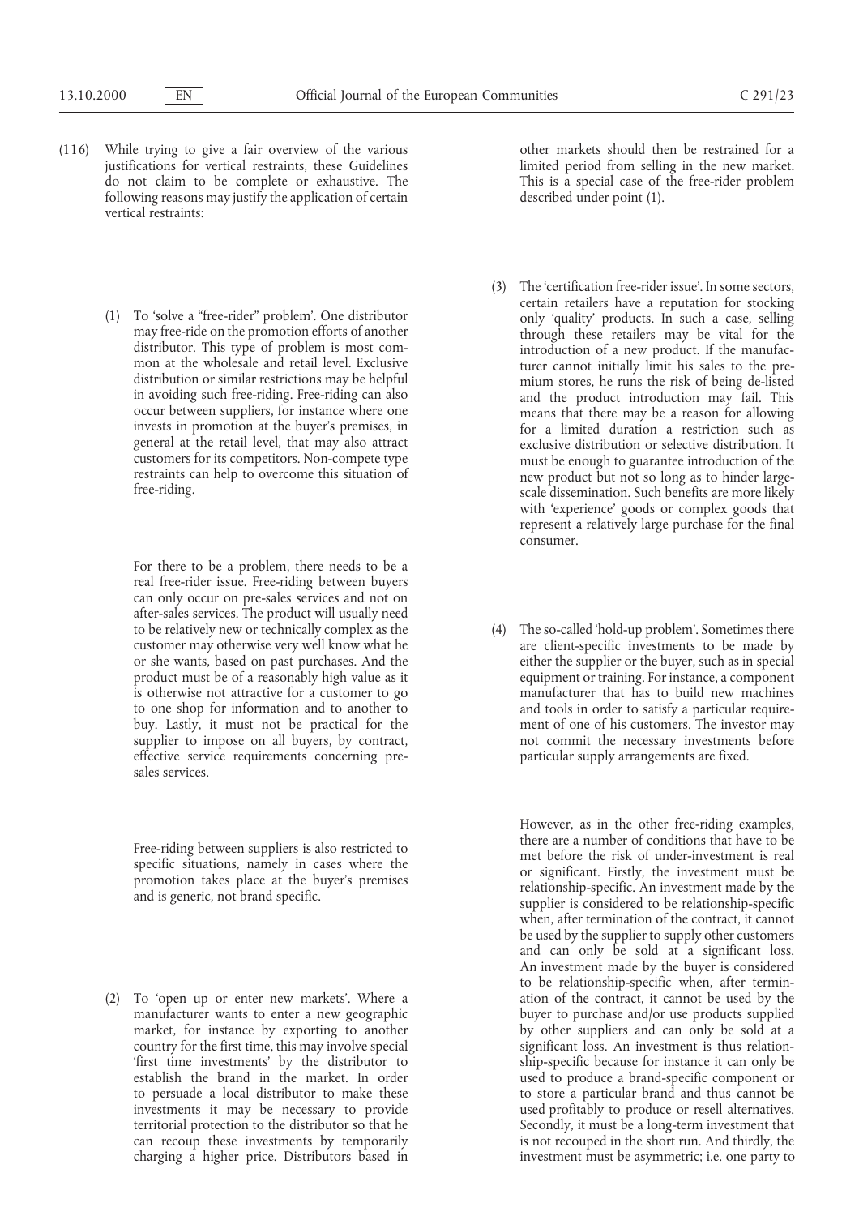(116) While trying to give a fair overview of the various justifications for vertical restraints, these Guidelines do not claim to be complete or exhaustive. The following reasons may justify the application of certain vertical restraints:

(1) To 'solve a "free-rider" problem'. One distributor may free-ride on the promotion efforts of another distributor. This type of problem is most common at the wholesale and retail level. Exclusive distribution or similar restrictions may be helpful in avoiding such free-riding. Free-riding can also occur between suppliers, for instance where one invests in promotion at the buyer's premises, in general at the retail level, that may also attract customers for its competitors. Non-compete type restraints can help to overcome this situation of free-riding.

For there to be a problem, there needs to be a real free-rider issue. Free-riding between buyers can only occur on pre-sales services and not on after-sales services. The product will usually need to be relatively new or technically complex as the customer may otherwise very well know what he or she wants, based on past purchases. And the product must be of a reasonably high value as it is otherwise not attractive for a customer to go to one shop for information and to another to buy. Lastly, it must not be practical for the supplier to impose on all buyers, by contract, effective service requirements concerning pre-sales services.

Free-riding between suppliers is also restricted to specific situations, namely in cases where the promotion takes place at the buyer's premises and is generic, not brand specific.

(2) To 'open up or enter new markets'. Where a manufacturer wants to enter a new geographic market, for instance by exporting to another country for the first time, this may involve special 'first time investments' by the distributor to establish the brand in the market. In order to persuade a local distributor to make these investments it may be necessary to provide territorial protection to the distributor so that he can recoup these investments by temporarily charging a higher price. Distributors based in other markets should then be restrained for a limited period from selling in the new market. This is a special case of the free-rider problem described under point (1).

(3) The 'certification free-rider issue'. In some sectors, certain retailers have a reputation for stocking only 'quality' products. In such a case, selling through these retailers may be vital for the introduction of a new product. If the manufacturer cannot initially limit his sales to the premium stores, he runs the risk of being de-listed and the product introduction may fail. This means that there may be a reason for allowing for a limited duration a restriction such as exclusive distribution or selective distribution. It must be enough to guarantee introduction of the new product but not so long as to hinder large-scale dissemination. Such benefits are more likely with 'experience' goods or complex goods that represent a relatively large purchase for the final consumer.

(4) The so-called 'hold-up problem'. Sometimes there are client-specific investments to be made by either the supplier or the buyer, such as in special equipment or training. For instance, a component manufacturer that has to build new machines and tools in order to satisfy a particular requirement of one of his customers. The investor may not commit the necessary investments before particular supply arrangements are fixed.

However, as in the other free-riding examples, there are a number of conditions that have to be met before the risk of under-investment is real or significant. Firstly, the investment must be relationship-specific. An investment made by the supplier is considered to be relationship-specific when, after termination of the contract, it cannot be used by the supplier to supply other customers and can only be sold at a significant loss. An investment made by the buyer is considered to be relationship-specific when, after termination of the contract, it cannot be used by the buyer to purchase and/or use products supplied by other suppliers and can only be sold at a significant loss. An investment is thus relationship-specific because for instance it can only be used to produce a brand-specific component or to store a particular brand and thus cannot be used profitably to produce or resell alternatives. Secondly, it must be a long-term investment that is not recouped in the short run. And thirdly, the investment must be asymmetric; i.e. one party to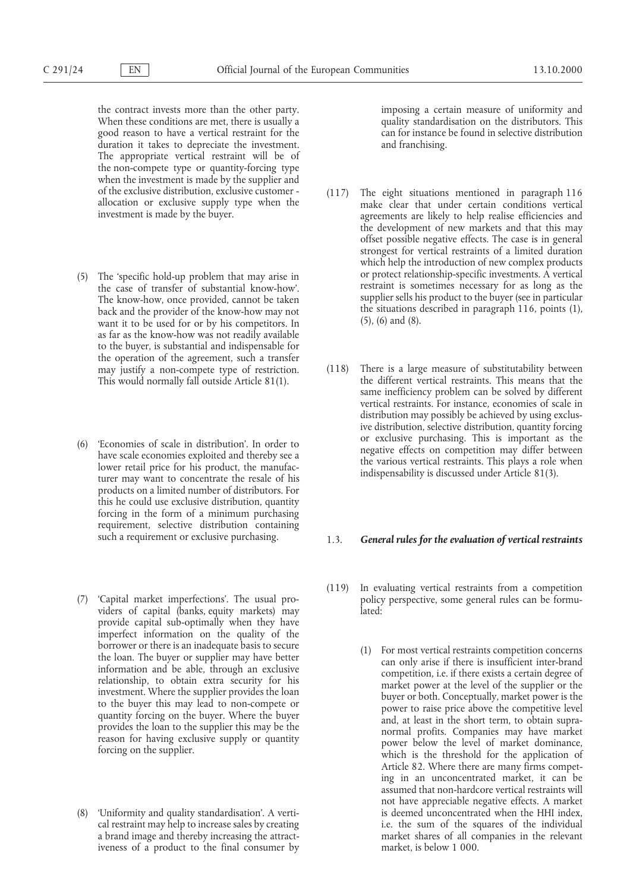the contract invests more than the other party. When these conditions are met, there is usually a good reason to have a vertical restraint for the duration it takes to depreciate the investment. The appropriate vertical restraint will be of the non-compete type or quantity-forcing type when the investment is made by the supplier and of the exclusive distribution, exclusive customer - allocation or exclusive supply type when the investment is made by the buyer.

(5) The 'specific hold-up problem that may arise in the case of transfer of substantial know-how'. The know-how, once provided, cannot be taken back and the provider of the know-how may not want it to be used for or by his competitors. In as far as the know-how was not readily available to the buyer, is substantial and indispensable for the operation of the agreement, such a transfer may justify a non-compete type of restriction. This would normally fall outside Article 81(1).

(6) 'Economies of scale in distribution'. In order to have scale economies exploited and thereby see a lower retail price for his product, the manufacturer may want to concentrate the resale of his products on a limited number of distributors. For this he could use exclusive distribution, quantity forcing in the form of a minimum purchasing requirement, selective distribution containing such a requirement or exclusive purchasing.

(7) 'Capital market imperfections'. The usual providers of capital (banks, equity markets) may provide capital sub-optimally when they have imperfect information on the quality of the borrower or there is an inadequate basis to secure the loan. The buyer or supplier may have better information and be able, through an exclusive relationship, to obtain extra security for his investment. Where the supplier provides the loan to the buyer this may lead to non-compete or quantity forcing on the buyer. Where the buyer provides the loan to the supplier this may be the reason for having exclusive supply or quantity forcing on the supplier.

(8) 'Uniformity and quality standardisation'. A vertical restraint may help to increase sales by creating a brand image and thereby increasing the attractiveness of a product to the final consumer by imposing a certain measure of uniformity and quality standardisation on the distributors. This can for instance be found in selective distribution and franchising.

(117) The eight situations mentioned in paragraph 116 make clear that under certain conditions vertical agreements are likely to help realise efficiencies and the development of new markets and that this may offset possible negative effects. The case is in general strongest for vertical restraints of a limited duration which help the introduction of new complex products or protect relationship-specific investments. A vertical restraint is sometimes necessary for as long as the supplier sells his product to the buyer (see in particular the situations described in paragraph 116, points (1), (5), (6) and (8).

(118) There is a large measure of substitutability between the different vertical restraints. This means that the same inefficiency problem can be solved by different vertical restraints. For instance, economies of scale in distribution may possibly be achieved by using exclusive distribution, selective distribution, quantity forcing or exclusive purchasing. This is important as the negative effects on competition may differ between the various vertical restraints. This plays a role when indispensability is discussed under Article 81(3).

### 1.3. *General rules for the evaluation of vertical restraints*

(119) In evaluating vertical restraints from a competition policy perspective, some general rules can be formulated:

(1) For most vertical restraints competition concerns can only arise if there is insufficient inter-brand competition, i.e. if there exists a certain degree of market power at the level of the supplier or the buyer or both. Conceptually, market power is the power to raise price above the competitive level and, at least in the short term, to obtain supra-normal profits. Companies may have market power below the level of market dominance, which is the threshold for the application of Article 82. Where there are many firms competing in an unconcentrated market, it can be assumed that non-hardcore vertical restraints will not have appreciable negative effects. A market is deemed unconcentrated when the HHI index, i.e. the sum of the squares of the individual market shares of all companies in the relevant market, is below 1 000.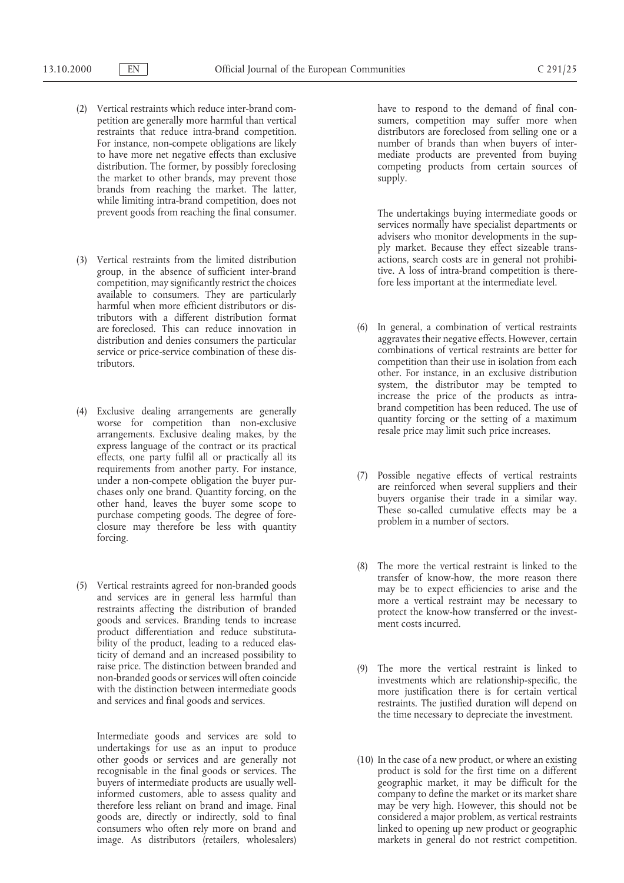(2) Vertical restraints which reduce inter-brand competition are generally more harmful than vertical restraints that reduce intra-brand competition. For instance, non-compete obligations are likely to have more net negative effects than exclusive distribution. The former, by possibly foreclosing the market to other brands, may prevent those brands from reaching the market. The latter, while limiting intra-brand competition, does not prevent goods from reaching the final consumer.

(3) Vertical restraints from the limited distribution group, in the absence of sufficient inter-brand competition, may significantly restrict the choices available to consumers. They are particularly harmful when more efficient distributors or distributors with a different distribution format are foreclosed. This can reduce innovation in distribution and denies consumers the particular service or price-service combination of these distributors.

(4) Exclusive dealing arrangements are generally worse for competition than non-exclusive arrangements. Exclusive dealing makes, by the express language of the contract or its practical effects, one party fulfil all or practically all its requirements from another party. For instance, under a non-compete obligation the buyer purchases only one brand. Quantity forcing, on the other hand, leaves the buyer some scope to purchase competing goods. The degree of foreclosure may therefore be less with quantity forcing.

(5) Vertical restraints agreed for non-branded goods and services are in general less harmful than restraints affecting the distribution of branded goods and services. Branding tends to increase product differentiation and reduce substitutability of the product, leading to a reduced elasticity of demand and an increased possibility to raise price. The distinction between branded and non-branded goods or services will often coincide with the distinction between intermediate goods and services and final goods and services.

Intermediate goods and services are sold to undertakings for use as an input to produce other goods or services and are generally not recognisable in the final goods or services. The buyers of intermediate products are usually well-informed customers, able to assess quality and therefore less reliant on brand and image. Final goods are, directly or indirectly, sold to final consumers who often rely more on brand and image. As distributors (retailers, wholesalers) have to respond to the demand of final consumers, competition may suffer more when distributors are foreclosed from selling one or a number of brands than when buyers of intermediate products are prevented from buying competing products from certain sources of supply.

The undertakings buying intermediate goods or services normally have specialist departments or advisers who monitor developments in the supply market. Because they effect sizeable transactions, search costs are in general not prohibitive. A loss of intra-brand competition is therefore less important at the intermediate level.

(6) In general, a combination of vertical restraints aggravates their negative effects. However, certain combinations of vertical restraints are better for competition than their use in isolation from each other. For instance, in an exclusive distribution system, the distributor may be tempted to increase the price of the products as intra-brand competition has been reduced. The use of quantity forcing or the setting of a maximum resale price may limit such price increases.

(7) Possible negative effects of vertical restraints are reinforced when several suppliers and their buyers organise their trade in a similar way. These so-called cumulative effects may be a problem in a number of sectors.

(8) The more the vertical restraint is linked to the transfer of know-how, the more reason there may be to expect efficiencies to arise and the more a vertical restraint may be necessary to protect the know-how transferred or the investment costs incurred.

(9) The more the vertical restraint is linked to investments which are relationship-specific, the more justification there is for certain vertical restraints. The justified duration will depend on the time necessary to depreciate the investment.

(10) In the case of a new product, or where an existing product is sold for the first time on a different geographic market, it may be difficult for the company to define the market or its market share may be very high. However, this should not be considered a major problem, as vertical restraints linked to opening up new product or geographic markets in general do not restrict competition.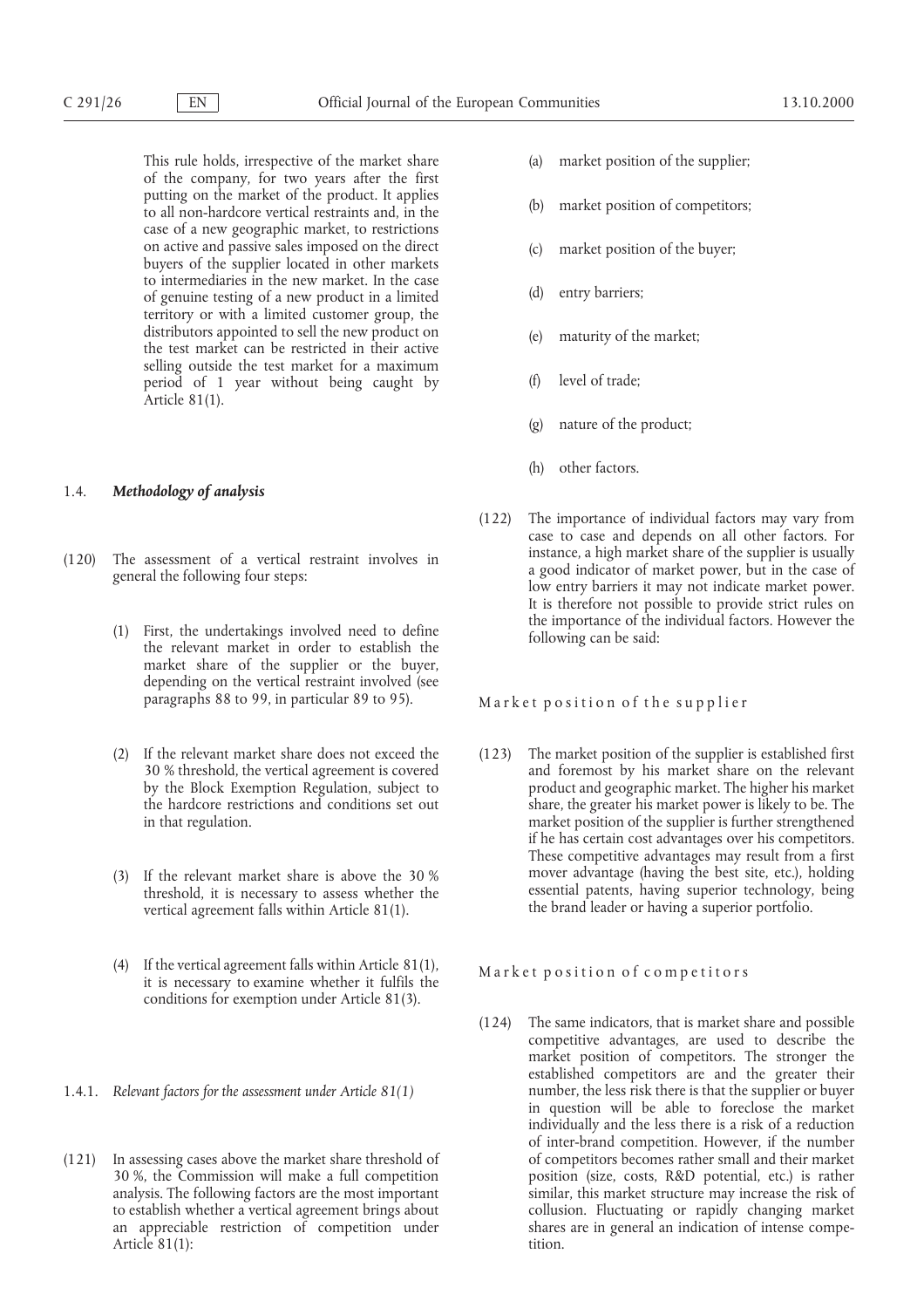This rule holds, irrespective of the market share of the company, for two years after the first putting on the market of the product. It applies to all non-hardcore vertical restraints and, in the case of a new geographic market, to restrictions on active and passive sales imposed on the direct buyers of the supplier located in other markets to intermediaries in the new market. In the case of genuine testing of a new product in a limited territory or with a limited customer group, the distributors appointed to sell the new product on the test market can be restricted in their active selling outside the test market for a maximum period of 1 year without being caught by Article 81(1).

## 1.4. *Methodology of analysis*

(120) The assessment of a vertical restraint involves in general the following four steps:

(1) First, the undertakings involved need to define the relevant market in order to establish the market share of the supplier or the buyer, depending on the vertical restraint involved (see paragraphs 88 to 99, in particular 89 to 95).

(2) If the relevant market share does not exceed the 30 % threshold, the vertical agreement is covered by the Block Exemption Regulation, subject to the hardcore restrictions and conditions set out in that regulation.

(3) If the relevant market share is above the 30 % threshold, it is necessary to assess whether the vertical agreement falls within Article 81(1).

(4) If the vertical agreement falls within Article 81(1), it is necessary to examine whether it fulfils the conditions for exemption under Article 81(3).

### 1.4.1. *Relevant factors for the assessment under Article 81(1)*

(121) In assessing cases above the market share threshold of 30 %, the Commission will make a full competition analysis. The following factors are the most important to establish whether a vertical agreement brings about an appreciable restriction of competition under Article 81(1):

(a) market position of the supplier;

(b) market position of competitors;

(c) market position of the buyer;

(d) entry barriers;

(e) maturity of the market;

(f) level of trade;

(g) nature of the product;

(h) other factors.

(122) The importance of individual factors may vary from case to case and depends on all other factors. For instance, a high market share of the supplier is usually a good indicator of market power, but in the case of low entry barriers it may not indicate market power. It is therefore not possible to provide strict rules on the importance of the individual factors. However the following can be said:

Market position of the supplier

(123) The market position of the supplier is established first and foremost by his market share on the relevant product and geographic market. The higher his market share, the greater his market power is likely to be. The market position of the supplier is further strengthened if he has certain cost advantages over his competitors. These competitive advantages may result from a first mover advantage (having the best site, etc.), holding essential patents, having superior technology, being the brand leader or having a superior portfolio.

Market position of competitors

(124) The same indicators, that is market share and possible competitive advantages, are used to describe the market position of competitors. The stronger the established competitors are and the greater their number, the less risk there is that the supplier or buyer in question will be able to foreclose the market individually and the less there is a risk of a reduction of inter-brand competition. However, if the number of competitors becomes rather small and their market position (size, costs, R&D potential, etc.) is rather similar, this market structure may increase the risk of collusion. Fluctuating or rapidly changing market shares are in general an indication of intense competition.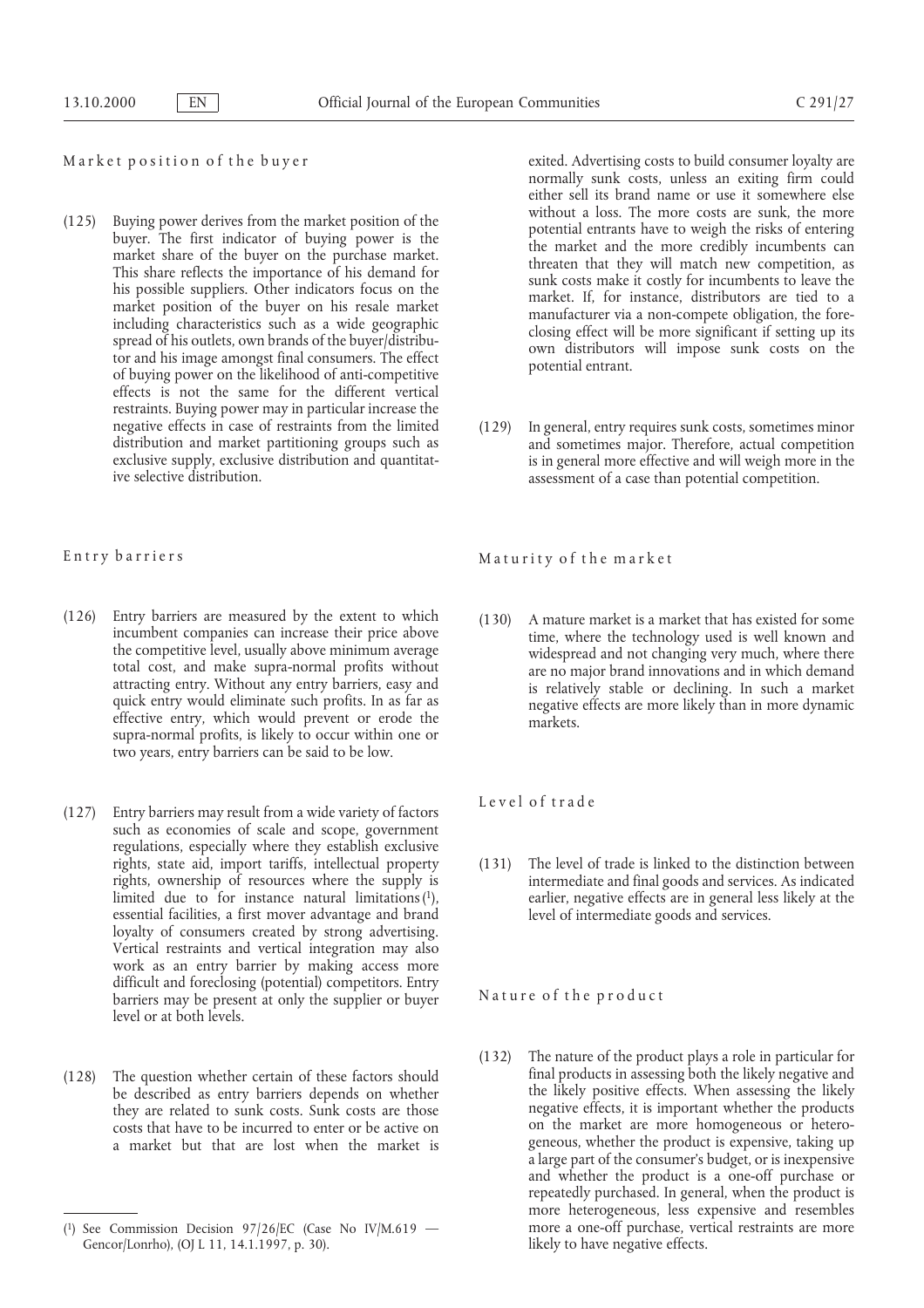### Market position of the buyer

(125) Buying power derives from the market position of the buyer. The first indicator of buying power is the market share of the buyer on the purchase market. This share reflects the importance of his demand for his possible suppliers. Other indicators focus on the market position of the buyer on his resale market including characteristics such as a wide geographic spread of his outlets, own brands of the buyer/distributor and his image amongst final consumers. The effect of buying power on the likelihood of anti-competitive effects is not the same for the different vertical restraints. Buying power may in particular increase the negative effects in case of restraints from the limited distribution and market partitioning groups such as exclusive supply, exclusive distribution and quantitative selective distribution.

### Entry barriers

(126) Entry barriers are measured by the extent to which incumbent companies can increase their price above the competitive level, usually above minimum average total cost, and make supra-normal profits without attracting entry. Without any entry barriers, easy and quick entry would eliminate such profits. In as far as effective entry, which would prevent or erode the supra-normal profits, is likely to occur within one or two years, entry barriers can be said to be low.

(127) Entry barriers may result from a wide variety of factors such as economies of scale and scope, government regulations, especially where they establish exclusive rights, state aid, import tariffs, intellectual property rights, ownership of resources where the supply is limited due to for instance natural limitations [1], essential facilities, a first mover advantage and brand loyalty of consumers created by strong advertising. Vertical restraints and vertical integration may also work as an entry barrier by making access more difficult and foreclosing (potential) competitors. Entry barriers may be present at only the supplier or buyer level or at both levels.

(128) The question whether certain of these factors should be described as entry barriers depends on whether they are related to sunk costs. Sunk costs are those costs that have to be incurred to enter or be active on a market but that are lost when the market is exited. Advertising costs to build consumer loyalty are normally sunk costs, unless an exiting firm could either sell its brand name or use it somewhere else without a loss. The more costs are sunk, the more potential entrants have to weigh the risks of entering the market and the more credibly incumbents can threaten that they will match new competition, as sunk costs make it costly for incumbents to leave the market. If, for instance, distributors are tied to a manufacturer via a non-compete obligation, the foreclosing effect will be more significant if setting up its own distributors will impose sunk costs on the potential entrant.

(129) In general, entry requires sunk costs, sometimes minor and sometimes major. Therefore, actual competition is in general more effective and will weigh more in the assessment of a case than potential competition.

### Maturity of the market

(130) A mature market is a market that has existed for some time, where the technology used is well known and widespread and not changing very much, where there are no major brand innovations and in which demand is relatively stable or declining. In such a market negative effects are more likely than in more dynamic markets.

### Level of trade

(131) The level of trade is linked to the distinction between intermediate and final goods and services. As indicated earlier, negative effects are in general less likely at the level of intermediate goods and services.

### Nature of the product

(132) The nature of the product plays a role in particular for final products in assessing both the likely negative and the likely positive effects. When assessing the likely negative effects, it is important whether the products on the market are more homogeneous or heterogeneous, whether the product is expensive, taking up a large part of the consumer's budget, or is inexpensive and whether the product is a one-off purchase or repeatedly purchased. In general, when the product is more heterogeneous, less expensive and resembles more a one-off purchase, vertical restraints are more likely to have negative effects.

---

[1] See Commission Decision 97/26/EC (Case No IV/M.619 — Gencor/Lonrho), (OJ L 11, 14.1.1997, p. 30).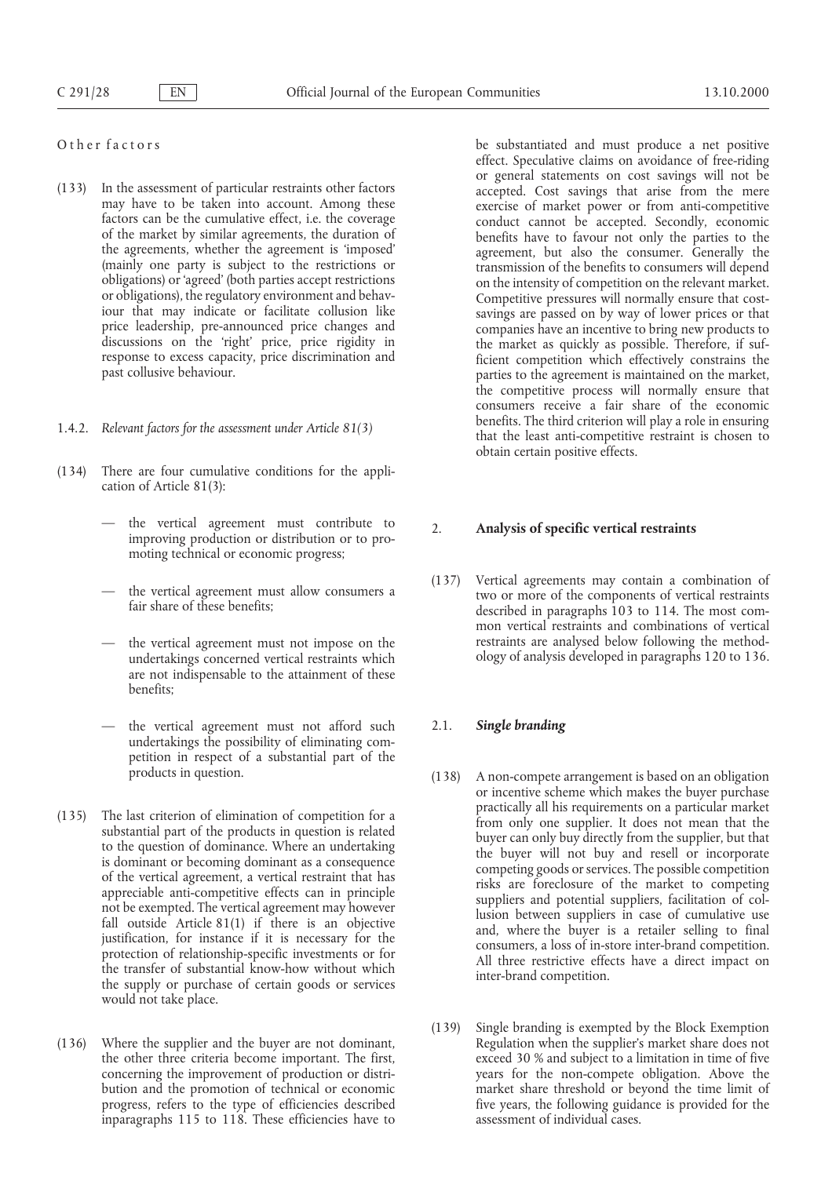Other factors

(133) In the assessment of particular restraints other factors may have to be taken into account. Among these factors can be the cumulative effect, i.e. the coverage of the market by similar agreements, the duration of the agreements, whether the agreement is 'imposed' (mainly one party is subject to the restrictions or obligations) or 'agreed' (both parties accept restrictions or obligations), the regulatory environment and behaviour that may indicate or facilitate collusion like price leadership, pre-announced price changes and discussions on the 'right' price, price rigidity in response to excess capacity, price discrimination and past collusive behaviour.

1.4.2. *Relevant factors for the assessment under Article 81(3)*

(134) There are four cumulative conditions for the application of Article 81(3):

— the vertical agreement must contribute to improving production or distribution or to promoting technical or economic progress;

— the vertical agreement must allow consumers a fair share of these benefits;

— the vertical agreement must not impose on the undertakings concerned vertical restraints which are not indispensable to the attainment of these benefits;

— the vertical agreement must not afford such undertakings the possibility of eliminating competition in respect of a substantial part of the products in question.

(135) The last criterion of elimination of competition for a substantial part of the products in question is related to the question of dominance. Where an undertaking is dominant or becoming dominant as a consequence of the vertical agreement, a vertical restraint that has appreciable anti-competitive effects can in principle not be exempted. The vertical agreement may however fall outside Article 81(1) if there is an objective justification, for instance if it is necessary for the protection of relationship-specific investments or for the transfer of substantial know-how without which the supply or purchase of certain goods or services would not take place.

(136) Where the supplier and the buyer are not dominant, the other three criteria become important. The first, concerning the improvement of production or distribution and the promotion of technical or economic progress, refers to the type of efficiencies described inparagraphs 115 to 118. These efficiencies have to be substantiated and must produce a net positive effect. Speculative claims on avoidance of free-riding or general statements on cost savings will not be accepted. Cost savings that arise from the mere exercise of market power or from anti-competitive conduct cannot be accepted. Secondly, economic benefits have to favour not only the parties to the agreement, but also the consumer. Generally the transmission of the benefits to consumers will depend on the intensity of competition on the relevant market. Competitive pressures will normally ensure that cost-savings are passed on by way of lower prices or that companies have an incentive to bring new products to the market as quickly as possible. Therefore, if sufficient competition which effectively constrains the parties to the agreement is maintained on the market, the competitive process will normally ensure that consumers receive a fair share of the economic benefits. The third criterion will play a role in ensuring that the least anti-competitive restraint is chosen to obtain certain positive effects.

## 2. Analysis of specific vertical restraints

(137) Vertical agreements may contain a combination of two or more of the components of vertical restraints described in paragraphs 103 to 114. The most common vertical restraints and combinations of vertical restraints are analysed below following the methodology of analysis developed in paragraphs 120 to 136.

### 2.1. *Single branding*

(138) A non-compete arrangement is based on an obligation or incentive scheme which makes the buyer purchase practically all his requirements on a particular market from only one supplier. It does not mean that the buyer can only buy directly from the supplier, but that the buyer will not buy and resell or incorporate competing goods or services. The possible competition risks are foreclosure of the market to competing suppliers and potential suppliers, facilitation of collusion between suppliers in case of cumulative use and, where the buyer is a retailer selling to final consumers, a loss of in-store inter-brand competition. All three restrictive effects have a direct impact on inter-brand competition.

(139) Single branding is exempted by the Block Exemption Regulation when the supplier's market share does not exceed 30 % and subject to a limitation in time of five years for the non-compete obligation. Above the market share threshold or beyond the time limit of five years, the following guidance is provided for the assessment of individual cases.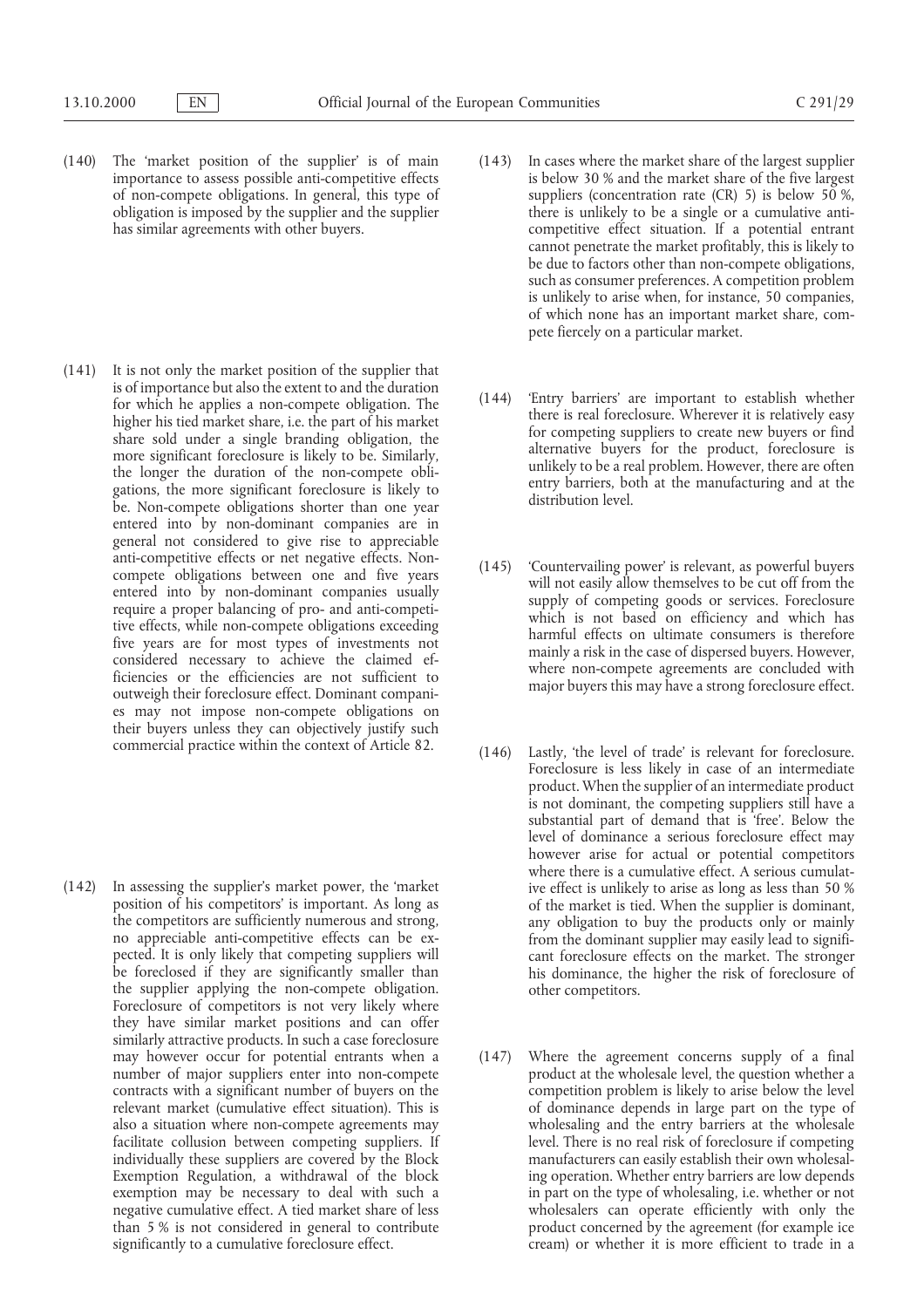(140) The 'market position of the supplier' is of main importance to assess possible anti-competitive effects of non-compete obligations. In general, this type of obligation is imposed by the supplier and the supplier has similar agreements with other buyers.

(141) It is not only the market position of the supplier that is of importance but also the extent to and the duration for which he applies a non-compete obligation. The higher his tied market share, i.e. the part of his market share sold under a single branding obligation, the more significant foreclosure is likely to be. Similarly, the longer the duration of the non-compete obligations, the more significant foreclosure is likely to be. Non-compete obligations shorter than one year entered into by non-dominant companies are in general not considered to give rise to appreciable anti-competitive effects or net negative effects. Non-compete obligations between one and five years entered into by non-dominant companies usually require a proper balancing of pro- and anti-competitive effects, while non-compete obligations exceeding five years are for most types of investments not considered necessary to achieve the claimed efficiencies or the efficiencies are not sufficient to outweigh their foreclosure effect. Dominant companies may not impose non-compete obligations on their buyers unless they can objectively justify such commercial practice within the context of Article 82.

(142) In assessing the supplier's market power, the 'market position of his competitors' is important. As long as the competitors are sufficiently numerous and strong, no appreciable anti-competitive effects can be expected. It is only likely that competing suppliers will be foreclosed if they are significantly smaller than the supplier applying the non-compete obligation. Foreclosure of competitors is not very likely where they have similar market positions and can offer similarly attractive products. In such a case foreclosure may however occur for potential entrants when a number of major suppliers enter into non-compete contracts with a significant number of buyers on the relevant market (cumulative effect situation). This is also a situation where non-compete agreements may facilitate collusion between competing suppliers. If individually these suppliers are covered by the Block Exemption Regulation, a withdrawal of the block exemption may be necessary to deal with such a negative cumulative effect. A tied market share of less than 5 % is not considered in general to contribute significantly to a cumulative foreclosure effect.

(143) In cases where the market share of the largest supplier is below 30 % and the market share of the five largest suppliers (concentration rate (CR) 5) is below 50 %, there is unlikely to be a single or a cumulative anti-competitive effect situation. If a potential entrant cannot penetrate the market profitably, this is likely to be due to factors other than non-compete obligations, such as consumer preferences. A competition problem is unlikely to arise when, for instance, 50 companies, of which none has an important market share, compete fiercely on a particular market.

(144) 'Entry barriers' are important to establish whether there is real foreclosure. Wherever it is relatively easy for competing suppliers to create new buyers or find alternative buyers for the product, foreclosure is unlikely to be a real problem. However, there are often entry barriers, both at the manufacturing and at the distribution level.

(145) 'Countervailing power' is relevant, as powerful buyers will not easily allow themselves to be cut off from the supply of competing goods or services. Foreclosure which is not based on efficiency and which has harmful effects on ultimate consumers is therefore mainly a risk in the case of dispersed buyers. However, where non-compete agreements are concluded with major buyers this may have a strong foreclosure effect.

(146) Lastly, 'the level of trade' is relevant for foreclosure. Foreclosure is less likely in case of an intermediate product. When the supplier of an intermediate product is not dominant, the competing suppliers still have a substantial part of demand that is 'free'. Below the level of dominance a serious foreclosure effect may however arise for actual or potential competitors where there is a cumulative effect. A serious cumulative effect is unlikely to arise as long as less than 50 % of the market is tied. When the supplier is dominant, any obligation to buy the products only or mainly from the dominant supplier may easily lead to significant foreclosure effects on the market. The stronger his dominance, the higher the risk of foreclosure of other competitors.

(147) Where the agreement concerns supply of a final product at the wholesale level, the question whether a competition problem is likely to arise below the level of dominance depends in large part on the type of wholesaling and the entry barriers at the wholesale level. There is no real risk of foreclosure if competing manufacturers can easily establish their own wholesaling operation. Whether entry barriers are low depends in part on the type of wholesaling, i.e. whether or not wholesalers can operate efficiently with only the product concerned by the agreement (for example ice cream) or whether it is more efficient to trade in a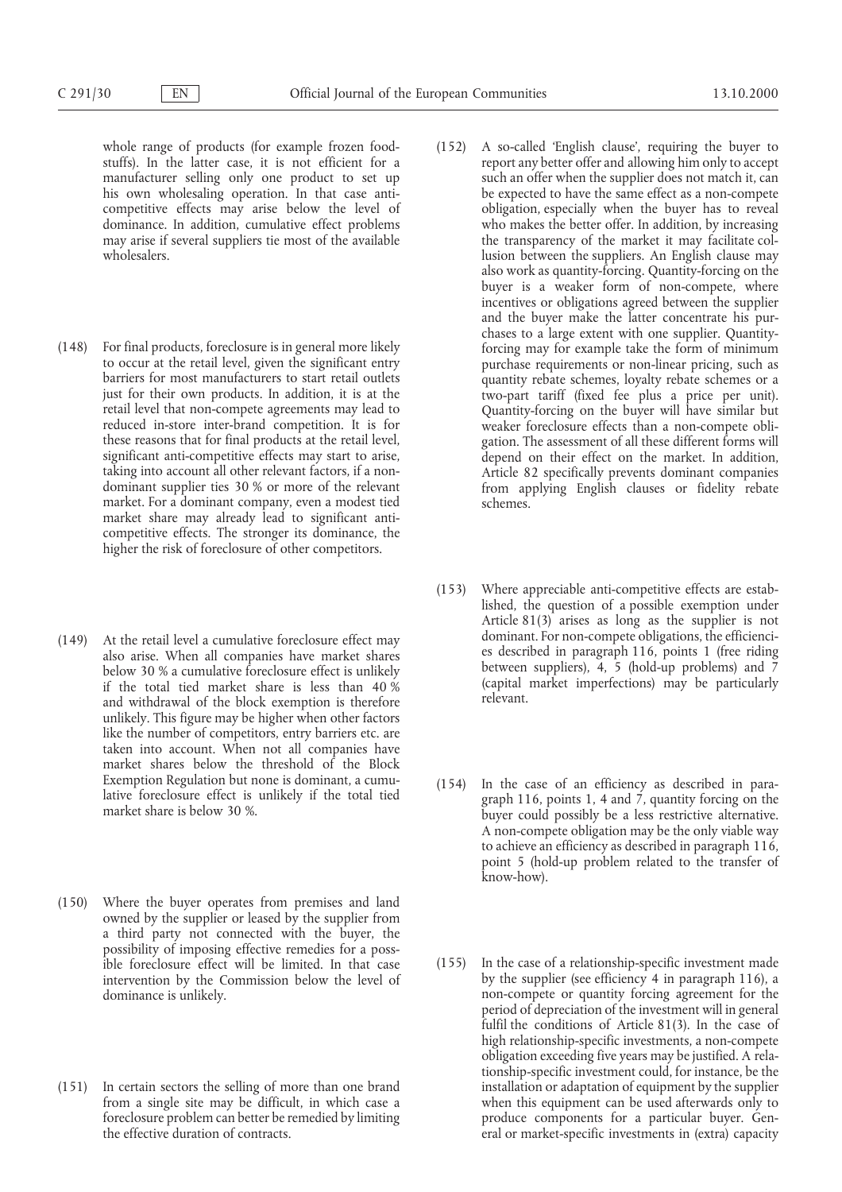whole range of products (for example frozen foodstuffs). In the latter case, it is not efficient for a manufacturer selling only one product to set up his own wholesaling operation. In that case anti-competitive effects may arise below the level of dominance. In addition, cumulative effect problems may arise if several suppliers tie most of the available wholesalers.

(148) For final products, foreclosure is in general more likely to occur at the retail level, given the significant entry barriers for most manufacturers to start retail outlets just for their own products. In addition, it is at the retail level that non-compete agreements may lead to reduced in-store inter-brand competition. It is for these reasons that for final products at the retail level, significant anti-competitive effects may start to arise, taking into account all other relevant factors, if a non-dominant supplier ties 30 % or more of the relevant market. For a dominant company, even a modest tied market share may already lead to significant anti-competitive effects. The stronger its dominance, the higher the risk of foreclosure of other competitors.

(149) At the retail level a cumulative foreclosure effect may also arise. When all companies have market shares below 30 % a cumulative foreclosure effect is unlikely if the total tied market share is less than 40 % and withdrawal of the block exemption is therefore unlikely. This figure may be higher when other factors like the number of competitors, entry barriers etc. are taken into account. When not all companies have market shares below the threshold of the Block Exemption Regulation but none is dominant, a cumulative foreclosure effect is unlikely if the total tied market share is below 30 %.

(150) Where the buyer operates from premises and land owned by the supplier or leased by the supplier from a third party not connected with the buyer, the possibility of imposing effective remedies for a possible foreclosure effect will be limited. In that case intervention by the Commission below the level of dominance is unlikely.

(151) In certain sectors the selling of more than one brand from a single site may be difficult, in which case a foreclosure problem can better be remedied by limiting the effective duration of contracts.

(152) A so-called 'English clause', requiring the buyer to report any better offer and allowing him only to accept such an offer when the supplier does not match it, can be expected to have the same effect as a non-compete obligation, especially when the buyer has to reveal who makes the better offer. In addition, by increasing the transparency of the market it may facilitate collusion between the suppliers. An English clause may also work as quantity-forcing. Quantity-forcing on the buyer is a weaker form of non-compete, where incentives or obligations agreed between the supplier and the buyer make the latter concentrate his purchases to a large extent with one supplier. Quantity-forcing may for example take the form of minimum purchase requirements or non-linear pricing, such as quantity rebate schemes, loyalty rebate schemes or a two-part tariff (fixed fee plus a price per unit). Quantity-forcing on the buyer will have similar but weaker foreclosure effects than a non-compete obligation. The assessment of all these different forms will depend on their effect on the market. In addition, Article 82 specifically prevents dominant companies from applying English clauses or fidelity rebate schemes.

(153) Where appreciable anti-competitive effects are established, the question of a possible exemption under Article 81(3) arises as long as the supplier is not dominant. For non-compete obligations, the efficiencies described in paragraph 116, points 1 (free riding between suppliers), 4, 5 (hold-up problems) and 7 (capital market imperfections) may be particularly relevant.

(154) In the case of an efficiency as described in paragraph 116, points 1, 4 and 7, quantity forcing on the buyer could possibly be a less restrictive alternative. A non-compete obligation may be the only viable way to achieve an efficiency as described in paragraph 116, point 5 (hold-up problem related to the transfer of know-how).

(155) In the case of a relationship-specific investment made by the supplier (see efficiency 4 in paragraph 116), a non-compete or quantity forcing agreement for the period of depreciation of the investment will in general fulfil the conditions of Article 81(3). In the case of high relationship-specific investments, a non-compete obligation exceeding five years may be justified. A relationship-specific investment could, for instance, be the installation or adaptation of equipment by the supplier when this equipment can be used afterwards only to produce components for a particular buyer. General or market-specific investments in (extra) capacity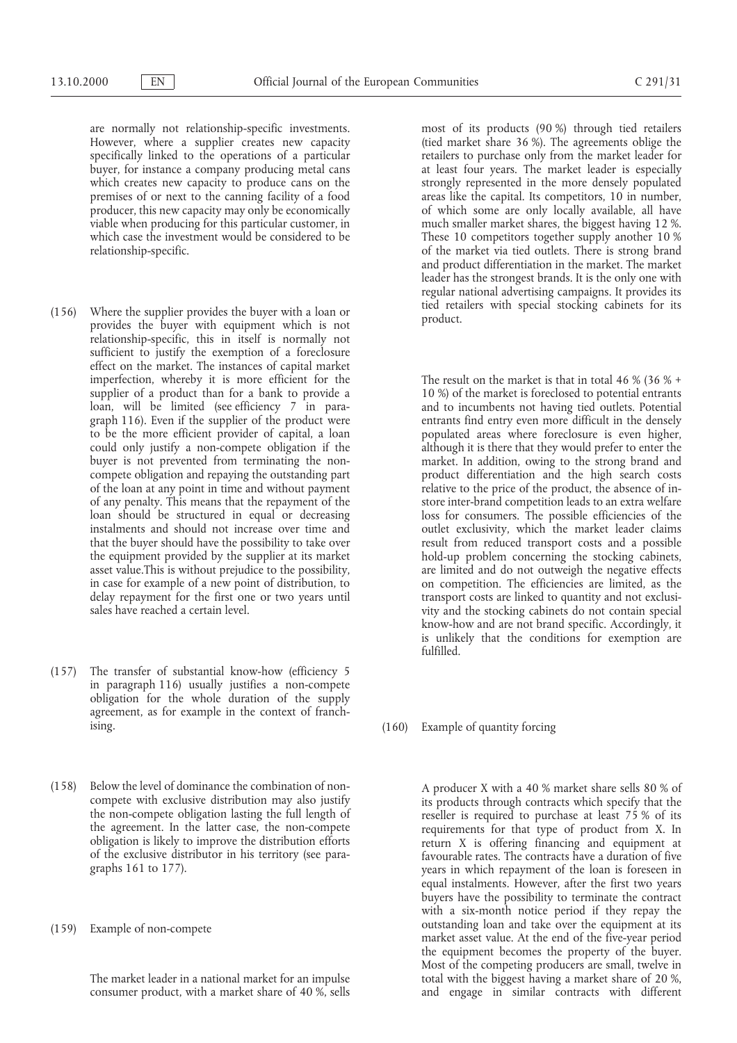are normally not relationship-specific investments. However, where a supplier creates new capacity specifically linked to the operations of a particular buyer, for instance a company producing metal cans which creates new capacity to produce cans on the premises of or next to the canning facility of a food producer, this new capacity may only be economically viable when producing for this particular customer, in which case the investment would be considered to be relationship-specific.

(156) Where the supplier provides the buyer with a loan or provides the buyer with equipment which is not relationship-specific, this in itself is normally not sufficient to justify the exemption of a foreclosure effect on the market. The instances of capital market imperfection, whereby it is more efficient for the supplier of a product than for a bank to provide a loan, will be limited (see efficiency 7 in paragraph 116). Even if the supplier of the product were to be the more efficient provider of capital, a loan could only justify a non-compete obligation if the buyer is not prevented from terminating the non-compete obligation and repaying the outstanding part of the loan at any point in time and without payment of any penalty. This means that the repayment of the loan should be structured in equal or decreasing instalments and should not increase over time and that the buyer should have the possibility to take over the equipment provided by the supplier at its market asset value.This is without prejudice to the possibility, in case for example of a new point of distribution, to delay repayment for the first one or two years until sales have reached a certain level.

(157) The transfer of substantial know-how (efficiency 5 in paragraph 116) usually justifies a non-compete obligation for the whole duration of the supply agreement, as for example in the context of franchising.

(158) Below the level of dominance the combination of non-compete with exclusive distribution may also justify the non-compete obligation lasting the full length of the agreement. In the latter case, the non-compete obligation is likely to improve the distribution efforts of the exclusive distributor in his territory (see paragraphs 161 to 177).

(159) Example of non-compete

The market leader in a national market for an impulse consumer product, with a market share of 40 %, sells most of its products (90 %) through tied retailers (tied market share 36 %). The agreements oblige the retailers to purchase only from the market leader for at least four years. The market leader is especially strongly represented in the more densely populated areas like the capital. Its competitors, 10 in number, of which some are only locally available, all have much smaller market shares, the biggest having 12 %. These 10 competitors together supply another 10 % of the market via tied outlets. There is strong brand and product differentiation in the market. The market leader has the strongest brands. It is the only one with regular national advertising campaigns. It provides its tied retailers with special stocking cabinets for its product.

The result on the market is that in total 46 % (36 % + 10 %) of the market is foreclosed to potential entrants and to incumbents not having tied outlets. Potential entrants find entry even more difficult in the densely populated areas where foreclosure is even higher, although it is there that they would prefer to enter the market. In addition, owing to the strong brand and product differentiation and the high search costs relative to the price of the product, the absence of in-store inter-brand competition leads to an extra welfare loss for consumers. The possible efficiencies of the outlet exclusivity, which the market leader claims result from reduced transport costs and a possible hold-up problem concerning the stocking cabinets, are limited and do not outweigh the negative effects on competition. The efficiencies are limited, as the transport costs are linked to quantity and not exclusivity and the stocking cabinets do not contain special know-how and are not brand specific. Accordingly, it is unlikely that the conditions for exemption are fulfilled.

(160) Example of quantity forcing

A producer X with a 40 % market share sells 80 % of its products through contracts which specify that the reseller is required to purchase at least 75 % of its requirements for that type of product from X. In return X is offering financing and equipment at favourable rates. The contracts have a duration of five years in which repayment of the loan is foreseen in equal instalments. However, after the first two years buyers have the possibility to terminate the contract with a six-month notice period if they repay the outstanding loan and take over the equipment at its market asset value. At the end of the five-year period the equipment becomes the property of the buyer. Most of the competing producers are small, twelve in total with the biggest having a market share of 20 %, and engage in similar contracts with different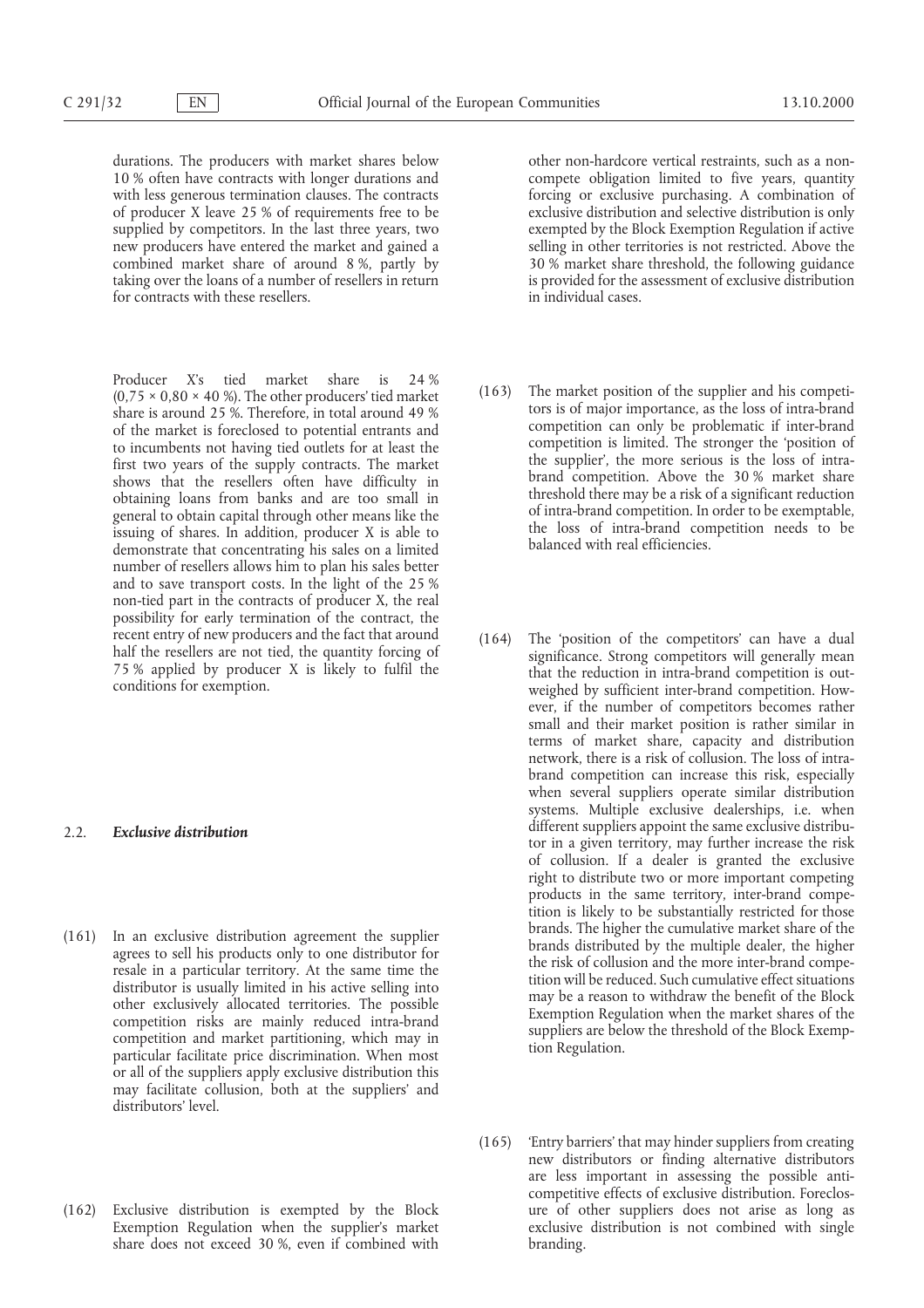durations. The producers with market shares below 10 % often have contracts with longer durations and with less generous termination clauses. The contracts of producer X leave 25 % of requirements free to be supplied by competitors. In the last three years, two new producers have entered the market and gained a combined market share of around 8 %, partly by taking over the loans of a number of resellers in return for contracts with these resellers.

Producer X's tied market share is 24 % ($0{,}75 \times 0{,}80 \times 40$ %). The other producers' tied market share is around 25 %. Therefore, in total around 49 % of the market is foreclosed to potential entrants and to incumbents not having tied outlets for at least the first two years of the supply contracts. The market shows that the resellers often have difficulty in obtaining loans from banks and are too small in general to obtain capital through other means like the issuing of shares. In addition, producer X is able to demonstrate that concentrating his sales on a limited number of resellers allows him to plan his sales better and to save transport costs. In the light of the 25 % non-tied part in the contracts of producer X, the real possibility for early termination of the contract, the recent entry of new producers and the fact that around half the resellers are not tied, the quantity forcing of 75 % applied by producer X is likely to fulfil the conditions for exemption.

## 2.2. *Exclusive distribution*

(161) In an exclusive distribution agreement the supplier agrees to sell his products only to one distributor for resale in a particular territory. At the same time the distributor is usually limited in his active selling into other exclusively allocated territories. The possible competition risks are mainly reduced intra-brand competition and market partitioning, which may in particular facilitate price discrimination. When most or all of the suppliers apply exclusive distribution this may facilitate collusion, both at the suppliers' and distributors' level.

(162) Exclusive distribution is exempted by the Block Exemption Regulation when the supplier's market share does not exceed 30 %, even if combined with other non-hardcore vertical restraints, such as a non-compete obligation limited to five years, quantity forcing or exclusive purchasing. A combination of exclusive distribution and selective distribution is only exempted by the Block Exemption Regulation if active selling in other territories is not restricted. Above the 30 % market share threshold, the following guidance is provided for the assessment of exclusive distribution in individual cases.

(163) The market position of the supplier and his competitors is of major importance, as the loss of intra-brand competition can only be problematic if inter-brand competition is limited. The stronger the 'position of the supplier', the more serious is the loss of intra-brand competition. Above the 30 % market share threshold there may be a risk of a significant reduction of intra-brand competition. In order to be exemptable, the loss of intra-brand competition needs to be balanced with real efficiencies.

(164) The 'position of the competitors' can have a dual significance. Strong competitors will generally mean that the reduction in intra-brand competition is outweighed by sufficient inter-brand competition. However, if the number of competitors becomes rather small and their market position is rather similar in terms of market share, capacity and distribution network, there is a risk of collusion. The loss of intra-brand competition can increase this risk, especially when several suppliers operate similar distribution systems. Multiple exclusive dealerships, i.e. when different suppliers appoint the same exclusive distributor in a given territory, may further increase the risk of collusion. If a dealer is granted the exclusive right to distribute two or more important competing products in the same territory, inter-brand competition is likely to be substantially restricted for those brands. The higher the cumulative market share of the brands distributed by the multiple dealer, the higher the risk of collusion and the more inter-brand competition will be reduced. Such cumulative effect situations may be a reason to withdraw the benefit of the Block Exemption Regulation when the market shares of the suppliers are below the threshold of the Block Exemption Regulation.

(165) 'Entry barriers' that may hinder suppliers from creating new distributors or finding alternative distributors are less important in assessing the possible anti-competitive effects of exclusive distribution. Foreclosure of other suppliers does not arise as long as exclusive distribution is not combined with single branding.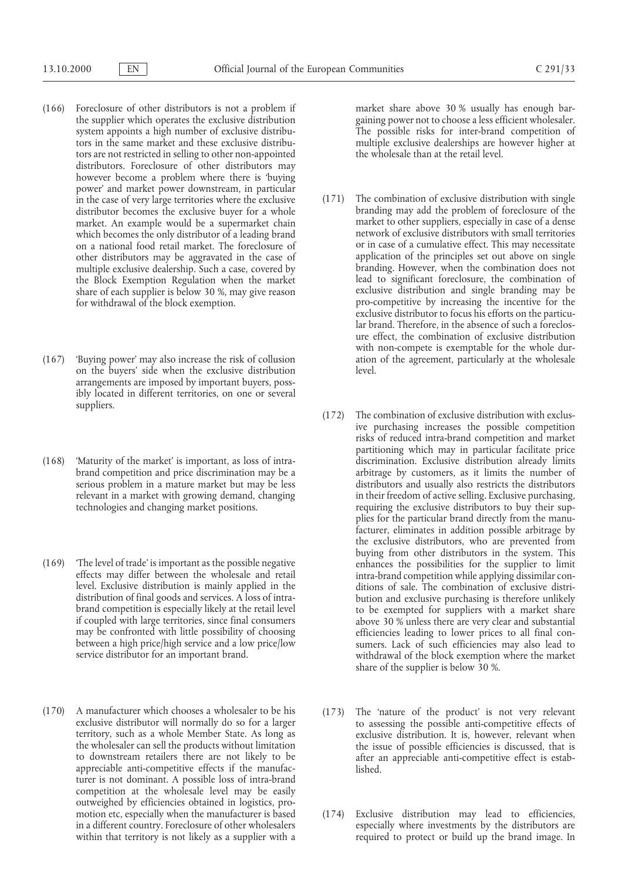(166) Foreclosure of other distributors is not a problem if the supplier which operates the exclusive distribution system appoints a high number of exclusive distributors in the same market and these exclusive distributors are not restricted in selling to other non-appointed distributors. Foreclosure of other distributors may however become a problem where there is 'buying power' and market power downstream, in particular in the case of very large territories where the exclusive distributor becomes the exclusive buyer for a whole market. An example would be a supermarket chain which becomes the only distributor of a leading brand on a national food retail market. The foreclosure of other distributors may be aggravated in the case of multiple exclusive dealership. Such a case, covered by the Block Exemption Regulation when the market share of each supplier is below 30 %, may give reason for withdrawal of the block exemption.

(167) 'Buying power' may also increase the risk of collusion on the buyers' side when the exclusive distribution arrangements are imposed by important buyers, possibly located in different territories, on one or several suppliers.

(168) 'Maturity of the market' is important, as loss of intra-brand competition and price discrimination may be a serious problem in a mature market but may be less relevant in a market with growing demand, changing technologies and changing market positions.

(169) 'The level of trade' is important as the possible negative effects may differ between the wholesale and retail level. Exclusive distribution is mainly applied in the distribution of final goods and services. A loss of intra-brand competition is especially likely at the retail level if coupled with large territories, since final consumers may be confronted with little possibility of choosing between a high price/high service and a low price/low service distributor for an important brand.

(170) A manufacturer which chooses a wholesaler to be his exclusive distributor will normally do so for a larger territory, such as a whole Member State. As long as the wholesaler can sell the products without limitation to downstream retailers there are not likely to be appreciable anti-competitive effects if the manufacturer is not dominant. A possible loss of intra-brand competition at the wholesale level may be easily outweighed by efficiencies obtained in logistics, promotion etc, especially when the manufacturer is based in a different country. Foreclosure of other wholesalers within that territory is not likely as a supplier with a market share above 30 % usually has enough bargaining power not to choose a less efficient wholesaler. The possible risks for inter-brand competition of multiple exclusive dealerships are however higher at the wholesale than at the retail level.

(171) The combination of exclusive distribution with single branding may add the problem of foreclosure of the market to other suppliers, especially in case of a dense network of exclusive distributors with small territories or in case of a cumulative effect. This may necessitate application of the principles set out above on single branding. However, when the combination does not lead to significant foreclosure, the combination of exclusive distribution and single branding may be pro-competitive by increasing the incentive for the exclusive distributor to focus his efforts on the particular brand. Therefore, in the absence of such a foreclosure effect, the combination of exclusive distribution with non-compete is exemptable for the whole duration of the agreement, particularly at the wholesale level.

(172) The combination of exclusive distribution with exclusive purchasing increases the possible competition risks of reduced intra-brand competition and market partitioning which may in particular facilitate price discrimination. Exclusive distribution already limits arbitrage by customers, as it limits the number of distributors and usually also restricts the distributors in their freedom of active selling. Exclusive purchasing, requiring the exclusive distributors to buy their supplies for the particular brand directly from the manufacturer, eliminates in addition possible arbitrage by the exclusive distributors, who are prevented from buying from other distributors in the system. This enhances the possibilities for the supplier to limit intra-brand competition while applying dissimilar conditions of sale. The combination of exclusive distribution and exclusive purchasing is therefore unlikely to be exempted for suppliers with a market share above 30 % unless there are very clear and substantial efficiencies leading to lower prices to all final consumers. Lack of such efficiencies may also lead to withdrawal of the block exemption where the market share of the supplier is below 30 %.

(173) The 'nature of the product' is not very relevant to assessing the possible anti-competitive effects of exclusive distribution. It is, however, relevant when the issue of possible efficiencies is discussed, that is after an appreciable anti-competitive effect is established.

(174) Exclusive distribution may lead to efficiencies, especially where investments by the distributors are required to protect or build up the brand image. In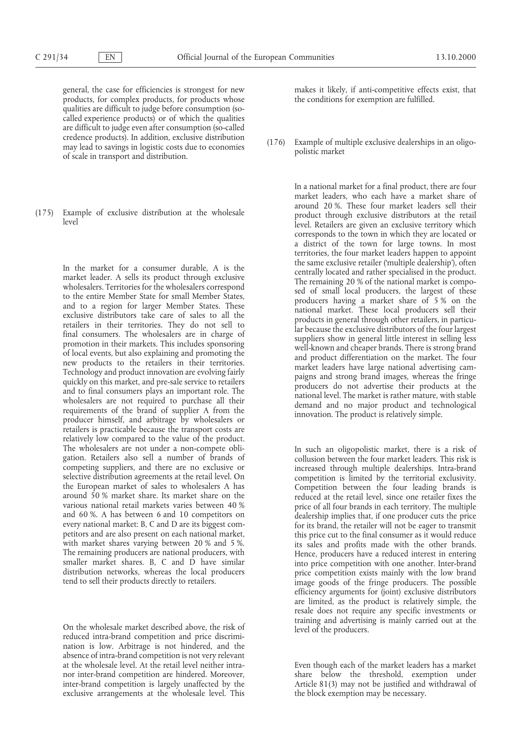general, the case for efficiencies is strongest for new products, for complex products, for products whose qualities are difficult to judge before consumption (so-called experience products) or of which the qualities are difficult to judge even after consumption (so-called credence products). In addition, exclusive distribution may lead to savings in logistic costs due to economies of scale in transport and distribution.

(175) Example of exclusive distribution at the wholesale level

In the market for a consumer durable, A is the market leader. A sells its product through exclusive wholesalers. Territories for the wholesalers correspond to the entire Member State for small Member States, and to a region for larger Member States. These exclusive distributors take care of sales to all the retailers in their territories. They do not sell to final consumers. The wholesalers are in charge of promotion in their markets. This includes sponsoring of local events, but also explaining and promoting the new products to the retailers in their territories. Technology and product innovation are evolving fairly quickly on this market, and pre-sale service to retailers and to final consumers plays an important role. The wholesalers are not required to purchase all their requirements of the brand of supplier A from the producer himself, and arbitrage by wholesalers or retailers is practicable because the transport costs are relatively low compared to the value of the product. The wholesalers are not under a non-compete obligation. Retailers also sell a number of brands of competing suppliers, and there are no exclusive or selective distribution agreements at the retail level. On the European market of sales to wholesalers A has around 50 % market share. Its market share on the various national retail markets varies between 40 % and 60 %. A has between 6 and 10 competitors on every national market: B, C and D are its biggest competitors and are also present on each national market, with market shares varying between 20 % and 5 %. The remaining producers are national producers, with smaller market shares. B, C and D have similar distribution networks, whereas the local producers tend to sell their products directly to retailers.

On the wholesale market described above, the risk of reduced intra-brand competition and price discrimination is low. Arbitrage is not hindered, and the absence of intra-brand competition is not very relevant at the wholesale level. At the retail level neither intra- nor inter-brand competition are hindered. Moreover, inter-brand competition is largely unaffected by the exclusive arrangements at the wholesale level. This makes it likely, if anti-competitive effects exist, that the conditions for exemption are fulfilled.

(176) Example of multiple exclusive dealerships in an oligopolistic market

In a national market for a final product, there are four market leaders, who each have a market share of around 20 %. These four market leaders sell their product through exclusive distributors at the retail level. Retailers are given an exclusive territory which corresponds to the town in which they are located or a district of the town for large towns. In most territories, the four market leaders happen to appoint the same exclusive retailer ('multiple dealership'), often centrally located and rather specialised in the product. The remaining 20 % of the national market is composed of small local producers, the largest of these producers having a market share of 5 % on the national market. These local producers sell their products in general through other retailers, in particular because the exclusive distributors of the four largest suppliers show in general little interest in selling less well-known and cheaper brands. There is strong brand and product differentiation on the market. The four market leaders have large national advertising campaigns and strong brand images, whereas the fringe producers do not advertise their products at the national level. The market is rather mature, with stable demand and no major product and technological innovation. The product is relatively simple.

In such an oligopolistic market, there is a risk of collusion between the four market leaders. This risk is increased through multiple dealerships. Intra-brand competition is limited by the territorial exclusivity. Competition between the four leading brands is reduced at the retail level, since one retailer fixes the price of all four brands in each territory. The multiple dealership implies that, if one producer cuts the price for its brand, the retailer will not be eager to transmit this price cut to the final consumer as it would reduce its sales and profits made with the other brands. Hence, producers have a reduced interest in entering into price competition with one another. Inter-brand price competition exists mainly with the low brand image goods of the fringe producers. The possible efficiency arguments for (joint) exclusive distributors are limited, as the product is relatively simple, the resale does not require any specific investments or training and advertising is mainly carried out at the level of the producers.

Even though each of the market leaders has a market share below the threshold, exemption under Article 81(3) may not be justified and withdrawal of the block exemption may be necessary.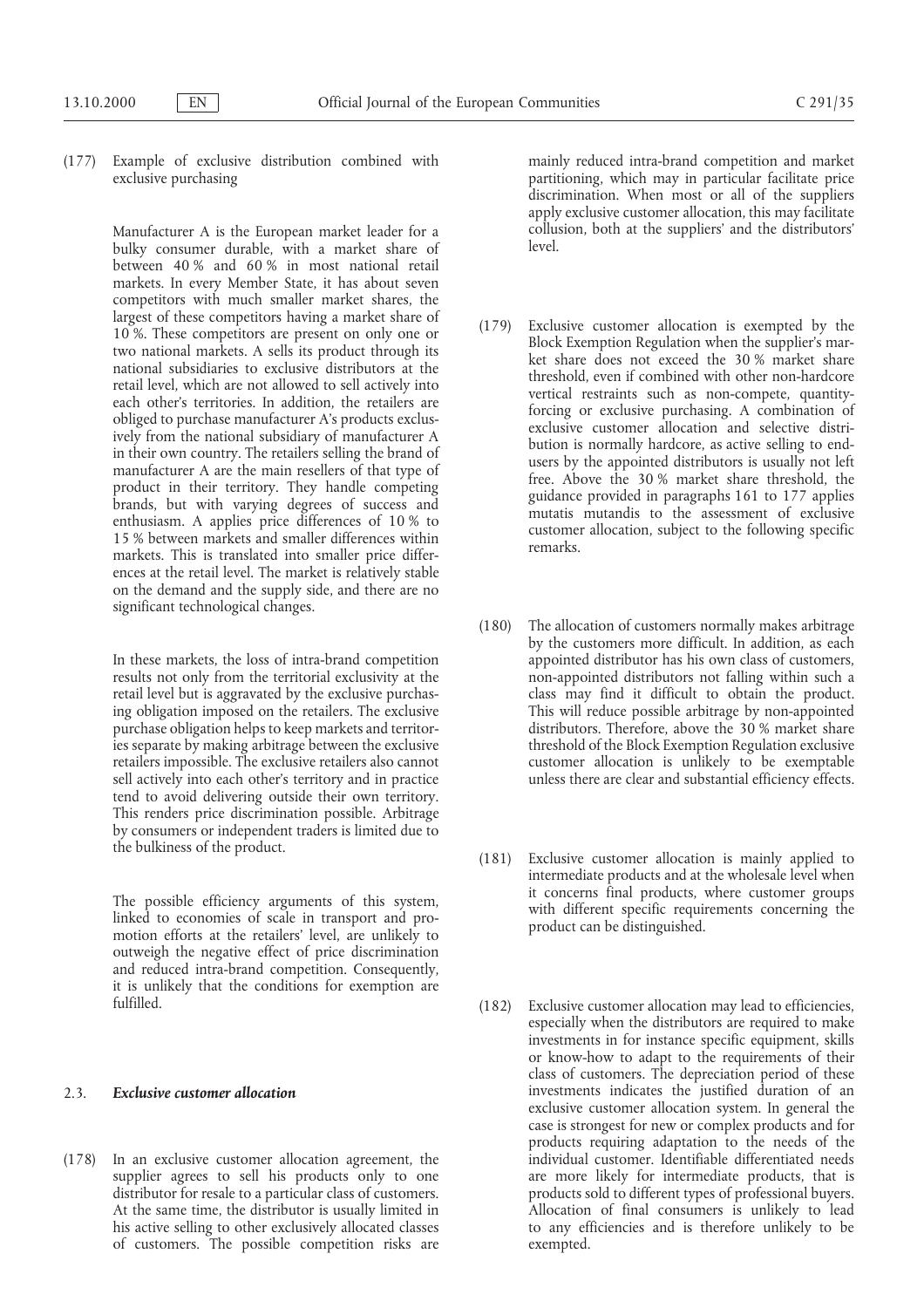(177) Example of exclusive distribution combined with exclusive purchasing

Manufacturer A is the European market leader for a bulky consumer durable, with a market share of between 40 % and 60 % in most national retail markets. In every Member State, it has about seven competitors with much smaller market shares, the largest of these competitors having a market share of 10 %. These competitors are present on only one or two national markets. A sells its product through its national subsidiaries to exclusive distributors at the retail level, which are not allowed to sell actively into each other's territories. In addition, the retailers are obliged to purchase manufacturer A's products exclusively from the national subsidiary of manufacturer A in their own country. The retailers selling the brand of manufacturer A are the main resellers of that type of product in their territory. They handle competing brands, but with varying degrees of success and enthusiasm. A applies price differences of 10 % to 15 % between markets and smaller differences within markets. This is translated into smaller price differences at the retail level. The market is relatively stable on the demand and the supply side, and there are no significant technological changes.

In these markets, the loss of intra-brand competition results not only from the territorial exclusivity at the retail level but is aggravated by the exclusive purchasing obligation imposed on the retailers. The exclusive purchase obligation helps to keep markets and territories separate by making arbitrage between the exclusive retailers impossible. The exclusive retailers also cannot sell actively into each other's territory and in practice tend to avoid delivering outside their own territory. This renders price discrimination possible. Arbitrage by consumers or independent traders is limited due to the bulkiness of the product.

The possible efficiency arguments of this system, linked to economies of scale in transport and promotion efforts at the retailers' level, are unlikely to outweigh the negative effect of price discrimination and reduced intra-brand competition. Consequently, it is unlikely that the conditions for exemption are fulfilled.

### 2.3. *Exclusive customer allocation*

(178) In an exclusive customer allocation agreement, the supplier agrees to sell his products only to one distributor for resale to a particular class of customers. At the same time, the distributor is usually limited in his active selling to other exclusively allocated classes of customers. The possible competition risks are mainly reduced intra-brand competition and market partitioning, which may in particular facilitate price discrimination. When most or all of the suppliers apply exclusive customer allocation, this may facilitate collusion, both at the suppliers' and the distributors' level.

(179) Exclusive customer allocation is exempted by the Block Exemption Regulation when the supplier's market share does not exceed the 30 % market share threshold, even if combined with other non-hardcore vertical restraints such as non-compete, quantity-forcing or exclusive purchasing. A combination of exclusive customer allocation and selective distribution is normally hardcore, as active selling to end-users by the appointed distributors is usually not left free. Above the 30 % market share threshold, the guidance provided in paragraphs 161 to 177 applies mutatis mutandis to the assessment of exclusive customer allocation, subject to the following specific remarks.

(180) The allocation of customers normally makes arbitrage by the customers more difficult. In addition, as each appointed distributor has his own class of customers, non-appointed distributors not falling within such a class may find it difficult to obtain the product. This will reduce possible arbitrage by non-appointed distributors. Therefore, above the 30 % market share threshold of the Block Exemption Regulation exclusive customer allocation is unlikely to be exemptable unless there are clear and substantial efficiency effects.

(181) Exclusive customer allocation is mainly applied to intermediate products and at the wholesale level when it concerns final products, where customer groups with different specific requirements concerning the product can be distinguished.

(182) Exclusive customer allocation may lead to efficiencies, especially when the distributors are required to make investments in for instance specific equipment, skills or know-how to adapt to the requirements of their class of customers. The depreciation period of these investments indicates the justified duration of an exclusive customer allocation system. In general the case is strongest for new or complex products and for products requiring adaptation to the needs of the individual customer. Identifiable differentiated needs are more likely for intermediate products, that is products sold to different types of professional buyers. Allocation of final consumers is unlikely to lead to any efficiencies and is therefore unlikely to be exempted.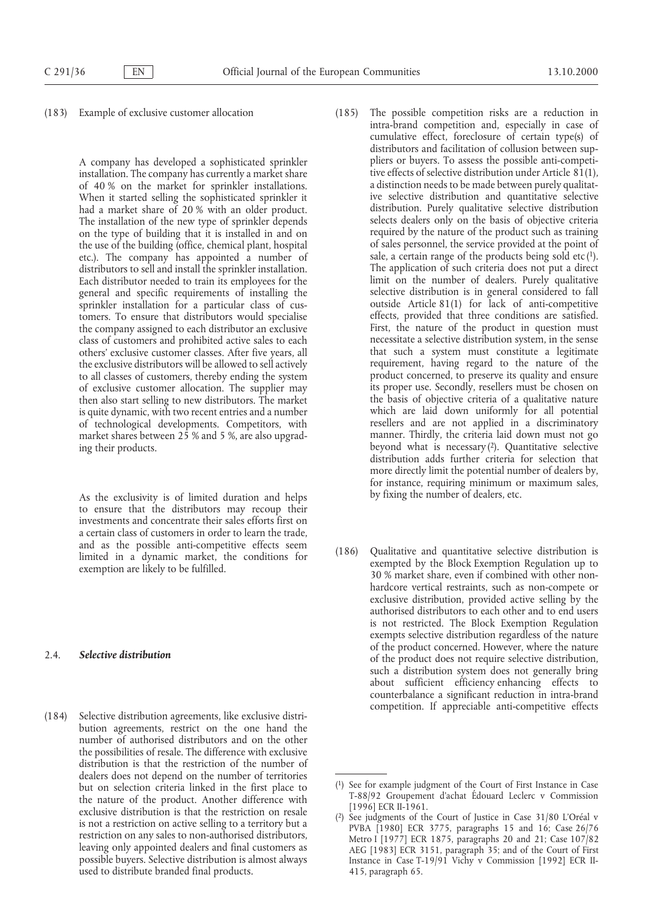(183) Example of exclusive customer allocation

A company has developed a sophisticated sprinkler installation. The company has currently a market share of 40 % on the market for sprinkler installations. When it started selling the sophisticated sprinkler it had a market share of 20 % with an older product. The installation of the new type of sprinkler depends on the type of building that it is installed in and on the use of the building (office, chemical plant, hospital etc.). The company has appointed a number of distributors to sell and install the sprinkler installation. Each distributor needed to train its employees for the general and specific requirements of installing the sprinkler installation for a particular class of customers. To ensure that distributors would specialise the company assigned to each distributor an exclusive class of customers and prohibited active sales to each others' exclusive customer classes. After five years, all the exclusive distributors will be allowed to sell actively to all classes of customers, thereby ending the system of exclusive customer allocation. The supplier may then also start selling to new distributors. The market is quite dynamic, with two recent entries and a number of technological developments. Competitors, with market shares between 25 % and 5 %, are also upgrading their products.

As the exclusivity is of limited duration and helps to ensure that the distributors may recoup their investments and concentrate their sales efforts first on a certain class of customers in order to learn the trade, and as the possible anti-competitive effects seem limited in a dynamic market, the conditions for exemption are likely to be fulfilled.

## 2.4. *Selective distribution*

(184) Selective distribution agreements, like exclusive distribution agreements, restrict on the one hand the number of authorised distributors and on the other the possibilities of resale. The difference with exclusive distribution is that the restriction of the number of dealers does not depend on the number of territories but on selection criteria linked in the first place to the nature of the product. Another difference with exclusive distribution is that the restriction on resale is not a restriction on active selling to a territory but a restriction on any sales to non-authorised distributors, leaving only appointed dealers and final customers as possible buyers. Selective distribution is almost always used to distribute branded final products.

(185) The possible competition risks are a reduction in intra-brand competition and, especially in case of cumulative effect, foreclosure of certain type(s) of distributors and facilitation of collusion between suppliers or buyers. To assess the possible anti-competitive effects of selective distribution under Article 81(1), a distinction needs to be made between purely qualitative selective distribution and quantitative selective distribution. Purely qualitative selective distribution selects dealers only on the basis of objective criteria required by the nature of the product such as training of sales personnel, the service provided at the point of sale, a certain range of the products being sold etc [1]. The application of such criteria does not put a direct limit on the number of dealers. Purely qualitative selective distribution is in general considered to fall outside Article 81(1) for lack of anti-competitive effects, provided that three conditions are satisfied. First, the nature of the product in question must necessitate a selective distribution system, in the sense that such a system must constitute a legitimate requirement, having regard to the nature of the product concerned, to preserve its quality and ensure its proper use. Secondly, resellers must be chosen on the basis of objective criteria of a qualitative nature which are laid down uniformly for all potential resellers and are not applied in a discriminatory manner. Thirdly, the criteria laid down must not go beyond what is necessary [2]. Quantitative selective distribution adds further criteria for selection that more directly limit the potential number of dealers by, for instance, requiring minimum or maximum sales, by fixing the number of dealers, etc.

(186) Qualitative and quantitative selective distribution is exempted by the Block Exemption Regulation up to 30 % market share, even if combined with other non-hardcore vertical restraints, such as non-compete or exclusive distribution, provided active selling by the authorised distributors to each other and to end users is not restricted. The Block Exemption Regulation exempts selective distribution regardless of the nature of the product concerned. However, where the nature of the product does not require selective distribution, such a distribution system does not generally bring about sufficient efficiency enhancing effects to counterbalance a significant reduction in intra-brand competition. If appreciable anti-competitive effects

---

[1] See for example judgment of the Court of First Instance in Case T-88/92 Groupement d'achat Édouard Leclerc v Commission [1996] ECR II-1961.

[2] See judgments of the Court of Justice in Case 31/80 L'Oréal v PVBA [1980] ECR 3775, paragraphs 15 and 16; Case 26/76 Metro I [1977] ECR 1875, paragraphs 20 and 21; Case 107/82 AEG [1983] ECR 3151, paragraph 35; and of the Court of First Instance in Case T-19/91 Vichy v Commission [1992] ECR II-415, paragraph 65.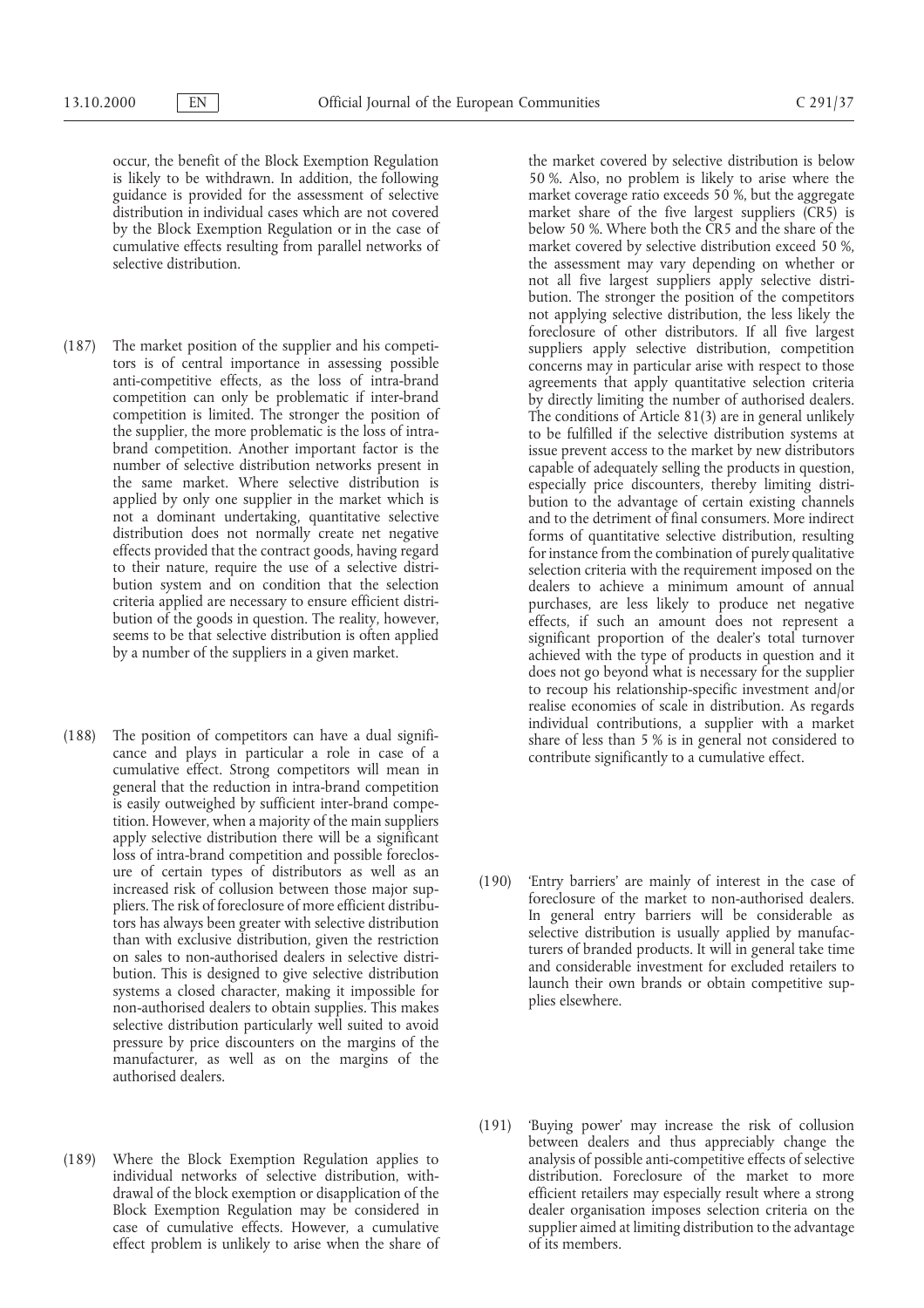occur, the benefit of the Block Exemption Regulation is likely to be withdrawn. In addition, the following guidance is provided for the assessment of selective distribution in individual cases which are not covered by the Block Exemption Regulation or in the case of cumulative effects resulting from parallel networks of selective distribution.

(187) The market position of the supplier and his competitors is of central importance in assessing possible anti-competitive effects, as the loss of intra-brand competition can only be problematic if inter-brand competition is limited. The stronger the position of the supplier, the more problematic is the loss of intra-brand competition. Another important factor is the number of selective distribution networks present in the same market. Where selective distribution is applied by only one supplier in the market which is not a dominant undertaking, quantitative selective distribution does not normally create net negative effects provided that the contract goods, having regard to their nature, require the use of a selective distribution system and on condition that the selection criteria applied are necessary to ensure efficient distribution of the goods in question. The reality, however, seems to be that selective distribution is often applied by a number of the suppliers in a given market.

(188) The position of competitors can have a dual significance and plays in particular a role in case of a cumulative effect. Strong competitors will mean in general that the reduction in intra-brand competition is easily outweighed by sufficient inter-brand competition. However, when a majority of the main suppliers apply selective distribution there will be a significant loss of intra-brand competition and possible foreclosure of certain types of distributors as well as an increased risk of collusion between those major suppliers. The risk of foreclosure of more efficient distributors has always been greater with selective distribution than with exclusive distribution, given the restriction on sales to non-authorised dealers in selective distribution. This is designed to give selective distribution systems a closed character, making it impossible for non-authorised dealers to obtain supplies. This makes selective distribution particularly well suited to avoid pressure by price discounters on the margins of the manufacturer, as well as on the margins of the authorised dealers.

(189) Where the Block Exemption Regulation applies to individual networks of selective distribution, withdrawal of the block exemption or disapplication of the Block Exemption Regulation may be considered in case of cumulative effects. However, a cumulative effect problem is unlikely to arise when the share of the market covered by selective distribution is below 50 %. Also, no problem is likely to arise where the market coverage ratio exceeds 50 %, but the aggregate market share of the five largest suppliers (CR5) is below 50 %. Where both the CR5 and the share of the market covered by selective distribution exceed 50 %, the assessment may vary depending on whether or not all five largest suppliers apply selective distribution. The stronger the position of the competitors not applying selective distribution, the less likely the foreclosure of other distributors. If all five largest suppliers apply selective distribution, competition concerns may in particular arise with respect to those agreements that apply quantitative selection criteria by directly limiting the number of authorised dealers. The conditions of Article 81(3) are in general unlikely to be fulfilled if the selective distribution systems at issue prevent access to the market by new distributors capable of adequately selling the products in question, especially price discounters, thereby limiting distribution to the advantage of certain existing channels and to the detriment of final consumers. More indirect forms of quantitative selective distribution, resulting for instance from the combination of purely qualitative selection criteria with the requirement imposed on the dealers to achieve a minimum amount of annual purchases, are less likely to produce net negative effects, if such an amount does not represent a significant proportion of the dealer's total turnover achieved with the type of products in question and it does not go beyond what is necessary for the supplier to recoup his relationship-specific investment and/or realise economies of scale in distribution. As regards individual contributions, a supplier with a market share of less than 5 % is in general not considered to contribute significantly to a cumulative effect.

(190) 'Entry barriers' are mainly of interest in the case of foreclosure of the market to non-authorised dealers. In general entry barriers will be considerable as selective distribution is usually applied by manufacturers of branded products. It will in general take time and considerable investment for excluded retailers to launch their own brands or obtain competitive supplies elsewhere.

(191) 'Buying power' may increase the risk of collusion between dealers and thus appreciably change the analysis of possible anti-competitive effects of selective distribution. Foreclosure of the market to more efficient retailers may especially result where a strong dealer organisation imposes selection criteria on the supplier aimed at limiting distribution to the advantage of its members.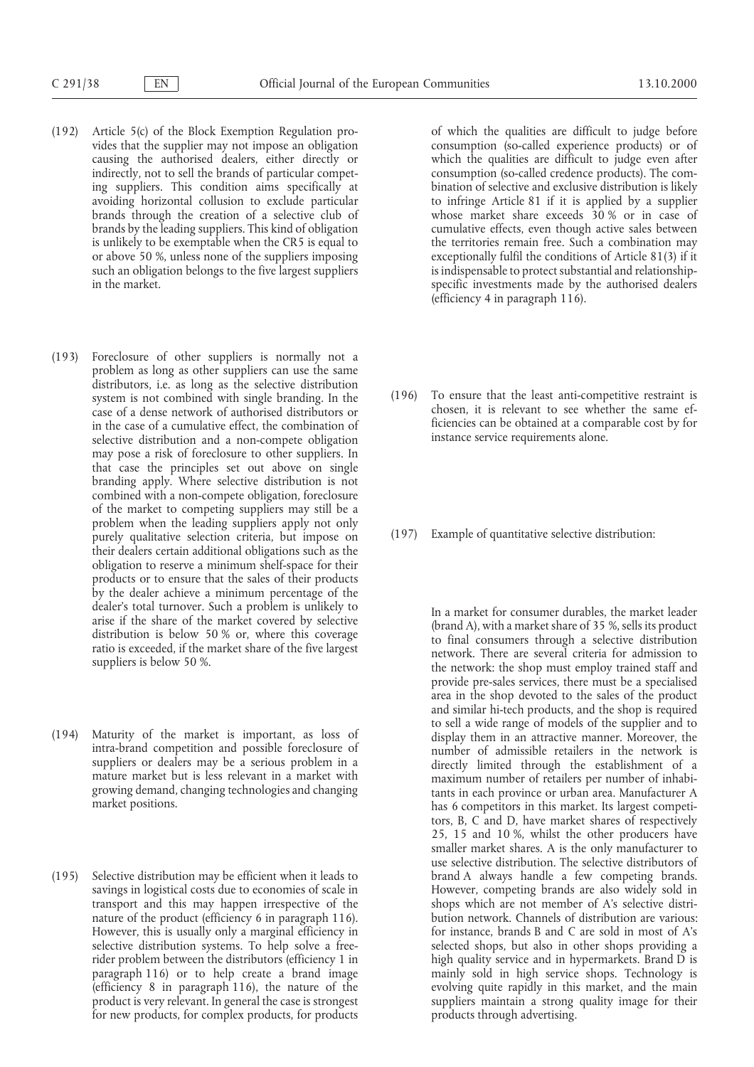(192) Article 5(c) of the Block Exemption Regulation provides that the supplier may not impose an obligation causing the authorised dealers, either directly or indirectly, not to sell the brands of particular competing suppliers. This condition aims specifically at avoiding horizontal collusion to exclude particular brands through the creation of a selective club of brands by the leading suppliers. This kind of obligation is unlikely to be exemptable when the CR5 is equal to or above 50 %, unless none of the suppliers imposing such an obligation belongs to the five largest suppliers in the market.

(193) Foreclosure of other suppliers is normally not a problem as long as other suppliers can use the same distributors, i.e. as long as the selective distribution system is not combined with single branding. In the case of a dense network of authorised distributors or in the case of a cumulative effect, the combination of selective distribution and a non-compete obligation may pose a risk of foreclosure to other suppliers. In that case the principles set out above on single branding apply. Where selective distribution is not combined with a non-compete obligation, foreclosure of the market to competing suppliers may still be a problem when the leading suppliers apply not only purely qualitative selection criteria, but impose on their dealers certain additional obligations such as the obligation to reserve a minimum shelf-space for their products or to ensure that the sales of their products by the dealer achieve a minimum percentage of the dealer's total turnover. Such a problem is unlikely to arise if the share of the market covered by selective distribution is below 50 % or, where this coverage ratio is exceeded, if the market share of the five largest suppliers is below 50 %.

(194) Maturity of the market is important, as loss of intra-brand competition and possible foreclosure of suppliers or dealers may be a serious problem in a mature market but is less relevant in a market with growing demand, changing technologies and changing market positions.

(195) Selective distribution may be efficient when it leads to savings in logistical costs due to economies of scale in transport and this may happen irrespective of the nature of the product (efficiency 6 in paragraph 116). However, this is usually only a marginal efficiency in selective distribution systems. To help solve a free-rider problem between the distributors (efficiency 1 in paragraph 116) or to help create a brand image (efficiency 8 in paragraph 116), the nature of the product is very relevant. In general the case is strongest for new products, for complex products, for products of which the qualities are difficult to judge before consumption (so-called experience products) or of which the qualities are difficult to judge even after consumption (so-called credence products). The combination of selective and exclusive distribution is likely to infringe Article 81 if it is applied by a supplier whose market share exceeds 30 % or in case of cumulative effects, even though active sales between the territories remain free. Such a combination may exceptionally fulfil the conditions of Article 81(3) if it is indispensable to protect substantial and relationship-specific investments made by the authorised dealers (efficiency 4 in paragraph 116).

(196) To ensure that the least anti-competitive restraint is chosen, it is relevant to see whether the same efficiencies can be obtained at a comparable cost by for instance service requirements alone.

(197) Example of quantitative selective distribution:

In a market for consumer durables, the market leader (brand A), with a market share of 35 %, sells its product to final consumers through a selective distribution network. There are several criteria for admission to the network: the shop must employ trained staff and provide pre-sales services, there must be a specialised area in the shop devoted to the sales of the product and similar hi-tech products, and the shop is required to sell a wide range of models of the supplier and to display them in an attractive manner. Moreover, the number of admissible retailers in the network is directly limited through the establishment of a maximum number of retailers per number of inhabitants in each province or urban area. Manufacturer A has 6 competitors in this market. Its largest competitors, B, C and D, have market shares of respectively 25, 15 and 10 %, whilst the other producers have smaller market shares. A is the only manufacturer to use selective distribution. The selective distributors of brand A always handle a few competing brands. However, competing brands are also widely sold in shops which are not member of A's selective distribution network. Channels of distribution are various: for instance, brands B and C are sold in most of A's selected shops, but also in other shops providing a high quality service and in hypermarkets. Brand D is mainly sold in high service shops. Technology is evolving quite rapidly in this market, and the main suppliers maintain a strong quality image for their products through advertising.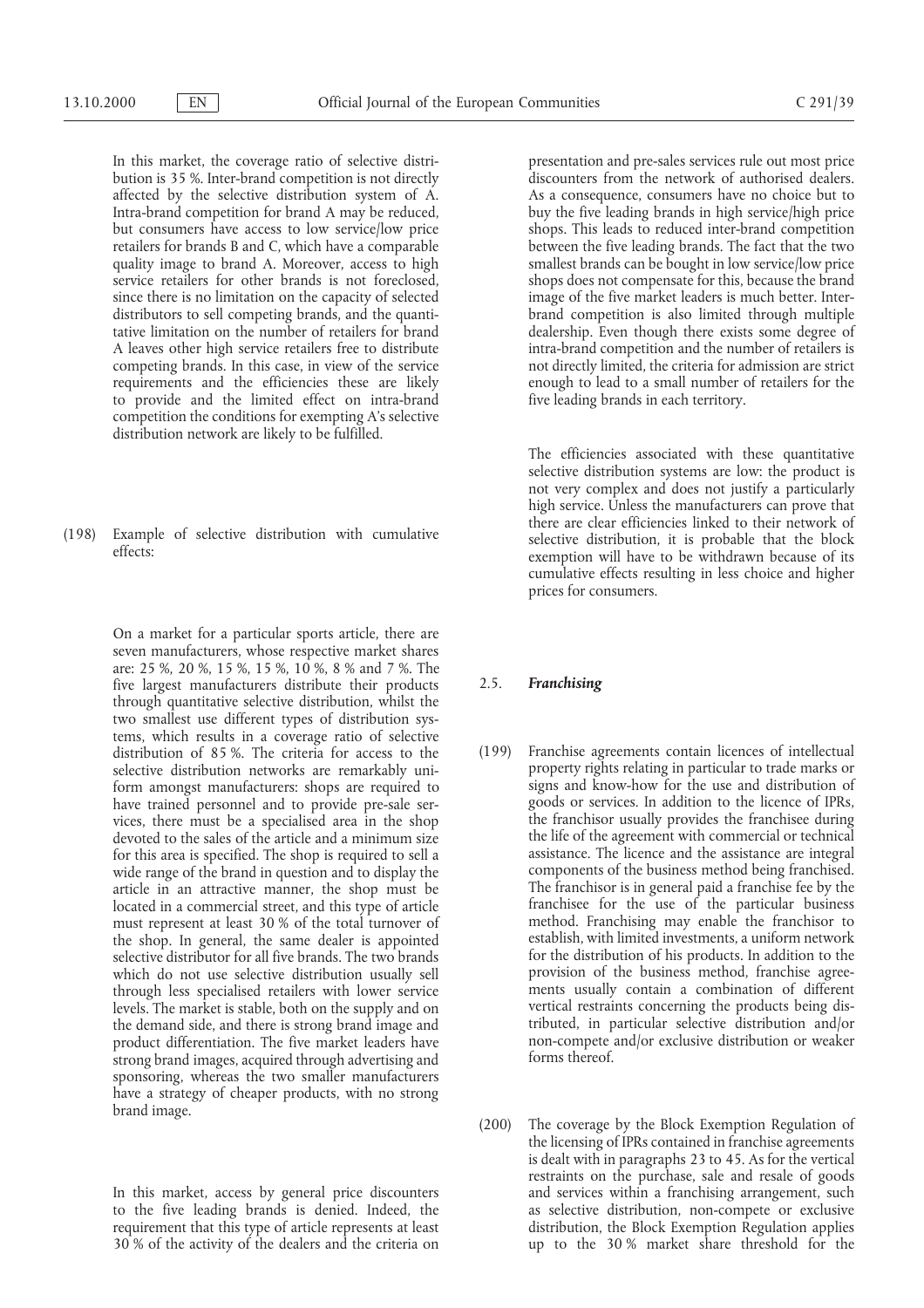In this market, the coverage ratio of selective distribution is 35 %. Inter-brand competition is not directly affected by the selective distribution system of A. Intra-brand competition for brand A may be reduced, but consumers have access to low service/low price retailers for brands B and C, which have a comparable quality image to brand A. Moreover, access to high service retailers for other brands is not foreclosed, since there is no limitation on the capacity of selected distributors to sell competing brands, and the quantitative limitation on the number of retailers for brand A leaves other high service retailers free to distribute competing brands. In this case, in view of the service requirements and the efficiencies these are likely to provide and the limited effect on intra-brand competition the conditions for exempting A's selective distribution network are likely to be fulfilled.

(198) Example of selective distribution with cumulative effects:

On a market for a particular sports article, there are seven manufacturers, whose respective market shares are: 25 %, 20 %, 15 %, 15 %, 10 %, 8 % and 7 %. The five largest manufacturers distribute their products through quantitative selective distribution, whilst the two smallest use different types of distribution systems, which results in a coverage ratio of selective distribution of 85 %. The criteria for access to the selective distribution networks are remarkably uniform amongst manufacturers: shops are required to have trained personnel and to provide pre-sale services, there must be a specialised area in the shop devoted to the sales of the article and a minimum size for this area is specified. The shop is required to sell a wide range of the brand in question and to display the article in an attractive manner, the shop must be located in a commercial street, and this type of article must represent at least 30 % of the total turnover of the shop. In general, the same dealer is appointed selective distributor for all five brands. The two brands which do not use selective distribution usually sell through less specialised retailers with lower service levels. The market is stable, both on the supply and on the demand side, and there is strong brand image and product differentiation. The five market leaders have strong brand images, acquired through advertising and sponsoring, whereas the two smaller manufacturers have a strategy of cheaper products, with no strong brand image.

In this market, access by general price discounters to the five leading brands is denied. Indeed, the requirement that this type of article represents at least 30 % of the activity of the dealers and the criteria on presentation and pre-sales services rule out most price discounters from the network of authorised dealers. As a consequence, consumers have no choice but to buy the five leading brands in high service/high price shops. This leads to reduced inter-brand competition between the five leading brands. The fact that the two smallest brands can be bought in low service/low price shops does not compensate for this, because the brand image of the five market leaders is much better. Inter-brand competition is also limited through multiple dealership. Even though there exists some degree of intra-brand competition and the number of retailers is not directly limited, the criteria for admission are strict enough to lead to a small number of retailers for the five leading brands in each territory.

The efficiencies associated with these quantitative selective distribution systems are low: the product is not very complex and does not justify a particularly high service. Unless the manufacturers can prove that there are clear efficiencies linked to their network of selective distribution, it is probable that the block exemption will have to be withdrawn because of its cumulative effects resulting in less choice and higher prices for consumers.

### 2.5. *Franchising*

(199) Franchise agreements contain licences of intellectual property rights relating in particular to trade marks or signs and know-how for the use and distribution of goods or services. In addition to the licence of IPRs, the franchisor usually provides the franchisee during the life of the agreement with commercial or technical assistance. The licence and the assistance are integral components of the business method being franchised. The franchisor is in general paid a franchise fee by the franchisee for the use of the particular business method. Franchising may enable the franchisor to establish, with limited investments, a uniform network for the distribution of his products. In addition to the provision of the business method, franchise agreements usually contain a combination of different vertical restraints concerning the products being distributed, in particular selective distribution and/or non-compete and/or exclusive distribution or weaker forms thereof.

(200) The coverage by the Block Exemption Regulation of the licensing of IPRs contained in franchise agreements is dealt with in paragraphs 23 to 45. As for the vertical restraints on the purchase, sale and resale of goods and services within a franchising arrangement, such as selective distribution, non-compete or exclusive distribution, the Block Exemption Regulation applies up to the 30 % market share threshold for the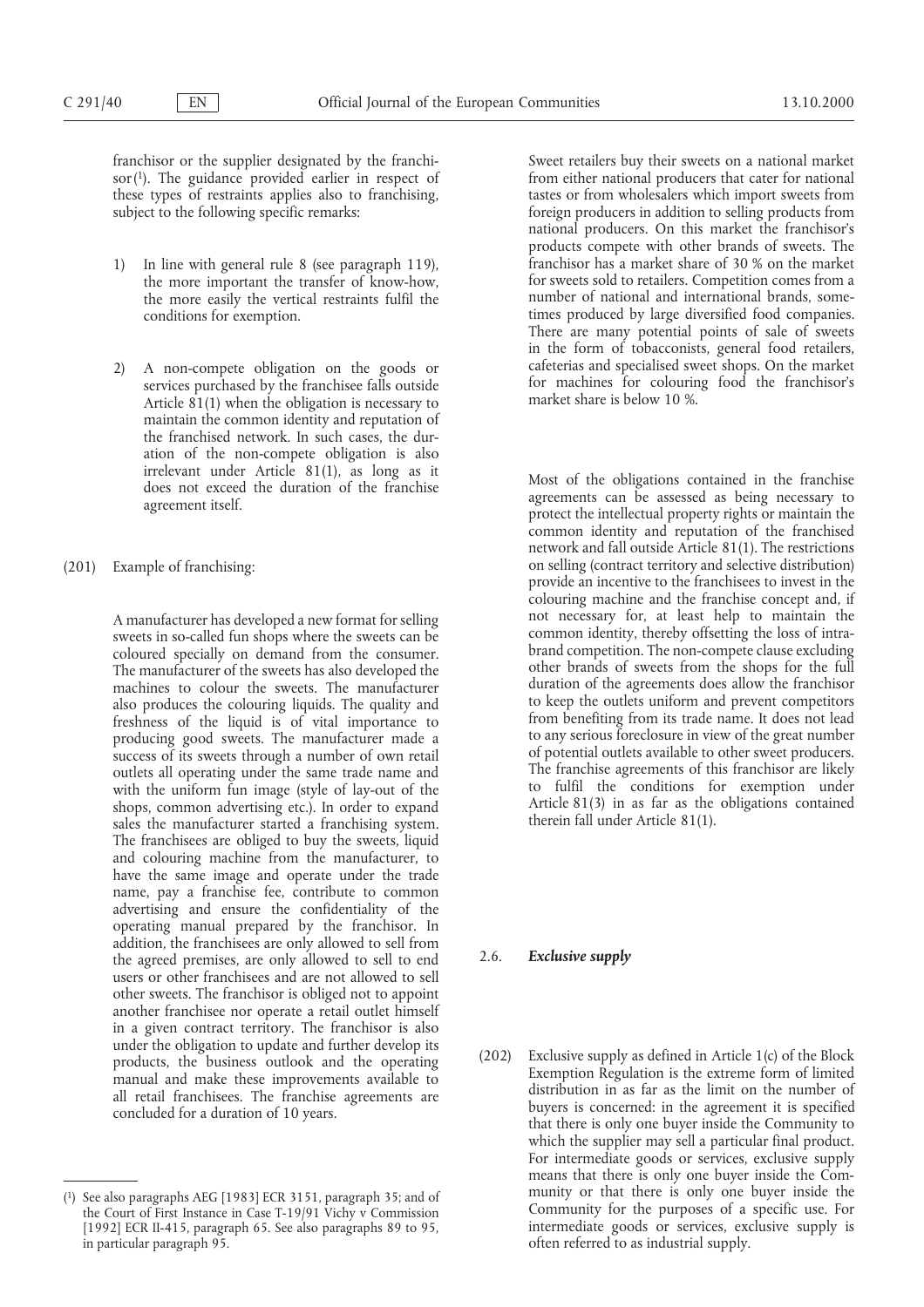franchisor or the supplier designated by the franchisor [1]. The guidance provided earlier in respect of these types of restraints applies also to franchising, subject to the following specific remarks:

1) In line with general rule 8 (see paragraph 119), the more important the transfer of know-how, the more easily the vertical restraints fulfil the conditions for exemption.

2) A non-compete obligation on the goods or services purchased by the franchisee falls outside Article 81(1) when the obligation is necessary to maintain the common identity and reputation of the franchised network. In such cases, the duration of the non-compete obligation is also irrelevant under Article 81(1), as long as it does not exceed the duration of the franchise agreement itself.

(201) Example of franchising:

A manufacturer has developed a new format for selling sweets in so-called fun shops where the sweets can be coloured specially on demand from the consumer. The manufacturer of the sweets has also developed the machines to colour the sweets. The manufacturer also produces the colouring liquids. The quality and freshness of the liquid is of vital importance to producing good sweets. The manufacturer made a success of its sweets through a number of own retail outlets all operating under the same trade name and with the uniform fun image (style of lay-out of the shops, common advertising etc.). In order to expand sales the manufacturer started a franchising system. The franchisees are obliged to buy the sweets, liquid and colouring machine from the manufacturer, to have the same image and operate under the trade name, pay a franchise fee, contribute to common advertising and ensure the confidentiality of the operating manual prepared by the franchisor. In addition, the franchisees are only allowed to sell from the agreed premises, are only allowed to sell to end users or other franchisees and are not allowed to sell other sweets. The franchisor is obliged not to appoint another franchisee nor operate a retail outlet himself in a given contract territory. The franchisor is also under the obligation to update and further develop its products, the business outlook and the operating manual and make these improvements available to all retail franchisees. The franchise agreements are concluded for a duration of 10 years.

Sweet retailers buy their sweets on a national market from either national producers that cater for national tastes or from wholesalers which import sweets from foreign producers in addition to selling products from national producers. On this market the franchisor's products compete with other brands of sweets. The franchisor has a market share of 30 % on the market for sweets sold to retailers. Competition comes from a number of national and international brands, sometimes produced by large diversified food companies. There are many potential points of sale of sweets in the form of tobacconists, general food retailers, cafeterias and specialised sweet shops. On the market for machines for colouring food the franchisor's market share is below 10 %.

Most of the obligations contained in the franchise agreements can be assessed as being necessary to protect the intellectual property rights or maintain the common identity and reputation of the franchised network and fall outside Article 81(1). The restrictions on selling (contract territory and selective distribution) provide an incentive to the franchisees to invest in the colouring machine and the franchise concept and, if not necessary for, at least help to maintain the common identity, thereby offsetting the loss of intra-brand competition. The non-compete clause excluding other brands of sweets from the shops for the full duration of the agreements does allow the franchisor to keep the outlets uniform and prevent competitors from benefiting from its trade name. It does not lead to any serious foreclosure in view of the great number of potential outlets available to other sweet producers. The franchise agreements of this franchisor are likely to fulfil the conditions for exemption under Article 81(3) in as far as the obligations contained therein fall under Article 81(1).

## 2.6. *Exclusive supply*

(202) Exclusive supply as defined in Article 1(c) of the Block Exemption Regulation is the extreme form of limited distribution in as far as the limit on the number of buyers is concerned: in the agreement it is specified that there is only one buyer inside the Community to which the supplier may sell a particular final product. For intermediate goods or services, exclusive supply means that there is only one buyer inside the Community or that there is only one buyer inside the Community for the purposes of a specific use. For intermediate goods or services, exclusive supply is often referred to as industrial supply.

---

[1] See also paragraphs AEG [1983] ECR 3151, paragraph 35; and of the Court of First Instance in Case T-19/91 Vichy v Commission [1992] ECR II-415, paragraph 65. See also paragraphs 89 to 95, in particular paragraph 95.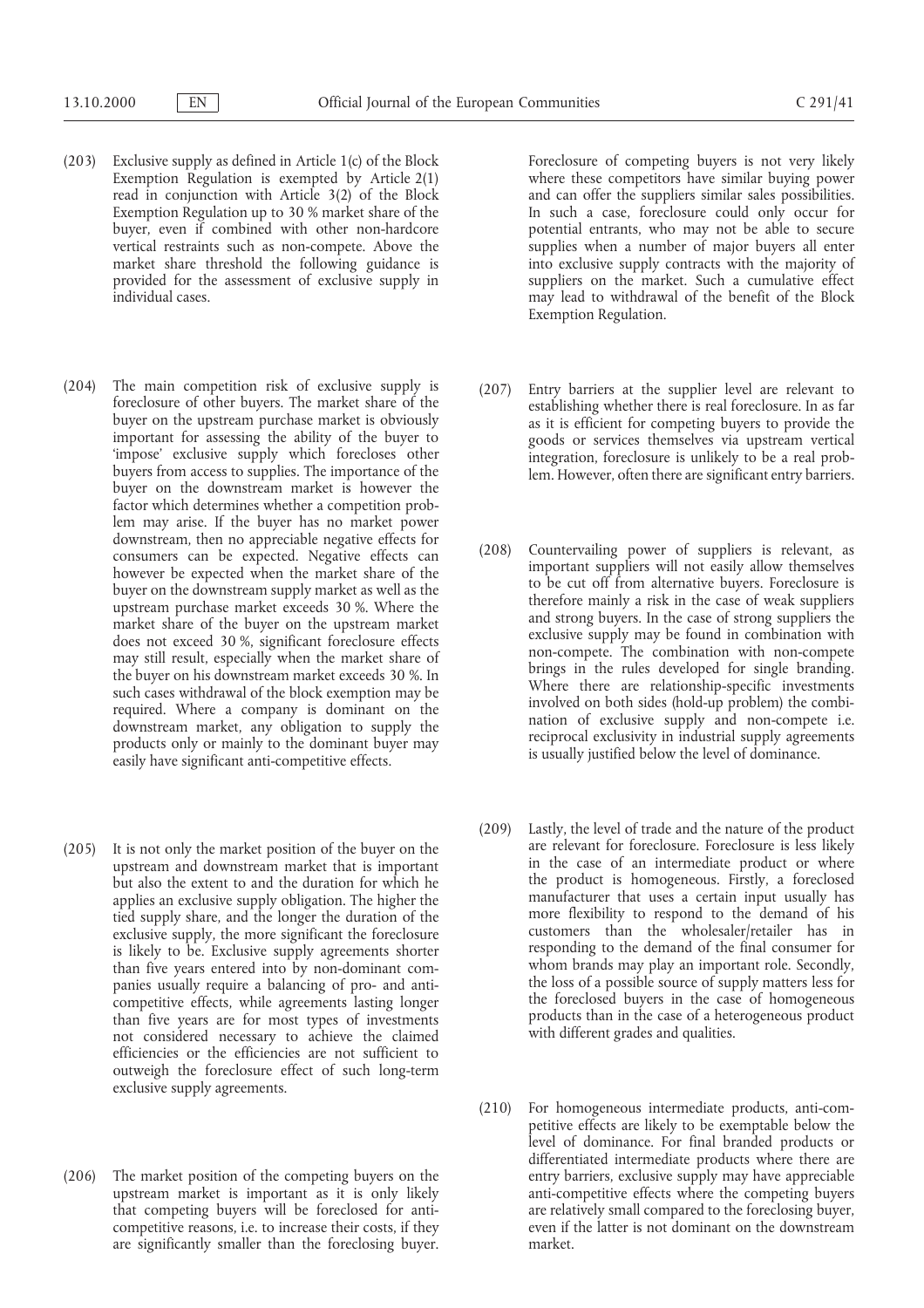(203) Exclusive supply as defined in Article 1(c) of the Block Exemption Regulation is exempted by Article 2(1) read in conjunction with Article 3(2) of the Block Exemption Regulation up to 30 % market share of the buyer, even if combined with other non-hardcore vertical restraints such as non-compete. Above the market share threshold the following guidance is provided for the assessment of exclusive supply in individual cases.

(204) The main competition risk of exclusive supply is foreclosure of other buyers. The market share of the buyer on the upstream purchase market is obviously important for assessing the ability of the buyer to 'impose' exclusive supply which forecloses other buyers from access to supplies. The importance of the buyer on the downstream market is however the factor which determines whether a competition problem may arise. If the buyer has no market power downstream, then no appreciable negative effects for consumers can be expected. Negative effects can however be expected when the market share of the buyer on the downstream supply market as well as the upstream purchase market exceeds 30 %. Where the market share of the buyer on the upstream market does not exceed 30 %, significant foreclosure effects may still result, especially when the market share of the buyer on his downstream market exceeds 30 %. In such cases withdrawal of the block exemption may be required. Where a company is dominant on the downstream market, any obligation to supply the products only or mainly to the dominant buyer may easily have significant anti-competitive effects.

(205) It is not only the market position of the buyer on the upstream and downstream market that is important but also the extent to and the duration for which he applies an exclusive supply obligation. The higher the tied supply share, and the longer the duration of the exclusive supply, the more significant the foreclosure is likely to be. Exclusive supply agreements shorter than five years entered into by non-dominant companies usually require a balancing of pro- and anti-competitive effects, while agreements lasting longer than five years are for most types of investments not considered necessary to achieve the claimed efficiencies or the efficiencies are not sufficient to outweigh the foreclosure effect of such long-term exclusive supply agreements.

(206) The market position of the competing buyers on the upstream market is important as it is only likely that competing buyers will be foreclosed for anti-competitive reasons, i.e. to increase their costs, if they are significantly smaller than the foreclosing buyer. Foreclosure of competing buyers is not very likely where these competitors have similar buying power and can offer the suppliers similar sales possibilities. In such a case, foreclosure could only occur for potential entrants, who may not be able to secure supplies when a number of major buyers all enter into exclusive supply contracts with the majority of suppliers on the market. Such a cumulative effect may lead to withdrawal of the benefit of the Block Exemption Regulation.

(207) Entry barriers at the supplier level are relevant to establishing whether there is real foreclosure. In as far as it is efficient for competing buyers to provide the goods or services themselves via upstream vertical integration, foreclosure is unlikely to be a real problem. However, often there are significant entry barriers.

(208) Countervailing power of suppliers is relevant, as important suppliers will not easily allow themselves to be cut off from alternative buyers. Foreclosure is therefore mainly a risk in the case of weak suppliers and strong buyers. In the case of strong suppliers the exclusive supply may be found in combination with non-compete. The combination with non-compete brings in the rules developed for single branding. Where there are relationship-specific investments involved on both sides (hold-up problem) the combination of exclusive supply and non-compete i.e. reciprocal exclusivity in industrial supply agreements is usually justified below the level of dominance.

(209) Lastly, the level of trade and the nature of the product are relevant for foreclosure. Foreclosure is less likely in the case of an intermediate product or where the product is homogeneous. Firstly, a foreclosed manufacturer that uses a certain input usually has more flexibility to respond to the demand of his customers than the wholesaler/retailer has in responding to the demand of the final consumer for whom brands may play an important role. Secondly, the loss of a possible source of supply matters less for the foreclosed buyers in the case of homogeneous products than in the case of a heterogeneous product with different grades and qualities.

(210) For homogeneous intermediate products, anti-competitive effects are likely to be exemptable below the level of dominance. For final branded products or differentiated intermediate products where there are entry barriers, exclusive supply may have appreciable anti-competitive effects where the competing buyers are relatively small compared to the foreclosing buyer, even if the latter is not dominant on the downstream market.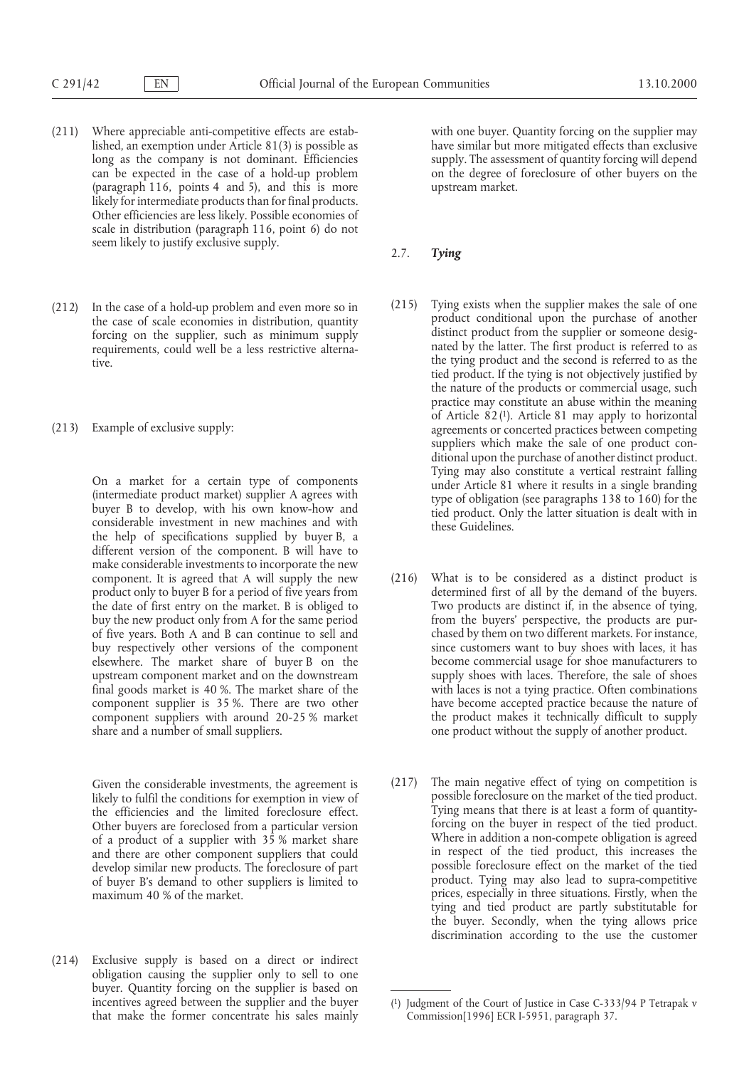(211) Where appreciable anti-competitive effects are established, an exemption under Article 81(3) is possible as long as the company is not dominant. Efficiencies can be expected in the case of a hold-up problem (paragraph 116, points 4 and 5), and this is more likely for intermediate products than for final products. Other efficiencies are less likely. Possible economies of scale in distribution (paragraph 116, point 6) do not seem likely to justify exclusive supply.

(212) In the case of a hold-up problem and even more so in the case of scale economies in distribution, quantity forcing on the supplier, such as minimum supply requirements, could well be a less restrictive alternative.

(213) Example of exclusive supply:

On a market for a certain type of components (intermediate product market) supplier A agrees with buyer B to develop, with his own know-how and considerable investment in new machines and with the help of specifications supplied by buyer B, a different version of the component. B will have to make considerable investments to incorporate the new component. It is agreed that A will supply the new product only to buyer B for a period of five years from the date of first entry on the market. B is obliged to buy the new product only from A for the same period of five years. Both A and B can continue to sell and buy respectively other versions of the component elsewhere. The market share of buyer B on the upstream component market and on the downstream final goods market is 40 %. The market share of the component supplier is 35 %. There are two other component suppliers with around 20-25 % market share and a number of small suppliers.

Given the considerable investments, the agreement is likely to fulfil the conditions for exemption in view of the efficiencies and the limited foreclosure effect. Other buyers are foreclosed from a particular version of a product of a supplier with 35 % market share and there are other component suppliers that could develop similar new products. The foreclosure of part of buyer B's demand to other suppliers is limited to maximum 40 % of the market.

(214) Exclusive supply is based on a direct or indirect obligation causing the supplier only to sell to one buyer. Quantity forcing on the supplier is based on incentives agreed between the supplier and the buyer that make the former concentrate his sales mainly with one buyer. Quantity forcing on the supplier may have similar but more mitigated effects than exclusive supply. The assessment of quantity forcing will depend on the degree of foreclosure of other buyers on the upstream market.

## 2.7. *Tying*

(215) Tying exists when the supplier makes the sale of one product conditional upon the purchase of another distinct product from the supplier or someone designated by the latter. The first product is referred to as the tying product and the second is referred to as the tied product. If the tying is not objectively justified by the nature of the products or commercial usage, such practice may constitute an abuse within the meaning of Article 82 [1]. Article 81 may apply to horizontal agreements or concerted practices between competing suppliers which make the sale of one product conditional upon the purchase of another distinct product. Tying may also constitute a vertical restraint falling under Article 81 where it results in a single branding type of obligation (see paragraphs 138 to 160) for the tied product. Only the latter situation is dealt with in these Guidelines.

(216) What is to be considered as a distinct product is determined first of all by the demand of the buyers. Two products are distinct if, in the absence of tying, from the buyers' perspective, the products are purchased by them on two different markets. For instance, since customers want to buy shoes with laces, it has become commercial usage for shoe manufacturers to supply shoes with laces. Therefore, the sale of shoes with laces is not a tying practice. Often combinations have become accepted practice because the nature of the product makes it technically difficult to supply one product without the supply of another product.

(217) The main negative effect of tying on competition is possible foreclosure on the market of the tied product. Tying means that there is at least a form of quantity-forcing on the buyer in respect of the tied product. Where in addition a non-compete obligation is agreed in respect of the tied product, this increases the possible foreclosure effect on the market of the tied product. Tying may also lead to supra-competitive prices, especially in three situations. Firstly, when the tying and tied product are partly substitutable for the buyer. Secondly, when the tying allows price discrimination according to the use the customer

---

[1] Judgment of the Court of Justice in Case C-333/94 P Tetrapak v Commission[1996] ECR I-5951, paragraph 37.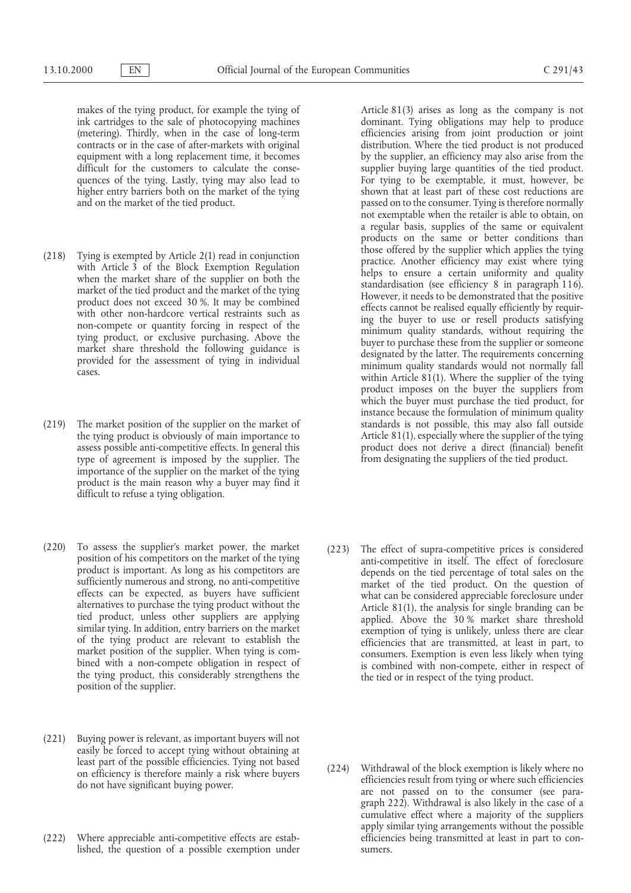makes of the tying product, for example the tying of ink cartridges to the sale of photocopying machines (metering). Thirdly, when in the case of long-term contracts or in the case of after-markets with original equipment with a long replacement time, it becomes difficult for the customers to calculate the consequences of the tying. Lastly, tying may also lead to higher entry barriers both on the market of the tying and on the market of the tied product.

(218) Tying is exempted by Article 2(1) read in conjunction with Article 3 of the Block Exemption Regulation when the market share of the supplier on both the market of the tied product and the market of the tying product does not exceed 30 %. It may be combined with other non-hardcore vertical restraints such as non-compete or quantity forcing in respect of the tying product, or exclusive purchasing. Above the market share threshold the following guidance is provided for the assessment of tying in individual cases.

(219) The market position of the supplier on the market of the tying product is obviously of main importance to assess possible anti-competitive effects. In general this type of agreement is imposed by the supplier. The importance of the supplier on the market of the tying product is the main reason why a buyer may find it difficult to refuse a tying obligation.

(220) To assess the supplier's market power, the market position of his competitors on the market of the tying product is important. As long as his competitors are sufficiently numerous and strong, no anti-competitive effects can be expected, as buyers have sufficient alternatives to purchase the tying product without the tied product, unless other suppliers are applying similar tying. In addition, entry barriers on the market of the tying product are relevant to establish the market position of the supplier. When tying is combined with a non-compete obligation in respect of the tying product, this considerably strengthens the position of the supplier.

(221) Buying power is relevant, as important buyers will not easily be forced to accept tying without obtaining at least part of the possible efficiencies. Tying not based on efficiency is therefore mainly a risk where buyers do not have significant buying power.

(222) Where appreciable anti-competitive effects are established, the question of a possible exemption under Article 81(3) arises as long as the company is not dominant. Tying obligations may help to produce efficiencies arising from joint production or joint distribution. Where the tied product is not produced by the supplier, an efficiency may also arise from the supplier buying large quantities of the tied product. For tying to be exemptable, it must, however, be shown that at least part of these cost reductions are passed on to the consumer. Tying is therefore normally not exemptable when the retailer is able to obtain, on a regular basis, supplies of the same or equivalent products on the same or better conditions than those offered by the supplier which applies the tying practice. Another efficiency may exist where tying helps to ensure a certain uniformity and quality standardisation (see efficiency 8 in paragraph 116). However, it needs to be demonstrated that the positive effects cannot be realised equally efficiently by requiring the buyer to use or resell products satisfying minimum quality standards, without requiring the buyer to purchase these from the supplier or someone designated by the latter. The requirements concerning minimum quality standards would not normally fall within Article 81(1). Where the supplier of the tying product imposes on the buyer the suppliers from which the buyer must purchase the tied product, for instance because the formulation of minimum quality standards is not possible, this may also fall outside Article 81(1), especially where the supplier of the tying product does not derive a direct (financial) benefit from designating the suppliers of the tied product.

(223) The effect of supra-competitive prices is considered anti-competitive in itself. The effect of foreclosure depends on the tied percentage of total sales on the market of the tied product. On the question of what can be considered appreciable foreclosure under Article 81(1), the analysis for single branding can be applied. Above the 30 % market share threshold exemption of tying is unlikely, unless there are clear efficiencies that are transmitted, at least in part, to consumers. Exemption is even less likely when tying is combined with non-compete, either in respect of the tied or in respect of the tying product.

(224) Withdrawal of the block exemption is likely where no efficiencies result from tying or where such efficiencies are not passed on to the consumer (see paragraph 222). Withdrawal is also likely in the case of a cumulative effect where a majority of the suppliers apply similar tying arrangements without the possible efficiencies being transmitted at least in part to consumers.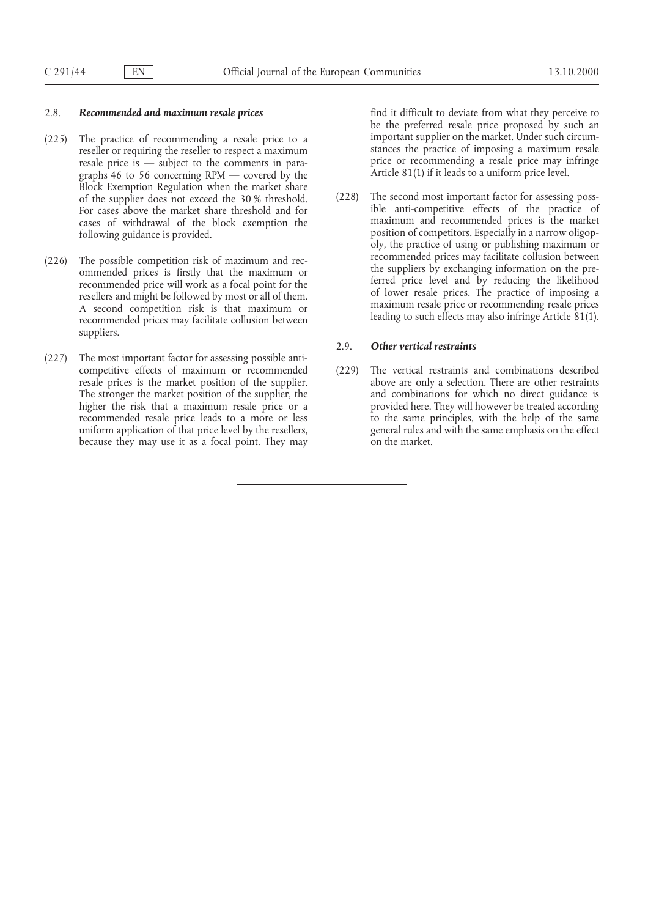### 2.8. ***Recommended and maximum resale prices***

(225) The practice of recommending a resale price to a reseller or requiring the reseller to respect a maximum resale price is — subject to the comments in paragraphs 46 to 56 concerning RPM — covered by the Block Exemption Regulation when the market share of the supplier does not exceed the 30 % threshold. For cases above the market share threshold and for cases of withdrawal of the block exemption the following guidance is provided.

(226) The possible competition risk of maximum and recommended prices is firstly that the maximum or recommended price will work as a focal point for the resellers and might be followed by most or all of them. A second competition risk is that maximum or recommended prices may facilitate collusion between suppliers.

(227) The most important factor for assessing possible anti-competitive effects of maximum or recommended resale prices is the market position of the supplier. The stronger the market position of the supplier, the higher the risk that a maximum resale price or a recommended resale price leads to a more or less uniform application of that price level by the resellers, because they may use it as a focal point. They may find it difficult to deviate from what they perceive to be the preferred resale price proposed by such an important supplier on the market. Under such circumstances the practice of imposing a maximum resale price or recommending a resale price may infringe Article 81(1) if it leads to a uniform price level.

(228) The second most important factor for assessing possible anti-competitive effects of the practice of maximum and recommended prices is the market position of competitors. Especially in a narrow oligopoly, the practice of using or publishing maximum or recommended prices may facilitate collusion between the suppliers by exchanging information on the preferred price level and by reducing the likelihood of lower resale prices. The practice of imposing a maximum resale price or recommending resale prices leading to such effects may also infringe Article 81(1).

### 2.9. ***Other vertical restraints***

(229) The vertical restraints and combinations described above are only a selection. There are other restraints and combinations for which no direct guidance is provided here. They will however be treated according to the same principles, with the help of the same general rules and with the same emphasis on the effect on the market.